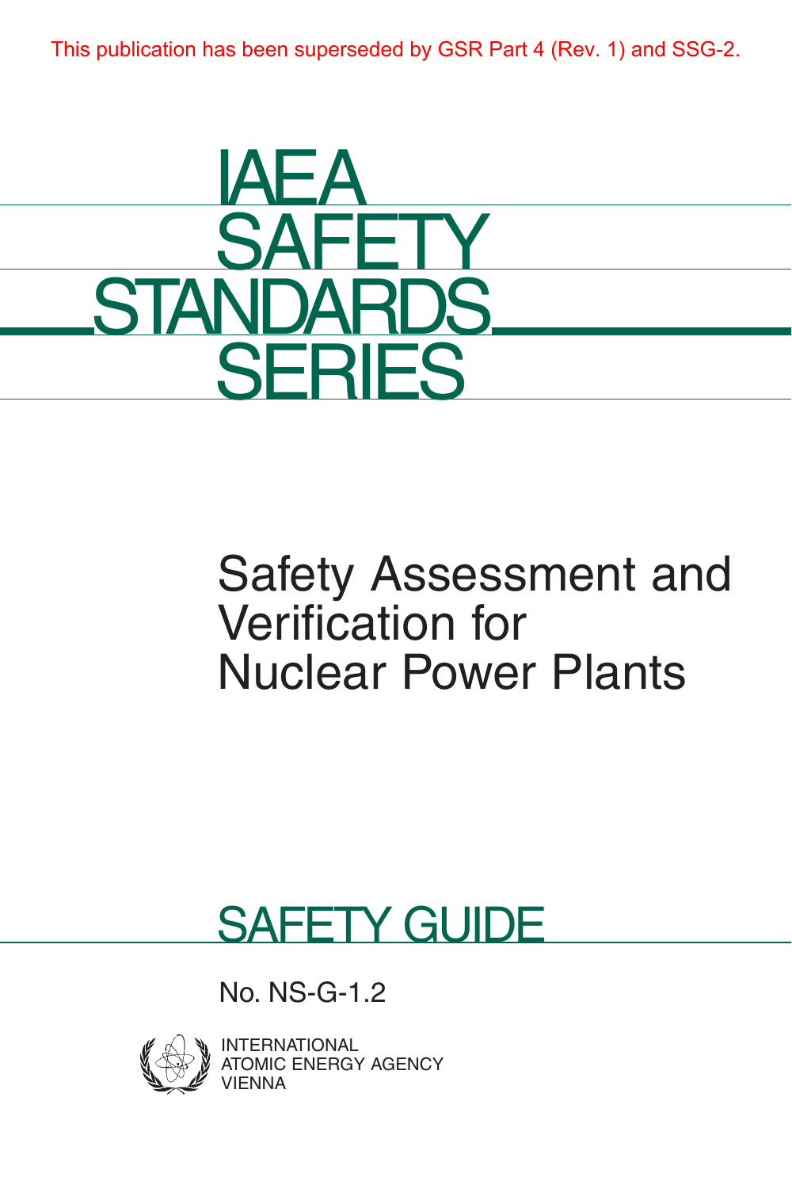This publication has been superseded by GSR Part 4 (Rev. 1) and SSG-2.

# IAEA SAFETY STANDARDS SERIES

# Safety Assessment and Verification for Nuclear Power Plants

## SAFETY GUIDE

No. NS-G-1.2

INTERNATIONAL
ATOMIC ENERGY AGENCY
VIENNA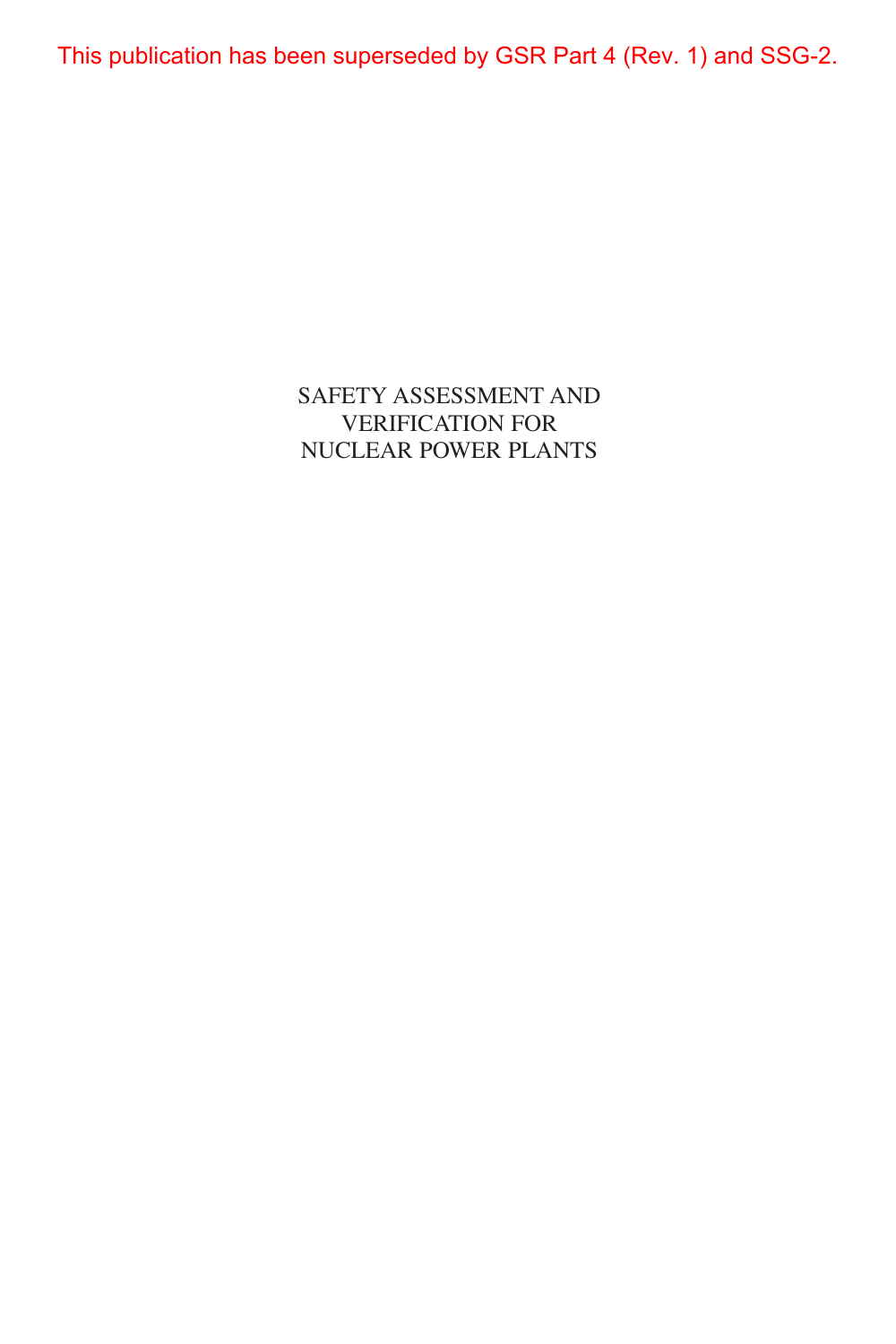This publication has been superseded by GSR Part 4 (Rev. 1) and SSG-2.

SAFETY ASSESSMENT AND
VERIFICATION FOR
NUCLEAR POWER PLANTS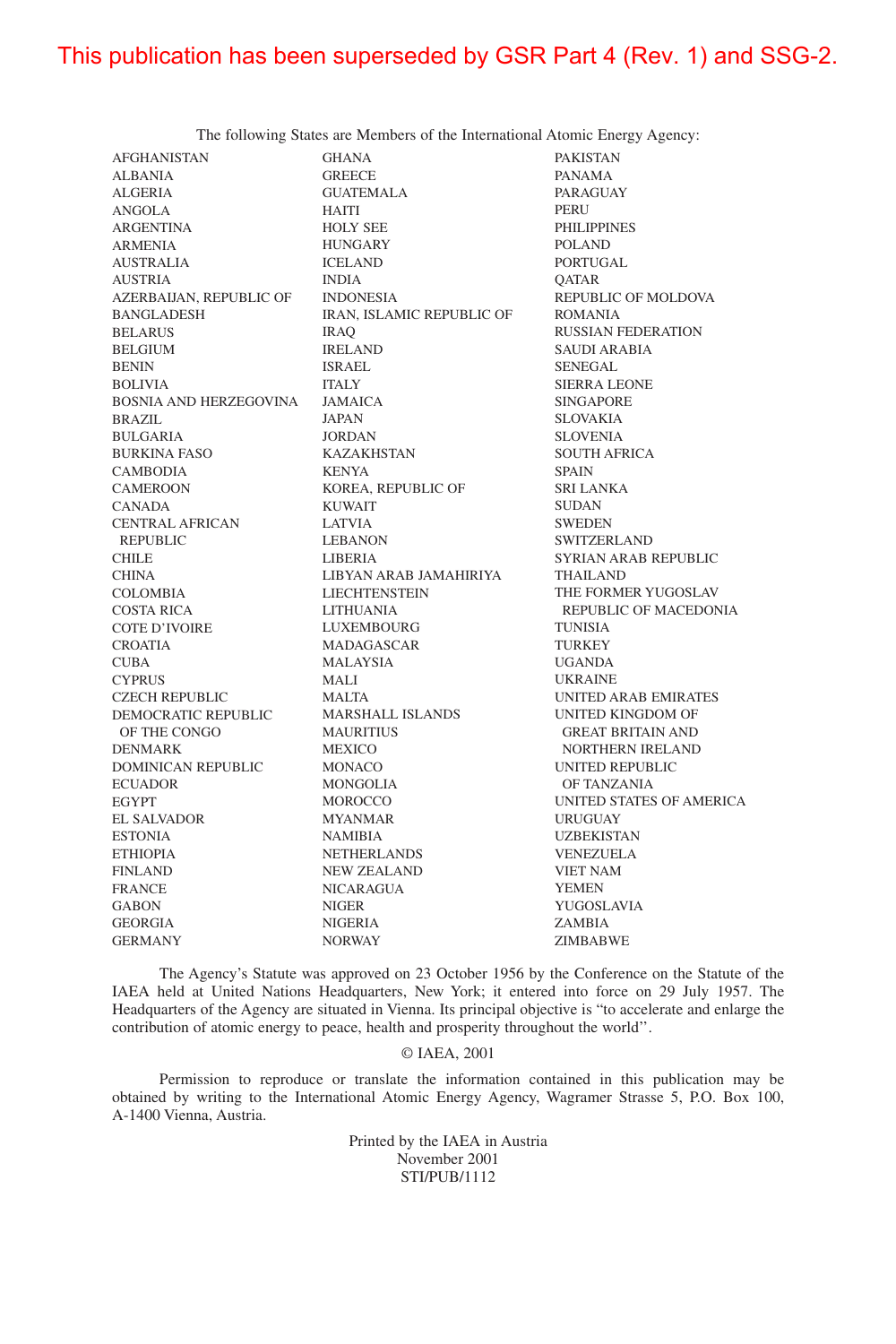This publication has been superseded by GSR Part 4 (Rev. 1) and SSG-2.

The following States are Members of the International Atomic Energy Agency:

AFGHANISTAN
ALBANIA
ALGERIA
ANGOLA
ARGENTINA
ARMENIA
AUSTRALIA
AUSTRIA
AZERBAIJAN, REPUBLIC OF
BANGLADESH
BELARUS
BELGIUM
BENIN
BOLIVIA
BOSNIA AND HERZEGOVINA
BRAZIL
BULGARIA
BURKINA FASO
CAMBODIA
CAMEROON
CANADA
CENTRAL AFRICAN REPUBLIC
CHILE
CHINA
COLOMBIA
COSTA RICA
COTE D'IVOIRE
CROATIA
CUBA
CYPRUS
CZECH REPUBLIC
DEMOCRATIC REPUBLIC OF THE CONGO
DENMARK
DOMINICAN REPUBLIC
ECUADOR
EGYPT
EL SALVADOR
ESTONIA
ETHIOPIA
FINLAND
FRANCE
GABON
GEORGIA
GERMANY
GHANA
GREECE
GUATEMALA
HAITI
HOLY SEE
HUNGARY
ICELAND
INDIA
INDONESIA
IRAN, ISLAMIC REPUBLIC OF
IRAQ
IRELAND
ISRAEL
ITALY
JAMAICA
JAPAN
JORDAN
KAZAKHSTAN
KENYA
KOREA, REPUBLIC OF
KUWAIT
LATVIA
LEBANON
LIBERIA
LIBYAN ARAB JAMAHIRIYA
LIECHTENSTEIN
LITHUANIA
LUXEMBOURG
MADAGASCAR
MALAYSIA
MALI
MALTA
MARSHALL ISLANDS
MAURITIUS
MEXICO
MONACO
MONGOLIA
MOROCCO
MYANMAR
NAMIBIA
NETHERLANDS
NEW ZEALAND
NICARAGUA
NIGER
NIGERIA
NORWAY
PAKISTAN
PANAMA
PARAGUAY
PERU
PHILIPPINES
POLAND
PORTUGAL
QATAR
REPUBLIC OF MOLDOVA
ROMANIA
RUSSIAN FEDERATION
SAUDI ARABIA
SENEGAL
SIERRA LEONE
SINGAPORE
SLOVAKIA
SLOVENIA
SOUTH AFRICA
SPAIN
SRI LANKA
SUDAN
SWEDEN
SWITZERLAND
SYRIAN ARAB REPUBLIC
THAILAND
THE FORMER YUGOSLAV REPUBLIC OF MACEDONIA
TUNISIA
TURKEY
UGANDA
UKRAINE
UNITED ARAB EMIRATES
UNITED KINGDOM OF GREAT BRITAIN AND NORTHERN IRELAND
UNITED REPUBLIC OF TANZANIA
UNITED STATES OF AMERICA
URUGUAY
UZBEKISTAN
VENEZUELA
VIET NAM
YEMEN
YUGOSLAVIA
ZAMBIA
ZIMBABWE

The Agency's Statute was approved on 23 October 1956 by the Conference on the Statute of the IAEA held at United Nations Headquarters, New York; it entered into force on 29 July 1957. The Headquarters of the Agency are situated in Vienna. Its principal objective is "to accelerate and enlarge the contribution of atomic energy to peace, health and prosperity throughout the world".

© IAEA, 2001

Permission to reproduce or translate the information contained in this publication may be obtained by writing to the International Atomic Energy Agency, Wagramer Strasse 5, P.O. Box 100, A-1400 Vienna, Austria.

Printed by the IAEA in Austria
November 2001
STI/PUB/1112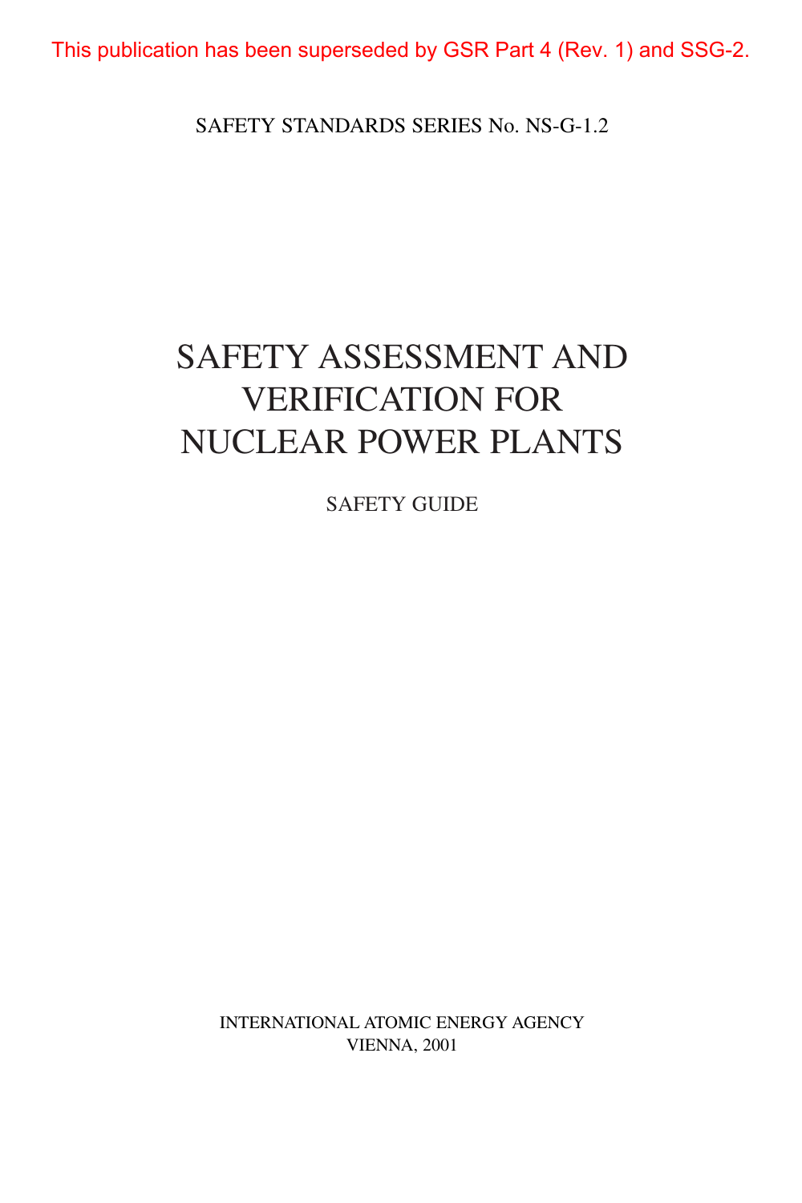This publication has been superseded by GSR Part 4 (Rev. 1) and SSG-2.

SAFETY STANDARDS SERIES No. NS-G-1.2

# SAFETY ASSESSMENT AND VERIFICATION FOR NUCLEAR POWER PLANTS

SAFETY GUIDE

INTERNATIONAL ATOMIC ENERGY AGENCY
VIENNA, 2001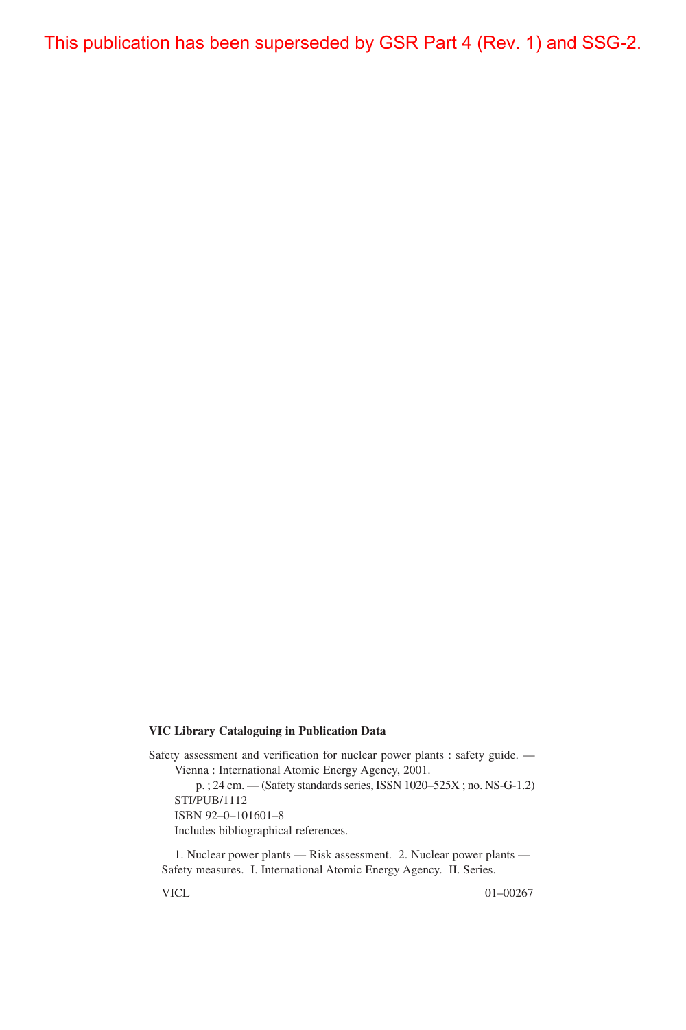This publication has been superseded by GSR Part 4 (Rev. 1) and SSG-2.

**VIC Library Cataloguing in Publication Data**

Safety assessment and verification for nuclear power plants : safety guide. — Vienna : International Atomic Energy Agency, 2001.
p. ; 24 cm. — (Safety standards series, ISSN 1020–525X ; no. NS-G-1.2)
STI/PUB/1112
ISBN 92–0–101601–8
Includes bibliographical references.

1. Nuclear power plants — Risk assessment. 2. Nuclear power plants — Safety measures. I. International Atomic Energy Agency. II. Series.

VICL 01–00267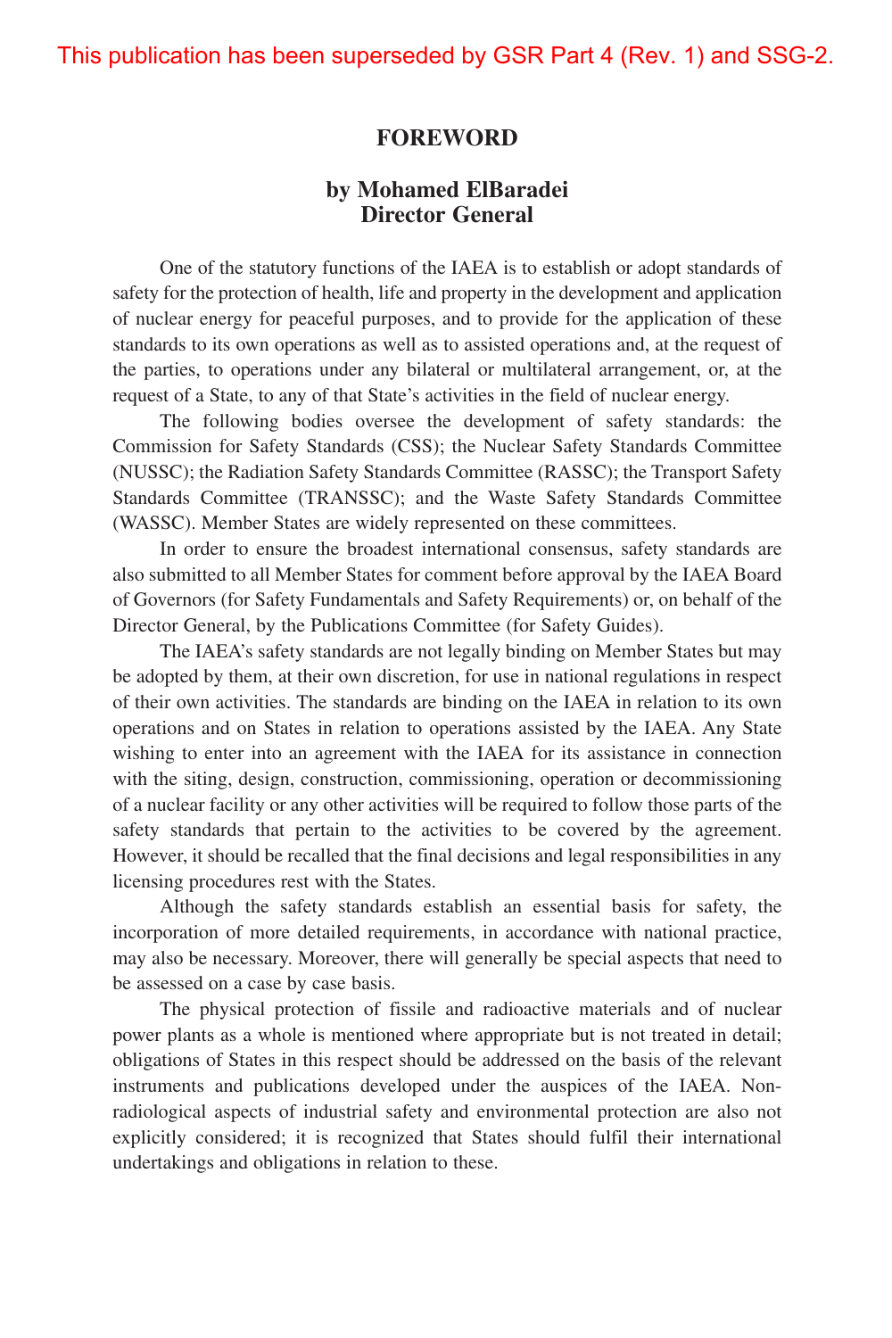This publication has been superseded by GSR Part 4 (Rev. 1) and SSG-2.

## FOREWORD

### by Mohamed ElBaradei
### Director General

One of the statutory functions of the IAEA is to establish or adopt standards of safety for the protection of health, life and property in the development and application of nuclear energy for peaceful purposes, and to provide for the application of these standards to its own operations as well as to assisted operations and, at the request of the parties, to operations under any bilateral or multilateral arrangement, or, at the request of a State, to any of that State's activities in the field of nuclear energy.

The following bodies oversee the development of safety standards: the Commission for Safety Standards (CSS); the Nuclear Safety Standards Committee (NUSSC); the Radiation Safety Standards Committee (RASSC); the Transport Safety Standards Committee (TRANSSC); and the Waste Safety Standards Committee (WASSC). Member States are widely represented on these committees.

In order to ensure the broadest international consensus, safety standards are also submitted to all Member States for comment before approval by the IAEA Board of Governors (for Safety Fundamentals and Safety Requirements) or, on behalf of the Director General, by the Publications Committee (for Safety Guides).

The IAEA's safety standards are not legally binding on Member States but may be adopted by them, at their own discretion, for use in national regulations in respect of their own activities. The standards are binding on the IAEA in relation to its own operations and on States in relation to operations assisted by the IAEA. Any State wishing to enter into an agreement with the IAEA for its assistance in connection with the siting, design, construction, commissioning, operation or decommissioning of a nuclear facility or any other activities will be required to follow those parts of the safety standards that pertain to the activities to be covered by the agreement. However, it should be recalled that the final decisions and legal responsibilities in any licensing procedures rest with the States.

Although the safety standards establish an essential basis for safety, the incorporation of more detailed requirements, in accordance with national practice, may also be necessary. Moreover, there will generally be special aspects that need to be assessed on a case by case basis.

The physical protection of fissile and radioactive materials and of nuclear power plants as a whole is mentioned where appropriate but is not treated in detail; obligations of States in this respect should be addressed on the basis of the relevant instruments and publications developed under the auspices of the IAEA. Non-radiological aspects of industrial safety and environmental protection are also not explicitly considered; it is recognized that States should fulfil their international undertakings and obligations in relation to these.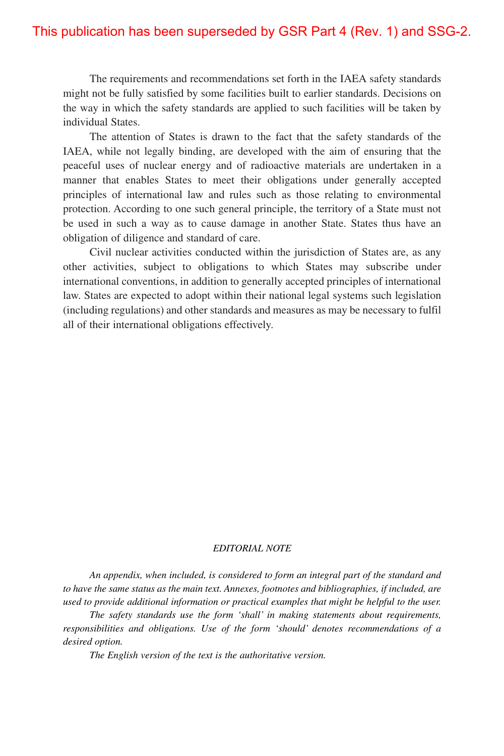This publication has been superseded by GSR Part 4 (Rev. 1) and SSG-2.

The requirements and recommendations set forth in the IAEA safety standards might not be fully satisfied by some facilities built to earlier standards. Decisions on the way in which the safety standards are applied to such facilities will be taken by individual States.

The attention of States is drawn to the fact that the safety standards of the IAEA, while not legally binding, are developed with the aim of ensuring that the peaceful uses of nuclear energy and of radioactive materials are undertaken in a manner that enables States to meet their obligations under generally accepted principles of international law and rules such as those relating to environmental protection. According to one such general principle, the territory of a State must not be used in such a way as to cause damage in another State. States thus have an obligation of diligence and standard of care.

Civil nuclear activities conducted within the jurisdiction of States are, as any other activities, subject to obligations to which States may subscribe under international conventions, in addition to generally accepted principles of international law. States are expected to adopt within their national legal systems such legislation (including regulations) and other standards and measures as may be necessary to fulfil all of their international obligations effectively.

*EDITORIAL NOTE*

*An appendix, when included, is considered to form an integral part of the standard and to have the same status as the main text. Annexes, footnotes and bibliographies, if included, are used to provide additional information or practical examples that might be helpful to the user.*

*The safety standards use the form 'shall' in making statements about requirements, responsibilities and obligations. Use of the form 'should' denotes recommendations of a desired option.*

*The English version of the text is the authoritative version.*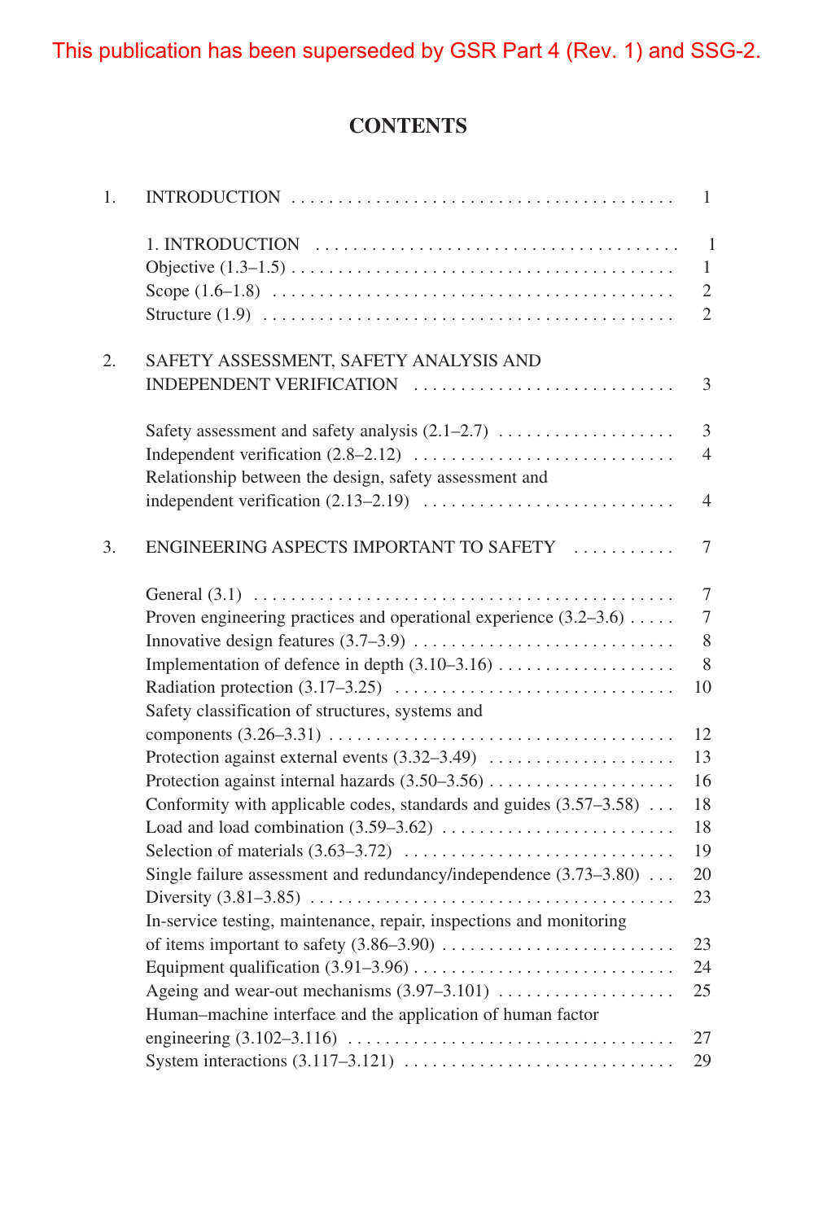This publication has been superseded by GSR Part 4 (Rev. 1) and SSG-2.

# CONTENTS

1. INTRODUCTION . . . . . . . . . . 1

   1. INTRODUCTION . . . . . . . . . . 1
   Objective (1.3–1.5) . . . . . . . . . . 1
   Scope (1.6–1.8) . . . . . . . . . . 2
   Structure (1.9) . . . . . . . . . . 2

2. SAFETY ASSESSMENT, SAFETY ANALYSIS AND INDEPENDENT VERIFICATION . . . . . . . . . . 3

   Safety assessment and safety analysis (2.1–2.7) . . . . . . . . . . 3
   Independent verification (2.8–2.12) . . . . . . . . . . 4
   Relationship between the design, safety assessment and independent verification (2.13–2.19) . . . . . . . . . . 4

3. ENGINEERING ASPECTS IMPORTANT TO SAFETY . . . . . . . . . . 7

   General (3.1) . . . . . . . . . . 7
   Proven engineering practices and operational experience (3.2–3.6) . . . . . . . . . . 7
   Innovative design features (3.7–3.9) . . . . . . . . . . 8
   Implementation of defence in depth (3.10–3.16) . . . . . . . . . . 8
   Radiation protection (3.17–3.25) . . . . . . . . . . 10
   Safety classification of structures, systems and components (3.26–3.31) . . . . . . . . . . 12
   Protection against external events (3.32–3.49) . . . . . . . . . . 13
   Protection against internal hazards (3.50–3.56) . . . . . . . . . . 16
   Conformity with applicable codes, standards and guides (3.57–3.58) . . . . . . . . . . 18
   Load and load combination (3.59–3.62) . . . . . . . . . . 18
   Selection of materials (3.63–3.72) . . . . . . . . . . 19
   Single failure assessment and redundancy/independence (3.73–3.80) . . . . . . . . . . 20
   Diversity (3.81–3.85) . . . . . . . . . . 23
   In-service testing, maintenance, repair, inspections and monitoring of items important to safety (3.86–3.90) . . . . . . . . . . 23
   Equipment qualification (3.91–3.96) . . . . . . . . . . 24
   Ageing and wear-out mechanisms (3.97–3.101) . . . . . . . . . . 25
   Human–machine interface and the application of human factor engineering (3.102–3.116) . . . . . . . . . . 27
   System interactions (3.117–3.121) . . . . . . . . . . 29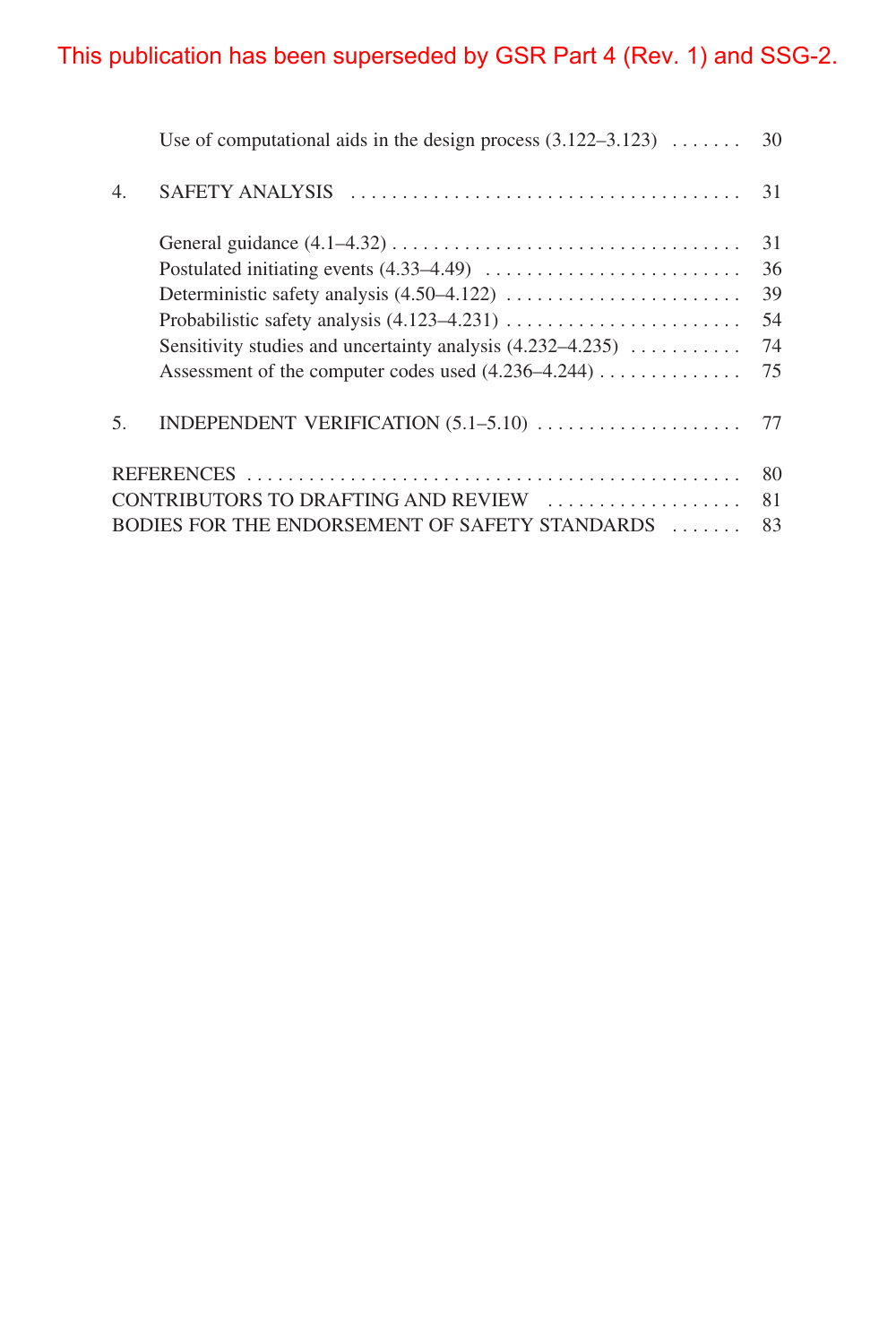This publication has been superseded by GSR Part 4 (Rev. 1) and SSG-2.

Use of computational aids in the design process (3.122–3.123) ....... 30

4. SAFETY ANALYSIS ....................................... 31

General guidance (4.1–4.32) ................................... 31
Postulated initiating events (4.33–4.49) .......................... 36
Deterministic safety analysis (4.50–4.122) ........................ 39
Probabilistic safety analysis (4.123–4.231) ........................ 54
Sensitivity studies and uncertainty analysis (4.232–4.235) ........... 74
Assessment of the computer codes used (4.236–4.244) .............. 75

5. INDEPENDENT VERIFICATION (5.1–5.10) ..................... 77

REFERENCES ................................................. 80
CONTRIBUTORS TO DRAFTING AND REVIEW ................... 81
BODIES FOR THE ENDORSEMENT OF SAFETY STANDARDS ....... 83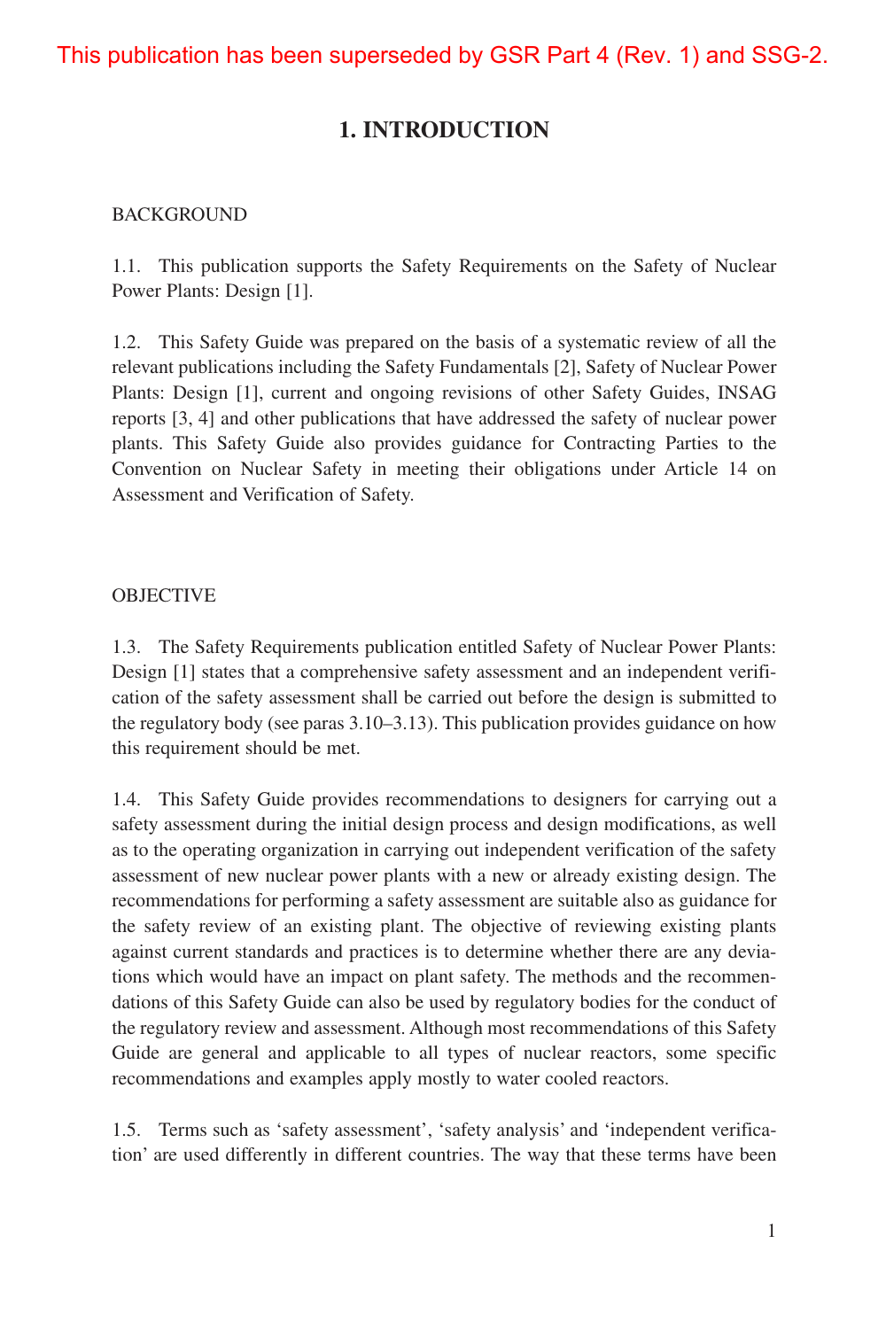This publication has been superseded by GSR Part 4 (Rev. 1) and SSG-2.

# 1. INTRODUCTION

## BACKGROUND

1.1. This publication supports the Safety Requirements on the Safety of Nuclear Power Plants: Design [1].

1.2. This Safety Guide was prepared on the basis of a systematic review of all the relevant publications including the Safety Fundamentals [2], Safety of Nuclear Power Plants: Design [1], current and ongoing revisions of other Safety Guides, INSAG reports [3, 4] and other publications that have addressed the safety of nuclear power plants. This Safety Guide also provides guidance for Contracting Parties to the Convention on Nuclear Safety in meeting their obligations under Article 14 on Assessment and Verification of Safety.

## OBJECTIVE

1.3. The Safety Requirements publication entitled Safety of Nuclear Power Plants: Design [1] states that a comprehensive safety assessment and an independent verification of the safety assessment shall be carried out before the design is submitted to the regulatory body (see paras 3.10–3.13). This publication provides guidance on how this requirement should be met.

1.4. This Safety Guide provides recommendations to designers for carrying out a safety assessment during the initial design process and design modifications, as well as to the operating organization in carrying out independent verification of the safety assessment of new nuclear power plants with a new or already existing design. The recommendations for performing a safety assessment are suitable also as guidance for the safety review of an existing plant. The objective of reviewing existing plants against current standards and practices is to determine whether there are any deviations which would have an impact on plant safety. The methods and the recommendations of this Safety Guide can also be used by regulatory bodies for the conduct of the regulatory review and assessment. Although most recommendations of this Safety Guide are general and applicable to all types of nuclear reactors, some specific recommendations and examples apply mostly to water cooled reactors.

1.5. Terms such as 'safety assessment', 'safety analysis' and 'independent verification' are used differently in different countries. The way that these terms have been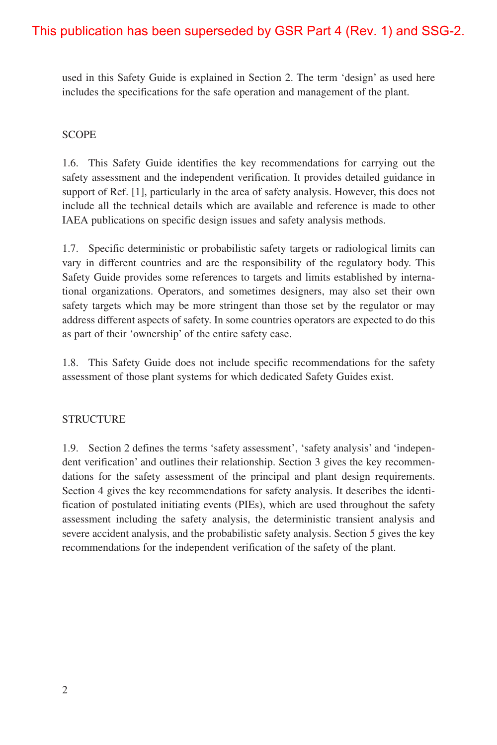This publication has been superseded by GSR Part 4 (Rev. 1) and SSG-2.

used in this Safety Guide is explained in Section 2. The term 'design' as used here includes the specifications for the safe operation and management of the plant.

## SCOPE

1.6. This Safety Guide identifies the key recommendations for carrying out the safety assessment and the independent verification. It provides detailed guidance in support of Ref. [1], particularly in the area of safety analysis. However, this does not include all the technical details which are available and reference is made to other IAEA publications on specific design issues and safety analysis methods.

1.7. Specific deterministic or probabilistic safety targets or radiological limits can vary in different countries and are the responsibility of the regulatory body. This Safety Guide provides some references to targets and limits established by international organizations. Operators, and sometimes designers, may also set their own safety targets which may be more stringent than those set by the regulator or may address different aspects of safety. In some countries operators are expected to do this as part of their 'ownership' of the entire safety case.

1.8. This Safety Guide does not include specific recommendations for the safety assessment of those plant systems for which dedicated Safety Guides exist.

## STRUCTURE

1.9. Section 2 defines the terms 'safety assessment', 'safety analysis' and 'independent verification' and outlines their relationship. Section 3 gives the key recommendations for the safety assessment of the principal and plant design requirements. Section 4 gives the key recommendations for safety analysis. It describes the identification of postulated initiating events (PIEs), which are used throughout the safety assessment including the safety analysis, the deterministic transient analysis and severe accident analysis, and the probabilistic safety analysis. Section 5 gives the key recommendations for the independent verification of the safety of the plant.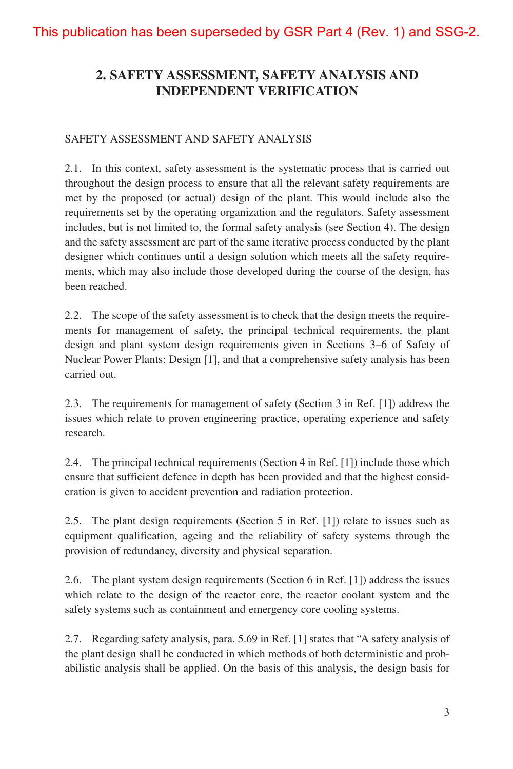This publication has been superseded by GSR Part 4 (Rev. 1) and SSG-2.

## 2. SAFETY ASSESSMENT, SAFETY ANALYSIS AND INDEPENDENT VERIFICATION

### SAFETY ASSESSMENT AND SAFETY ANALYSIS

2.1. In this context, safety assessment is the systematic process that is carried out throughout the design process to ensure that all the relevant safety requirements are met by the proposed (or actual) design of the plant. This would include also the requirements set by the operating organization and the regulators. Safety assessment includes, but is not limited to, the formal safety analysis (see Section 4). The design and the safety assessment are part of the same iterative process conducted by the plant designer which continues until a design solution which meets all the safety requirements, which may also include those developed during the course of the design, has been reached.

2.2. The scope of the safety assessment is to check that the design meets the requirements for management of safety, the principal technical requirements, the plant design and plant system design requirements given in Sections 3–6 of Safety of Nuclear Power Plants: Design [1], and that a comprehensive safety analysis has been carried out.

2.3. The requirements for management of safety (Section 3 in Ref. [1]) address the issues which relate to proven engineering practice, operating experience and safety research.

2.4. The principal technical requirements (Section 4 in Ref. [1]) include those which ensure that sufficient defence in depth has been provided and that the highest consideration is given to accident prevention and radiation protection.

2.5. The plant design requirements (Section 5 in Ref. [1]) relate to issues such as equipment qualification, ageing and the reliability of safety systems through the provision of redundancy, diversity and physical separation.

2.6. The plant system design requirements (Section 6 in Ref. [1]) address the issues which relate to the design of the reactor core, the reactor coolant system and the safety systems such as containment and emergency core cooling systems.

2.7. Regarding safety analysis, para. 5.69 in Ref. [1] states that "A safety analysis of the plant design shall be conducted in which methods of both deterministic and probabilistic analysis shall be applied. On the basis of this analysis, the design basis for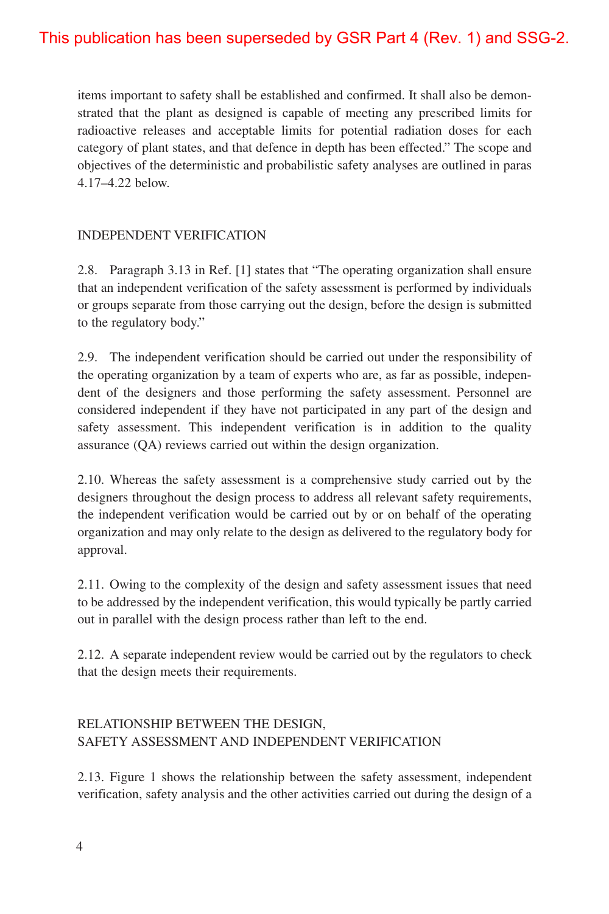This publication has been superseded by GSR Part 4 (Rev. 1) and SSG-2.

items important to safety shall be established and confirmed. It shall also be demonstrated that the plant as designed is capable of meeting any prescribed limits for radioactive releases and acceptable limits for potential radiation doses for each category of plant states, and that defence in depth has been effected." The scope and objectives of the deterministic and probabilistic safety analyses are outlined in paras 4.17–4.22 below.

## INDEPENDENT VERIFICATION

2.8. Paragraph 3.13 in Ref. [1] states that "The operating organization shall ensure that an independent verification of the safety assessment is performed by individuals or groups separate from those carrying out the design, before the design is submitted to the regulatory body."

2.9. The independent verification should be carried out under the responsibility of the operating organization by a team of experts who are, as far as possible, independent of the designers and those performing the safety assessment. Personnel are considered independent if they have not participated in any part of the design and safety assessment. This independent verification is in addition to the quality assurance (QA) reviews carried out within the design organization.

2.10. Whereas the safety assessment is a comprehensive study carried out by the designers throughout the design process to address all relevant safety requirements, the independent verification would be carried out by or on behalf of the operating organization and may only relate to the design as delivered to the regulatory body for approval.

2.11. Owing to the complexity of the design and safety assessment issues that need to be addressed by the independent verification, this would typically be partly carried out in parallel with the design process rather than left to the end.

2.12. A separate independent review would be carried out by the regulators to check that the design meets their requirements.

## RELATIONSHIP BETWEEN THE DESIGN, SAFETY ASSESSMENT AND INDEPENDENT VERIFICATION

2.13. Figure 1 shows the relationship between the safety assessment, independent verification, safety analysis and the other activities carried out during the design of a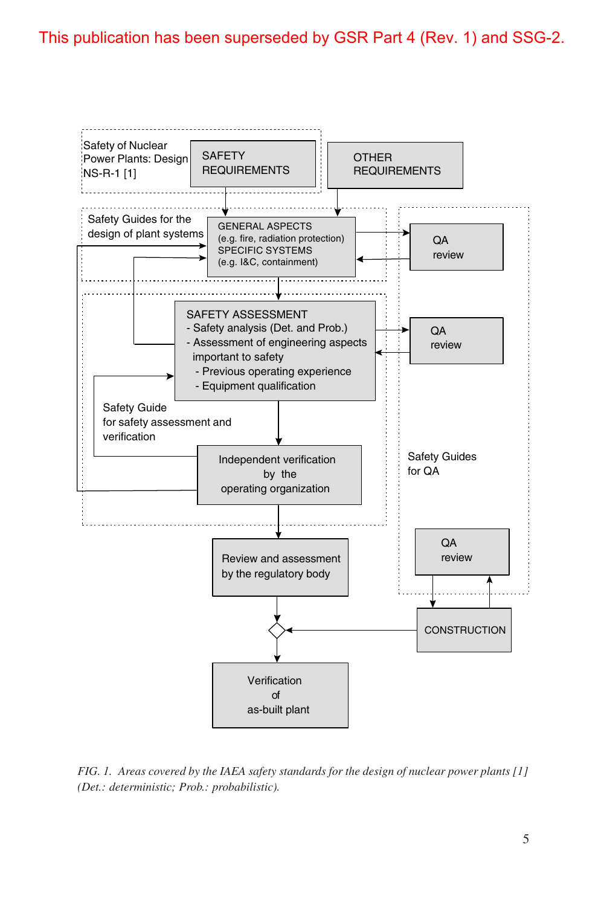Safety of Nuclear Power Plants: Design NS-R-1 [1]

SAFETY REQUIREMENTS

OTHER REQUIREMENTS

Safety Guides for the design of plant systems

GENERAL ASPECTS
(e.g. fire, radiation protection)
SPECIFIC SYSTEMS
(e.g. I&C, containment)

QA review

SAFETY ASSESSMENT
- Safety analysis (Det. and Prob.)
- Assessment of engineering aspects important to safety
  - Previous operating experience
  - Equipment qualification

QA review

Safety Guide for safety assessment and verification

Independent verification by the operating organization

Safety Guides for QA

Review and assessment by the regulatory body

QA review

CONSTRUCTION

Verification of as-built plant

*FIG. 1. Areas covered by the IAEA safety standards for the design of nuclear power plants [1] (Det.: deterministic; Prob.: probabilistic).*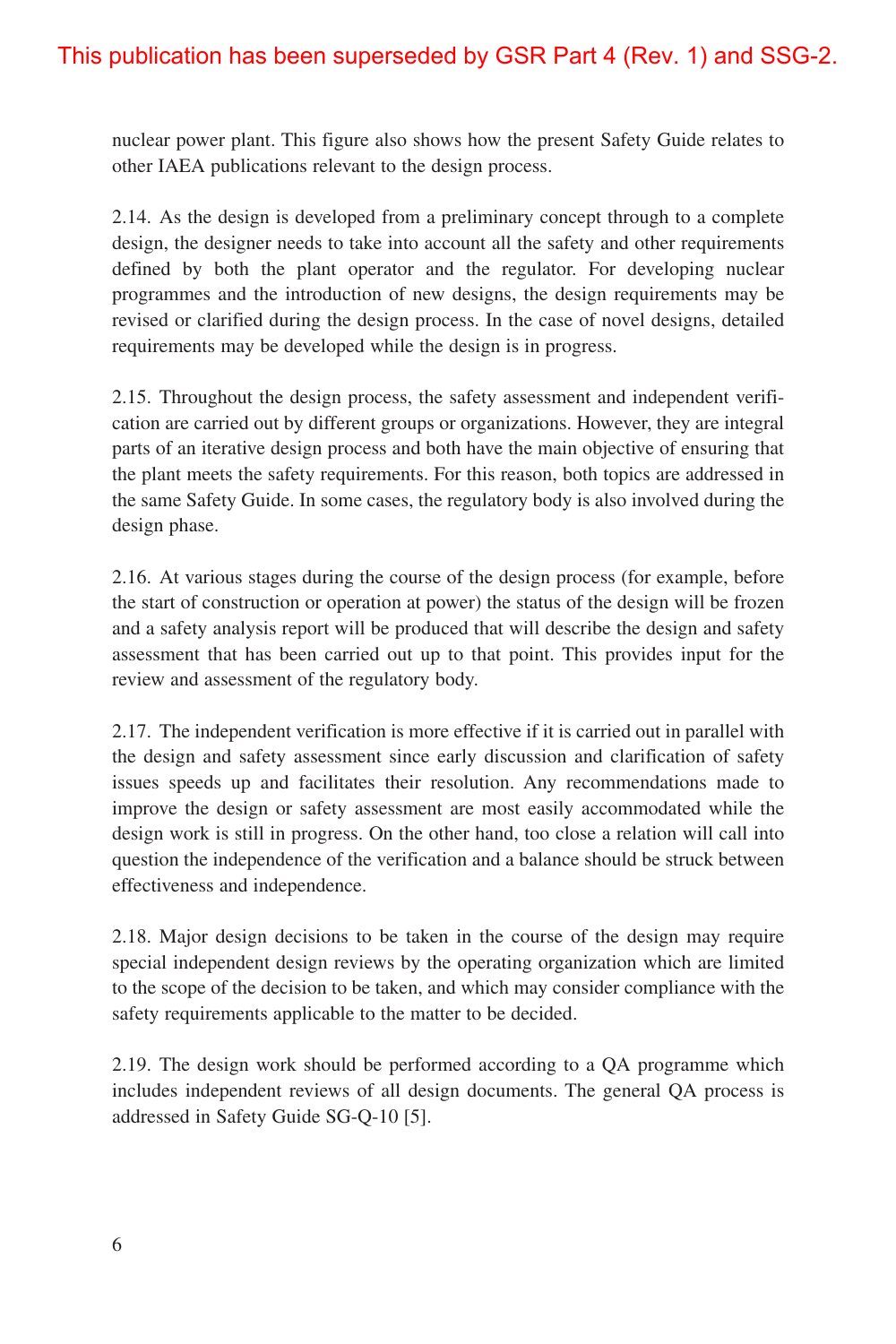This publication has been superseded by GSR Part 4 (Rev. 1) and SSG-2.

nuclear power plant. This figure also shows how the present Safety Guide relates to other IAEA publications relevant to the design process.

2.14. As the design is developed from a preliminary concept through to a complete design, the designer needs to take into account all the safety and other requirements defined by both the plant operator and the regulator. For developing nuclear programmes and the introduction of new designs, the design requirements may be revised or clarified during the design process. In the case of novel designs, detailed requirements may be developed while the design is in progress.

2.15. Throughout the design process, the safety assessment and independent verification are carried out by different groups or organizations. However, they are integral parts of an iterative design process and both have the main objective of ensuring that the plant meets the safety requirements. For this reason, both topics are addressed in the same Safety Guide. In some cases, the regulatory body is also involved during the design phase.

2.16. At various stages during the course of the design process (for example, before the start of construction or operation at power) the status of the design will be frozen and a safety analysis report will be produced that will describe the design and safety assessment that has been carried out up to that point. This provides input for the review and assessment of the regulatory body.

2.17. The independent verification is more effective if it is carried out in parallel with the design and safety assessment since early discussion and clarification of safety issues speeds up and facilitates their resolution. Any recommendations made to improve the design or safety assessment are most easily accommodated while the design work is still in progress. On the other hand, too close a relation will call into question the independence of the verification and a balance should be struck between effectiveness and independence.

2.18. Major design decisions to be taken in the course of the design may require special independent design reviews by the operating organization which are limited to the scope of the decision to be taken, and which may consider compliance with the safety requirements applicable to the matter to be decided.

2.19. The design work should be performed according to a QA programme which includes independent reviews of all design documents. The general QA process is addressed in Safety Guide SG-Q-10 [5].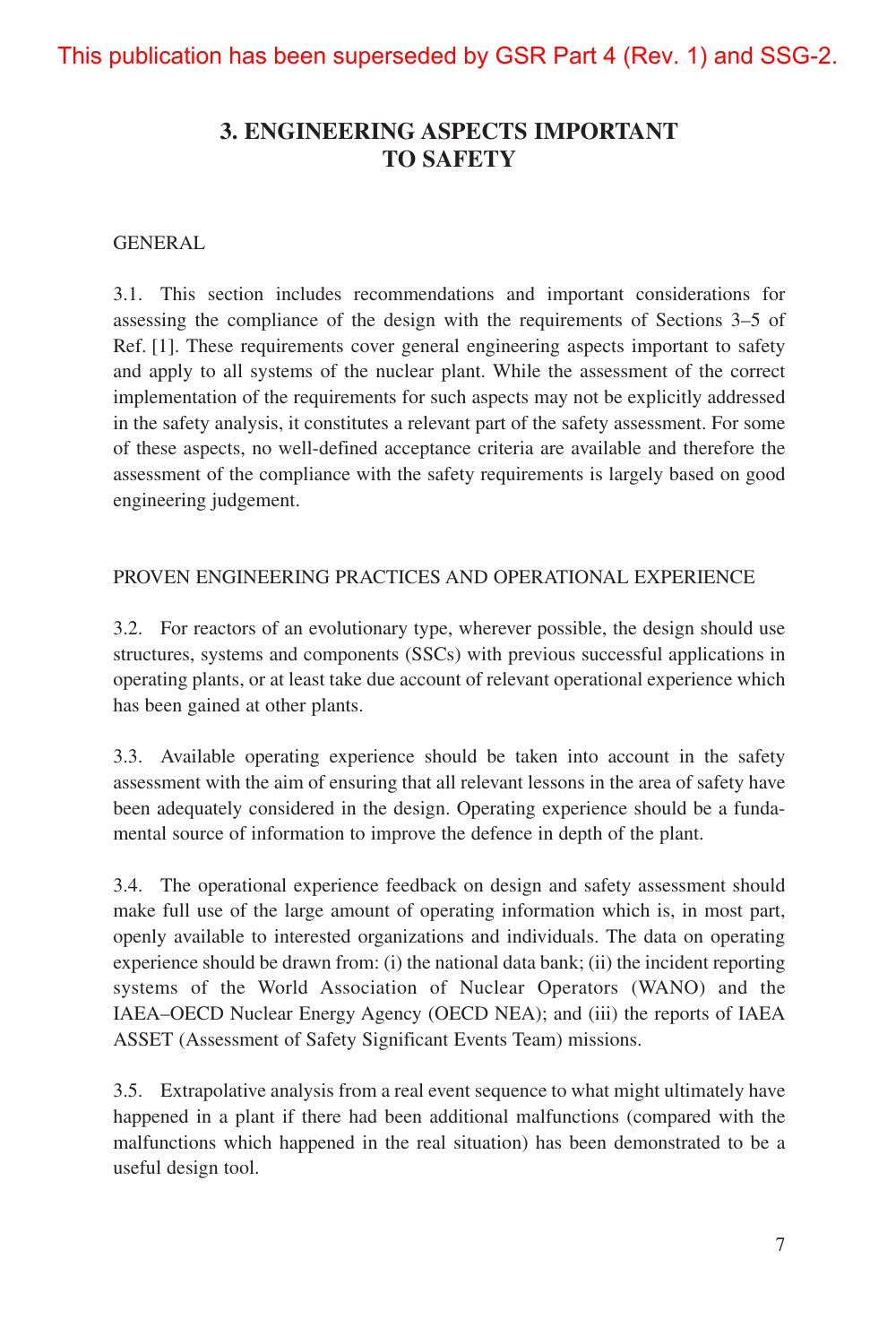This publication has been superseded by GSR Part 4 (Rev. 1) and SSG-2.

# 3. ENGINEERING ASPECTS IMPORTANT TO SAFETY

## GENERAL

3.1. This section includes recommendations and important considerations for assessing the compliance of the design with the requirements of Sections 3–5 of Ref. [1]. These requirements cover general engineering aspects important to safety and apply to all systems of the nuclear plant. While the assessment of the correct implementation of the requirements for such aspects may not be explicitly addressed in the safety analysis, it constitutes a relevant part of the safety assessment. For some of these aspects, no well-defined acceptance criteria are available and therefore the assessment of the compliance with the safety requirements is largely based on good engineering judgement.

## PROVEN ENGINEERING PRACTICES AND OPERATIONAL EXPERIENCE

3.2. For reactors of an evolutionary type, wherever possible, the design should use structures, systems and components (SSCs) with previous successful applications in operating plants, or at least take due account of relevant operational experience which has been gained at other plants.

3.3. Available operating experience should be taken into account in the safety assessment with the aim of ensuring that all relevant lessons in the area of safety have been adequately considered in the design. Operating experience should be a fundamental source of information to improve the defence in depth of the plant.

3.4. The operational experience feedback on design and safety assessment should make full use of the large amount of operating information which is, in most part, openly available to interested organizations and individuals. The data on operating experience should be drawn from: (i) the national data bank; (ii) the incident reporting systems of the World Association of Nuclear Operators (WANO) and the IAEA–OECD Nuclear Energy Agency (OECD NEA); and (iii) the reports of IAEA ASSET (Assessment of Safety Significant Events Team) missions.

3.5. Extrapolative analysis from a real event sequence to what might ultimately have happened in a plant if there had been additional malfunctions (compared with the malfunctions which happened in the real situation) has been demonstrated to be a useful design tool.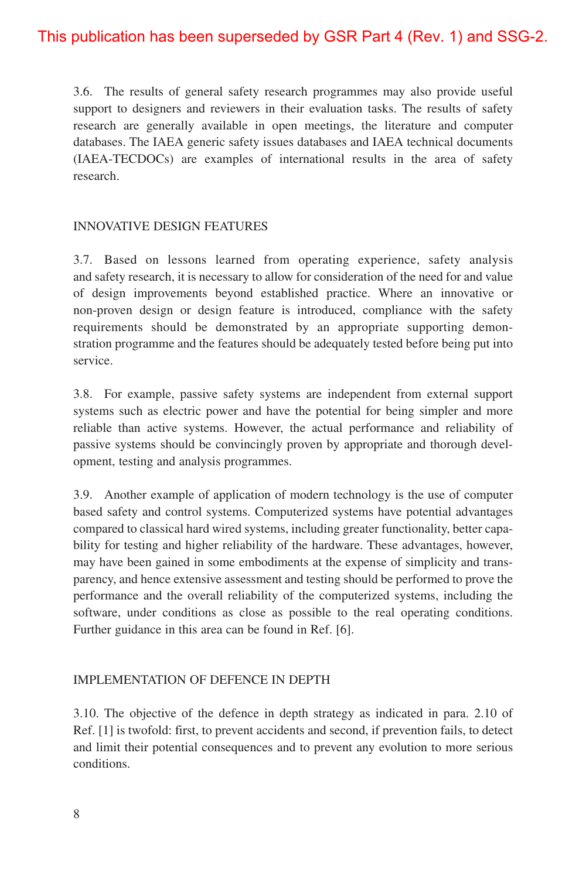This publication has been superseded by GSR Part 4 (Rev. 1) and SSG-2.

3.6. The results of general safety research programmes may also provide useful support to designers and reviewers in their evaluation tasks. The results of safety research are generally available in open meetings, the literature and computer databases. The IAEA generic safety issues databases and IAEA technical documents (IAEA-TECDOCs) are examples of international results in the area of safety research.

## INNOVATIVE DESIGN FEATURES

3.7. Based on lessons learned from operating experience, safety analysis and safety research, it is necessary to allow for consideration of the need for and value of design improvements beyond established practice. Where an innovative or non-proven design or design feature is introduced, compliance with the safety requirements should be demonstrated by an appropriate supporting demonstration programme and the features should be adequately tested before being put into service.

3.8. For example, passive safety systems are independent from external support systems such as electric power and have the potential for being simpler and more reliable than active systems. However, the actual performance and reliability of passive systems should be convincingly proven by appropriate and thorough development, testing and analysis programmes.

3.9. Another example of application of modern technology is the use of computer based safety and control systems. Computerized systems have potential advantages compared to classical hard wired systems, including greater functionality, better capability for testing and higher reliability of the hardware. These advantages, however, may have been gained in some embodiments at the expense of simplicity and transparency, and hence extensive assessment and testing should be performed to prove the performance and the overall reliability of the computerized systems, including the software, under conditions as close as possible to the real operating conditions. Further guidance in this area can be found in Ref. [6].

## IMPLEMENTATION OF DEFENCE IN DEPTH

3.10. The objective of the defence in depth strategy as indicated in para. 2.10 of Ref. [1] is twofold: first, to prevent accidents and second, if prevention fails, to detect and limit their potential consequences and to prevent any evolution to more serious conditions.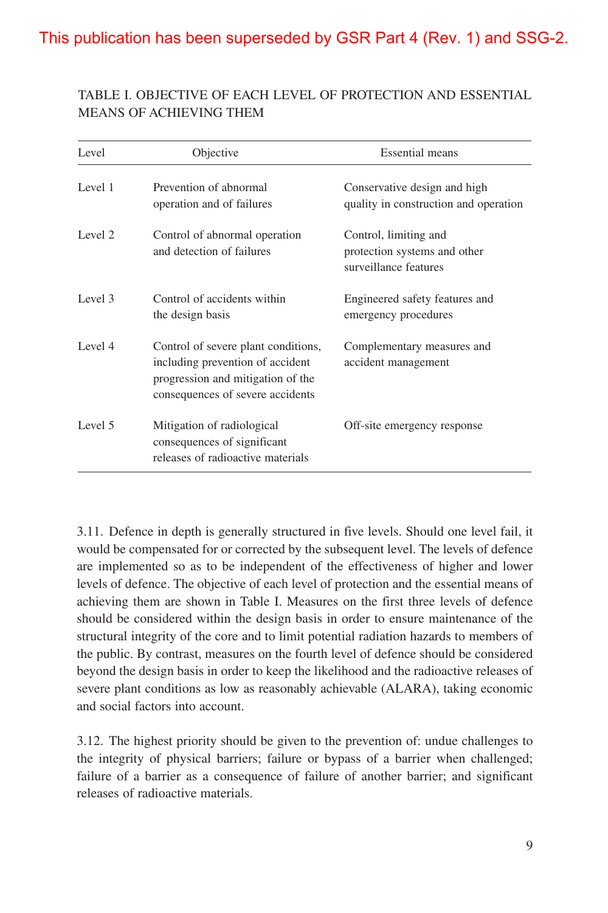This publication has been superseded by GSR Part 4 (Rev. 1) and SSG-2.

TABLE I. OBJECTIVE OF EACH LEVEL OF PROTECTION AND ESSENTIAL MEANS OF ACHIEVING THEM

| Level | Objective | Essential means |
|---|---|---|
| Level 1 | Prevention of abnormal operation and of failures | Conservative design and high quality in construction and operation |
| Level 2 | Control of abnormal operation and detection of failures | Control, limiting and protection systems and other surveillance features |
| Level 3 | Control of accidents within the design basis | Engineered safety features and emergency procedures |
| Level 4 | Control of severe plant conditions, including prevention of accident progression and mitigation of the consequences of severe accidents | Complementary measures and accident management |
| Level 5 | Mitigation of radiological consequences of significant releases of radioactive materials | Off-site emergency response |

3.11. Defence in depth is generally structured in five levels. Should one level fail, it would be compensated for or corrected by the subsequent level. The levels of defence are implemented so as to be independent of the effectiveness of higher and lower levels of defence. The objective of each level of protection and the essential means of achieving them are shown in Table I. Measures on the first three levels of defence should be considered within the design basis in order to ensure maintenance of the structural integrity of the core and to limit potential radiation hazards to members of the public. By contrast, measures on the fourth level of defence should be considered beyond the design basis in order to keep the likelihood and the radioactive releases of severe plant conditions as low as reasonably achievable (ALARA), taking economic and social factors into account.

3.12. The highest priority should be given to the prevention of: undue challenges to the integrity of physical barriers; failure or bypass of a barrier when challenged; failure of a barrier as a consequence of failure of another barrier; and significant releases of radioactive materials.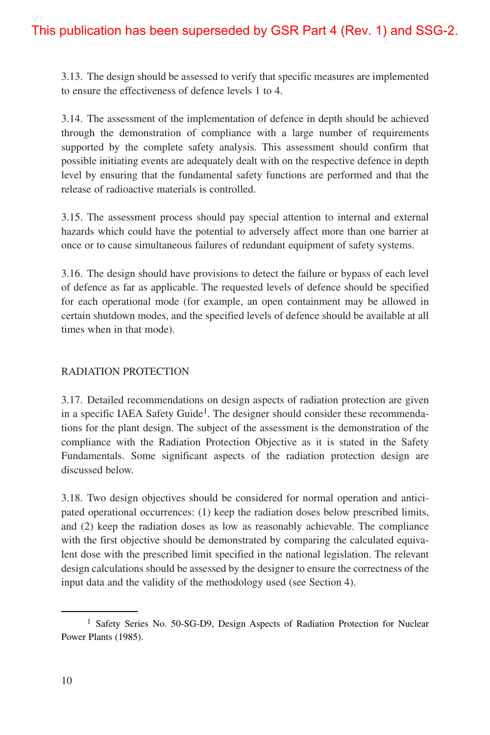This publication has been superseded by GSR Part 4 (Rev. 1) and SSG-2.

3.13. The design should be assessed to verify that specific measures are implemented to ensure the effectiveness of defence levels 1 to 4.

3.14. The assessment of the implementation of defence in depth should be achieved through the demonstration of compliance with a large number of requirements supported by the complete safety analysis. This assessment should confirm that possible initiating events are adequately dealt with on the respective defence in depth level by ensuring that the fundamental safety functions are performed and that the release of radioactive materials is controlled.

3.15. The assessment process should pay special attention to internal and external hazards which could have the potential to adversely affect more than one barrier at once or to cause simultaneous failures of redundant equipment of safety systems.

3.16. The design should have provisions to detect the failure or bypass of each level of defence as far as applicable. The requested levels of defence should be specified for each operational mode (for example, an open containment may be allowed in certain shutdown modes, and the specified levels of defence should be available at all times when in that mode).

## RADIATION PROTECTION

3.17. Detailed recommendations on design aspects of radiation protection are given in a specific IAEA Safety Guide[1]. The designer should consider these recommendations for the plant design. The subject of the assessment is the demonstration of the compliance with the Radiation Protection Objective as it is stated in the Safety Fundamentals. Some significant aspects of the radiation protection design are discussed below.

3.18. Two design objectives should be considered for normal operation and anticipated operational occurrences: (1) keep the radiation doses below prescribed limits, and (2) keep the radiation doses as low as reasonably achievable. The compliance with the first objective should be demonstrated by comparing the calculated equivalent dose with the prescribed limit specified in the national legislation. The relevant design calculations should be assessed by the designer to ensure the correctness of the input data and the validity of the methodology used (see Section 4).

[1] Safety Series No. 50-SG-D9, Design Aspects of Radiation Protection for Nuclear Power Plants (1985).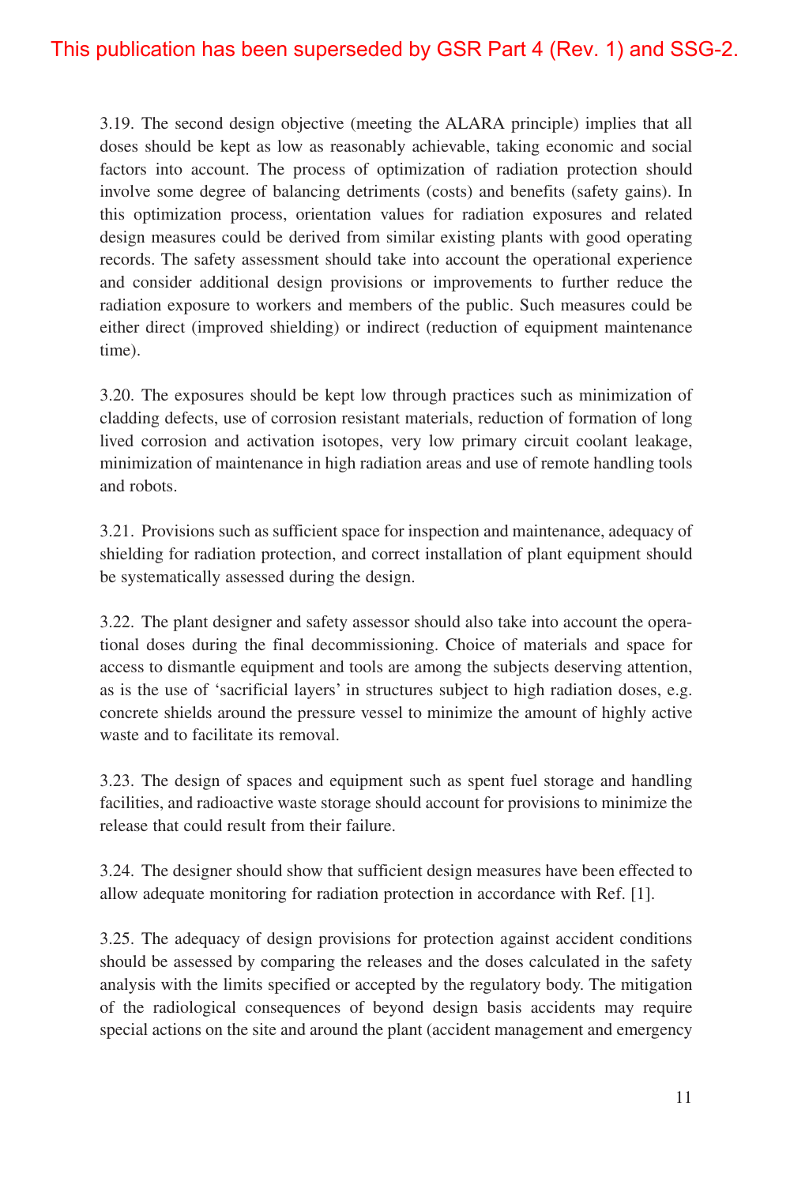This publication has been superseded by GSR Part 4 (Rev. 1) and SSG-2.

3.19. The second design objective (meeting the ALARA principle) implies that all doses should be kept as low as reasonably achievable, taking economic and social factors into account. The process of optimization of radiation protection should involve some degree of balancing detriments (costs) and benefits (safety gains). In this optimization process, orientation values for radiation exposures and related design measures could be derived from similar existing plants with good operating records. The safety assessment should take into account the operational experience and consider additional design provisions or improvements to further reduce the radiation exposure to workers and members of the public. Such measures could be either direct (improved shielding) or indirect (reduction of equipment maintenance time).

3.20. The exposures should be kept low through practices such as minimization of cladding defects, use of corrosion resistant materials, reduction of formation of long lived corrosion and activation isotopes, very low primary circuit coolant leakage, minimization of maintenance in high radiation areas and use of remote handling tools and robots.

3.21. Provisions such as sufficient space for inspection and maintenance, adequacy of shielding for radiation protection, and correct installation of plant equipment should be systematically assessed during the design.

3.22. The plant designer and safety assessor should also take into account the operational doses during the final decommissioning. Choice of materials and space for access to dismantle equipment and tools are among the subjects deserving attention, as is the use of 'sacrificial layers' in structures subject to high radiation doses, e.g. concrete shields around the pressure vessel to minimize the amount of highly active waste and to facilitate its removal.

3.23. The design of spaces and equipment such as spent fuel storage and handling facilities, and radioactive waste storage should account for provisions to minimize the release that could result from their failure.

3.24. The designer should show that sufficient design measures have been effected to allow adequate monitoring for radiation protection in accordance with Ref. [1].

3.25. The adequacy of design provisions for protection against accident conditions should be assessed by comparing the releases and the doses calculated in the safety analysis with the limits specified or accepted by the regulatory body. The mitigation of the radiological consequences of beyond design basis accidents may require special actions on the site and around the plant (accident management and emergency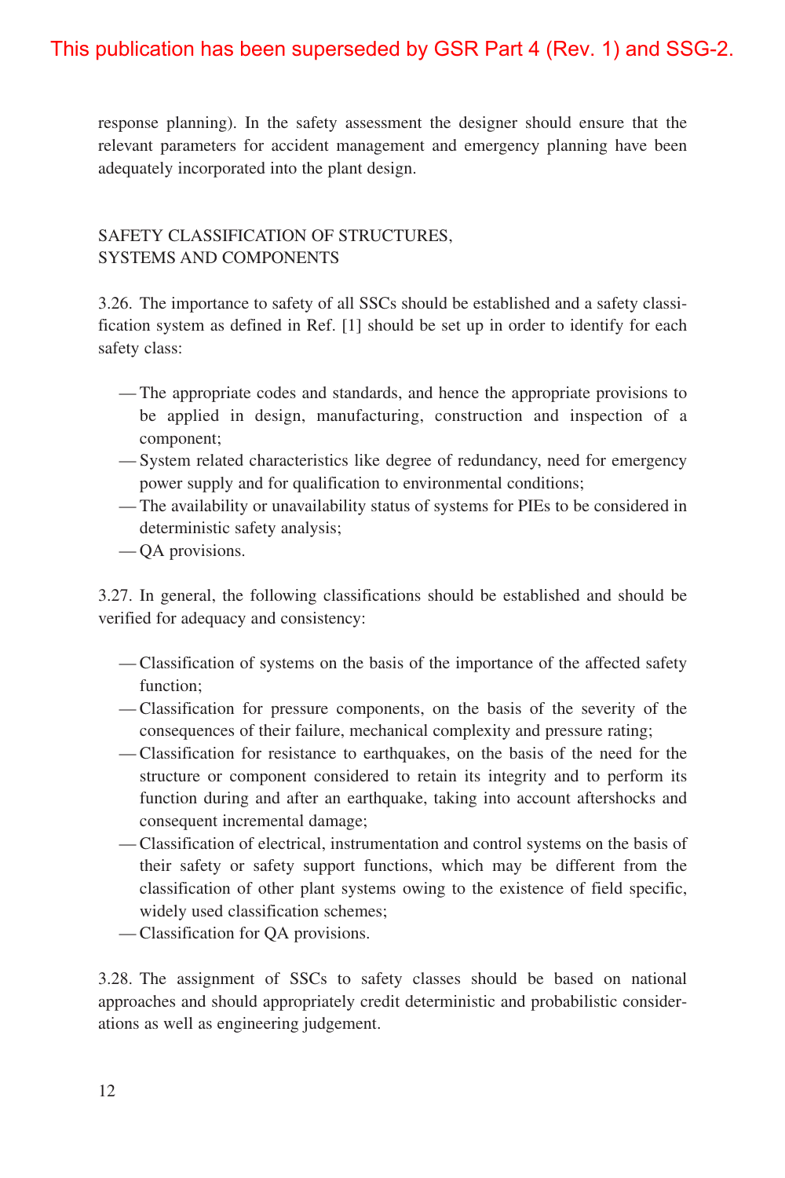response planning). In the safety assessment the designer should ensure that the relevant parameters for accident management and emergency planning have been adequately incorporated into the plant design.

## SAFETY CLASSIFICATION OF STRUCTURES, SYSTEMS AND COMPONENTS

3.26. The importance to safety of all SSCs should be established and a safety classification system as defined in Ref. [1] should be set up in order to identify for each safety class:

- The appropriate codes and standards, and hence the appropriate provisions to be applied in design, manufacturing, construction and inspection of a component;
- System related characteristics like degree of redundancy, need for emergency power supply and for qualification to environmental conditions;
- The availability or unavailability status of systems for PIEs to be considered in deterministic safety analysis;
- QA provisions.

3.27. In general, the following classifications should be established and should be verified for adequacy and consistency:

- Classification of systems on the basis of the importance of the affected safety function;
- Classification for pressure components, on the basis of the severity of the consequences of their failure, mechanical complexity and pressure rating;
- Classification for resistance to earthquakes, on the basis of the need for the structure or component considered to retain its integrity and to perform its function during and after an earthquake, taking into account aftershocks and consequent incremental damage;
- Classification of electrical, instrumentation and control systems on the basis of their safety or safety support functions, which may be different from the classification of other plant systems owing to the existence of field specific, widely used classification schemes;
- Classification for QA provisions.

3.28. The assignment of SSCs to safety classes should be based on national approaches and should appropriately credit deterministic and probabilistic considerations as well as engineering judgement.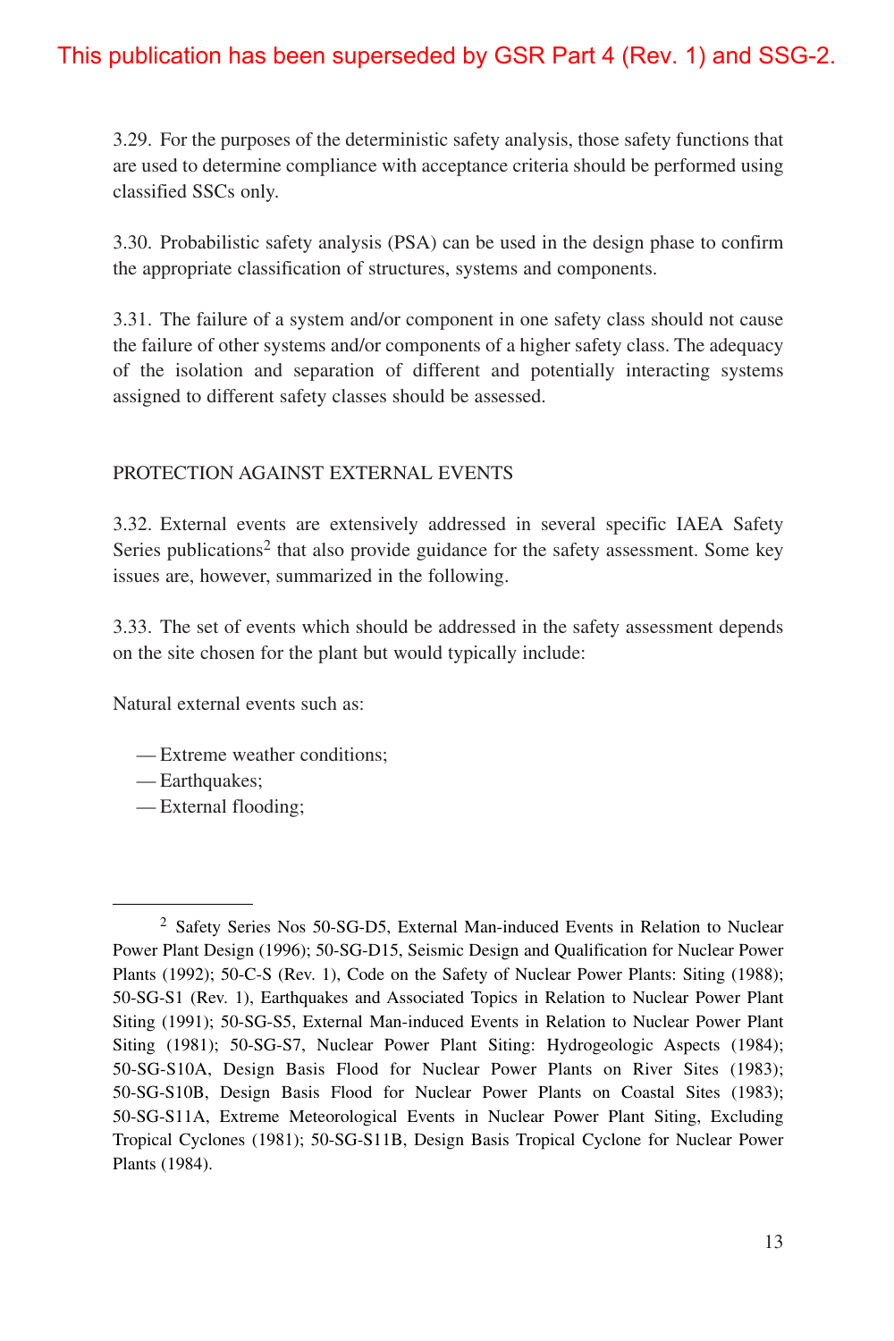This publication has been superseded by GSR Part 4 (Rev. 1) and SSG-2.

3.29. For the purposes of the deterministic safety analysis, those safety functions that are used to determine compliance with acceptance criteria should be performed using classified SSCs only.

3.30. Probabilistic safety analysis (PSA) can be used in the design phase to confirm the appropriate classification of structures, systems and components.

3.31. The failure of a system and/or component in one safety class should not cause the failure of other systems and/or components of a higher safety class. The adequacy of the isolation and separation of different and potentially interacting systems assigned to different safety classes should be assessed.

## PROTECTION AGAINST EXTERNAL EVENTS

3.32. External events are extensively addressed in several specific IAEA Safety Series publications[2] that also provide guidance for the safety assessment. Some key issues are, however, summarized in the following.

3.33. The set of events which should be addressed in the safety assessment depends on the site chosen for the plant but would typically include:

Natural external events such as:

— Extreme weather conditions;
— Earthquakes;
— External flooding;

---

[2] Safety Series Nos 50-SG-D5, External Man-induced Events in Relation to Nuclear Power Plant Design (1996); 50-SG-D15, Seismic Design and Qualification for Nuclear Power Plants (1992); 50-C-S (Rev. 1), Code on the Safety of Nuclear Power Plants: Siting (1988); 50-SG-S1 (Rev. 1), Earthquakes and Associated Topics in Relation to Nuclear Power Plant Siting (1991); 50-SG-S5, External Man-induced Events in Relation to Nuclear Power Plant Siting (1981); 50-SG-S7, Nuclear Power Plant Siting: Hydrogeologic Aspects (1984); 50-SG-S10A, Design Basis Flood for Nuclear Power Plants on River Sites (1983); 50-SG-S10B, Design Basis Flood for Nuclear Power Plants on Coastal Sites (1983); 50-SG-S11A, Extreme Meteorological Events in Nuclear Power Plant Siting, Excluding Tropical Cyclones (1981); 50-SG-S11B, Design Basis Tropical Cyclone for Nuclear Power Plants (1984).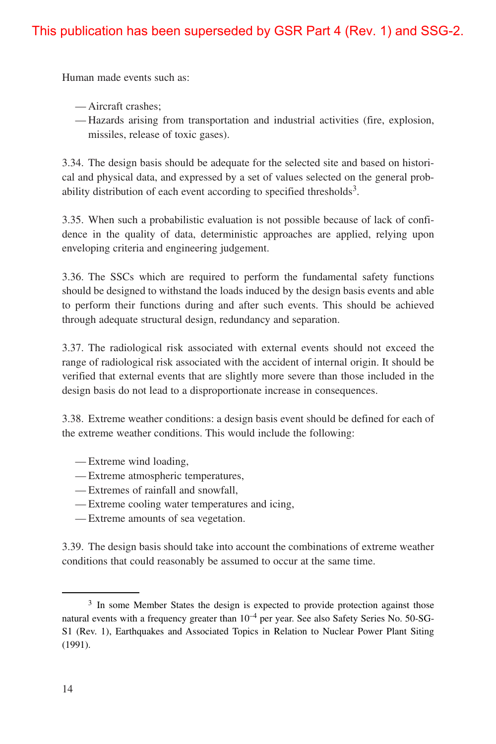This publication has been superseded by GSR Part 4 (Rev. 1) and SSG-2.

Human made events such as:

- Aircraft crashes;
- Hazards arising from transportation and industrial activities (fire, explosion, missiles, release of toxic gases).

3.34. The design basis should be adequate for the selected site and based on historical and physical data, and expressed by a set of values selected on the general probability distribution of each event according to specified thresholds[3].

3.35. When such a probabilistic evaluation is not possible because of lack of confidence in the quality of data, deterministic approaches are applied, relying upon enveloping criteria and engineering judgement.

3.36. The SSCs which are required to perform the fundamental safety functions should be designed to withstand the loads induced by the design basis events and able to perform their functions during and after such events. This should be achieved through adequate structural design, redundancy and separation.

3.37. The radiological risk associated with external events should not exceed the range of radiological risk associated with the accident of internal origin. It should be verified that external events that are slightly more severe than those included in the design basis do not lead to a disproportionate increase in consequences.

3.38. Extreme weather conditions: a design basis event should be defined for each of the extreme weather conditions. This would include the following:

- Extreme wind loading,
- Extreme atmospheric temperatures,
- Extremes of rainfall and snowfall,
- Extreme cooling water temperatures and icing,
- Extreme amounts of sea vegetation.

3.39. The design basis should take into account the combinations of extreme weather conditions that could reasonably be assumed to occur at the same time.

[3] In some Member States the design is expected to provide protection against those natural events with a frequency greater than $10^{-4}$ per year. See also Safety Series No. 50-SG-S1 (Rev. 1), Earthquakes and Associated Topics in Relation to Nuclear Power Plant Siting (1991).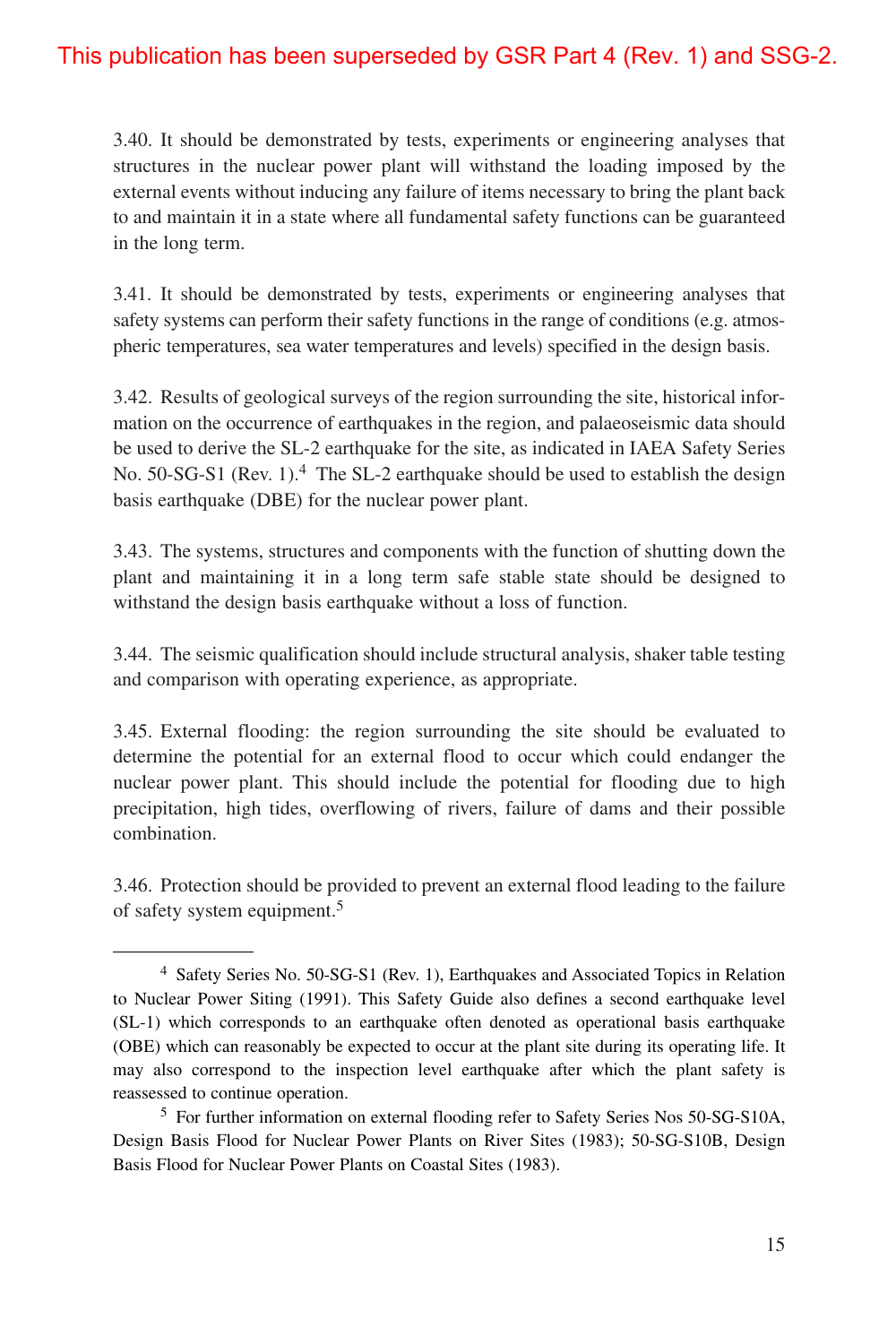This publication has been superseded by GSR Part 4 (Rev. 1) and SSG-2.

3.40. It should be demonstrated by tests, experiments or engineering analyses that structures in the nuclear power plant will withstand the loading imposed by the external events without inducing any failure of items necessary to bring the plant back to and maintain it in a state where all fundamental safety functions can be guaranteed in the long term.

3.41. It should be demonstrated by tests, experiments or engineering analyses that safety systems can perform their safety functions in the range of conditions (e.g. atmospheric temperatures, sea water temperatures and levels) specified in the design basis.

3.42. Results of geological surveys of the region surrounding the site, historical information on the occurrence of earthquakes in the region, and palaeoseismic data should be used to derive the SL-2 earthquake for the site, as indicated in IAEA Safety Series No. 50-SG-S1 (Rev. 1).[4] The SL-2 earthquake should be used to establish the design basis earthquake (DBE) for the nuclear power plant.

3.43. The systems, structures and components with the function of shutting down the plant and maintaining it in a long term safe stable state should be designed to withstand the design basis earthquake without a loss of function.

3.44. The seismic qualification should include structural analysis, shaker table testing and comparison with operating experience, as appropriate.

3.45. External flooding: the region surrounding the site should be evaluated to determine the potential for an external flood to occur which could endanger the nuclear power plant. This should include the potential for flooding due to high precipitation, high tides, overflowing of rivers, failure of dams and their possible combination.

3.46. Protection should be provided to prevent an external flood leading to the failure of safety system equipment.[5]

---

[4] Safety Series No. 50-SG-S1 (Rev. 1), Earthquakes and Associated Topics in Relation to Nuclear Power Siting (1991). This Safety Guide also defines a second earthquake level (SL-1) which corresponds to an earthquake often denoted as operational basis earthquake (OBE) which can reasonably be expected to occur at the plant site during its operating life. It may also correspond to the inspection level earthquake after which the plant safety is reassessed to continue operation.

[5] For further information on external flooding refer to Safety Series Nos 50-SG-S10A, Design Basis Flood for Nuclear Power Plants on River Sites (1983); 50-SG-S10B, Design Basis Flood for Nuclear Power Plants on Coastal Sites (1983).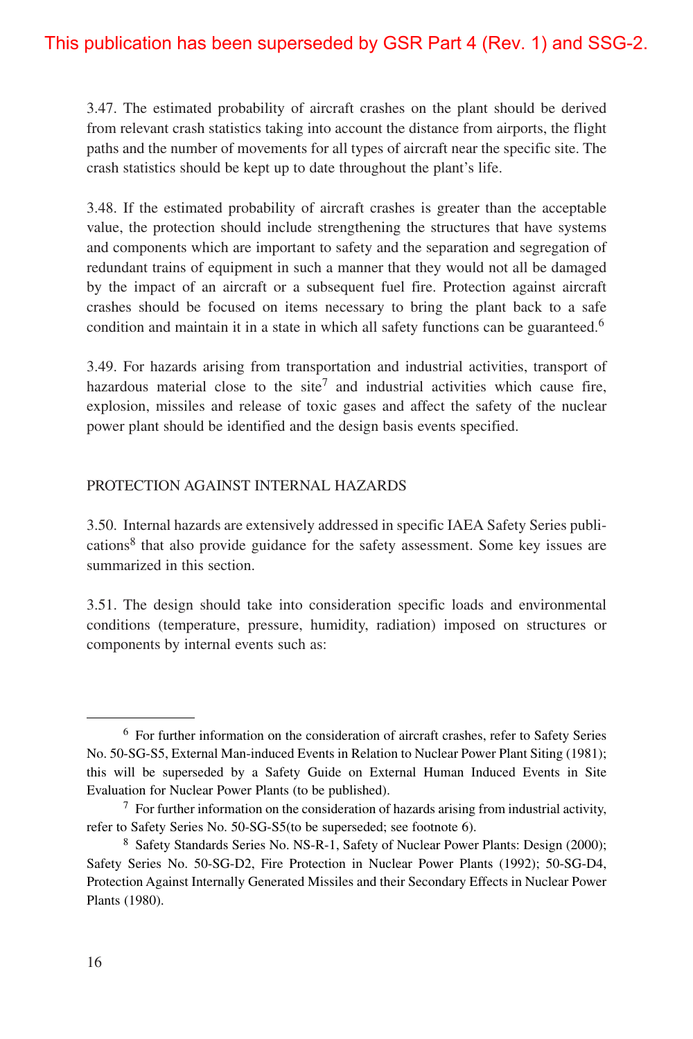This publication has been superseded by GSR Part 4 (Rev. 1) and SSG-2.

3.47. The estimated probability of aircraft crashes on the plant should be derived from relevant crash statistics taking into account the distance from airports, the flight paths and the number of movements for all types of aircraft near the specific site. The crash statistics should be kept up to date throughout the plant's life.

3.48. If the estimated probability of aircraft crashes is greater than the acceptable value, the protection should include strengthening the structures that have systems and components which are important to safety and the separation and segregation of redundant trains of equipment in such a manner that they would not all be damaged by the impact of an aircraft or a subsequent fuel fire. Protection against aircraft crashes should be focused on items necessary to bring the plant back to a safe condition and maintain it in a state in which all safety functions can be guaranteed.[6]

3.49. For hazards arising from transportation and industrial activities, transport of hazardous material close to the site[7] and industrial activities which cause fire, explosion, missiles and release of toxic gases and affect the safety of the nuclear power plant should be identified and the design basis events specified.

## PROTECTION AGAINST INTERNAL HAZARDS

3.50. Internal hazards are extensively addressed in specific IAEA Safety Series publications[8] that also provide guidance for the safety assessment. Some key issues are summarized in this section.

3.51. The design should take into consideration specific loads and environmental conditions (temperature, pressure, humidity, radiation) imposed on structures or components by internal events such as:

---

[6] For further information on the consideration of aircraft crashes, refer to Safety Series No. 50-SG-S5, External Man-induced Events in Relation to Nuclear Power Plant Siting (1981); this will be superseded by a Safety Guide on External Human Induced Events in Site Evaluation for Nuclear Power Plants (to be published).

[7] For further information on the consideration of hazards arising from industrial activity, refer to Safety Series No. 50-SG-S5(to be superseded; see footnote 6).

[8] Safety Standards Series No. NS-R-1, Safety of Nuclear Power Plants: Design (2000); Safety Series No. 50-SG-D2, Fire Protection in Nuclear Power Plants (1992); 50-SG-D4, Protection Against Internally Generated Missiles and their Secondary Effects in Nuclear Power Plants (1980).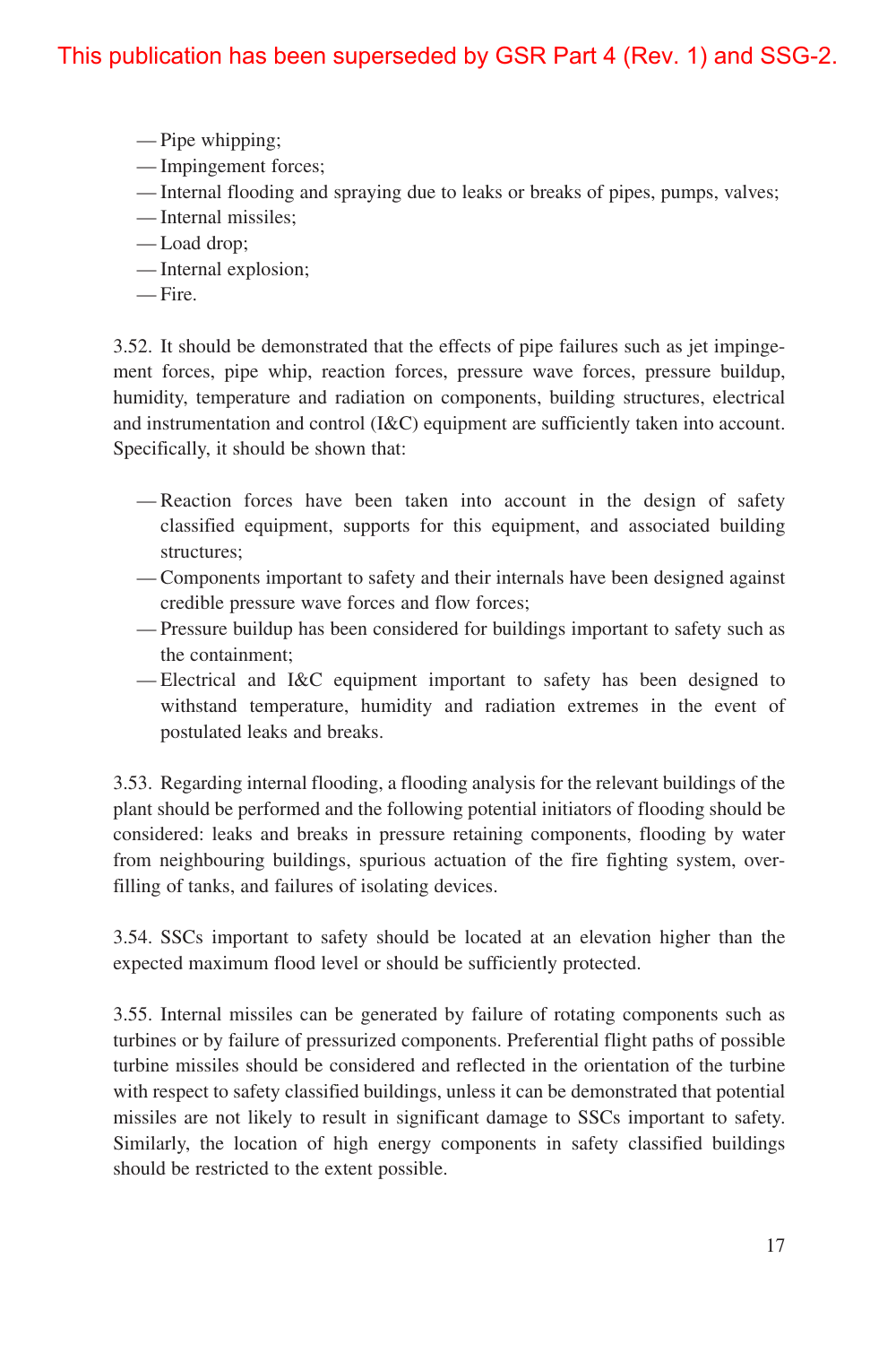This publication has been superseded by GSR Part 4 (Rev. 1) and SSG-2.

- Pipe whipping;
- Impingement forces;
- Internal flooding and spraying due to leaks or breaks of pipes, pumps, valves;
- Internal missiles;
- Load drop;
- Internal explosion;
- Fire.

3.52. It should be demonstrated that the effects of pipe failures such as jet impingement forces, pipe whip, reaction forces, pressure wave forces, pressure buildup, humidity, temperature and radiation on components, building structures, electrical and instrumentation and control (I&C) equipment are sufficiently taken into account. Specifically, it should be shown that:

- Reaction forces have been taken into account in the design of safety classified equipment, supports for this equipment, and associated building structures;
- Components important to safety and their internals have been designed against credible pressure wave forces and flow forces;
- Pressure buildup has been considered for buildings important to safety such as the containment;
- Electrical and I&C equipment important to safety has been designed to withstand temperature, humidity and radiation extremes in the event of postulated leaks and breaks.

3.53. Regarding internal flooding, a flooding analysis for the relevant buildings of the plant should be performed and the following potential initiators of flooding should be considered: leaks and breaks in pressure retaining components, flooding by water from neighbouring buildings, spurious actuation of the fire fighting system, overfilling of tanks, and failures of isolating devices.

3.54. SSCs important to safety should be located at an elevation higher than the expected maximum flood level or should be sufficiently protected.

3.55. Internal missiles can be generated by failure of rotating components such as turbines or by failure of pressurized components. Preferential flight paths of possible turbine missiles should be considered and reflected in the orientation of the turbine with respect to safety classified buildings, unless it can be demonstrated that potential missiles are not likely to result in significant damage to SSCs important to safety. Similarly, the location of high energy components in safety classified buildings should be restricted to the extent possible.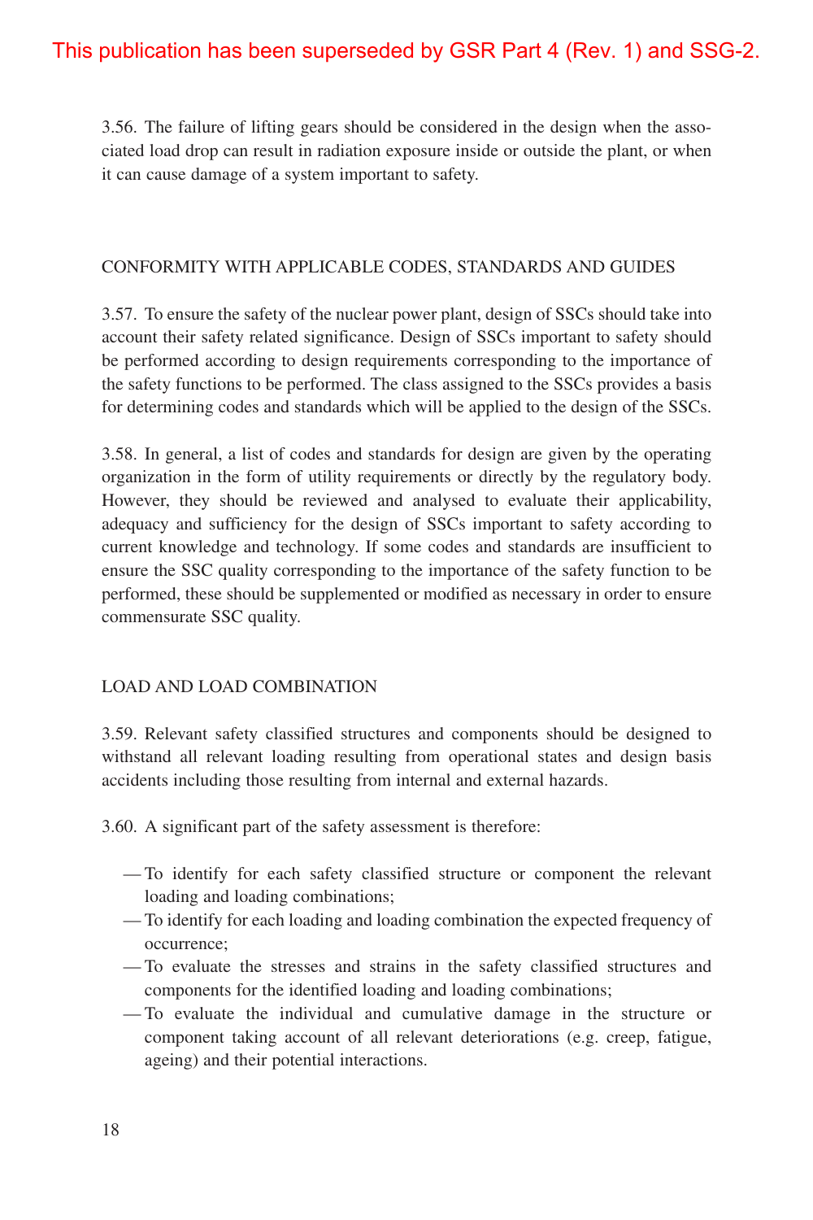This publication has been superseded by GSR Part 4 (Rev. 1) and SSG-2.

3.56. The failure of lifting gears should be considered in the design when the associated load drop can result in radiation exposure inside or outside the plant, or when it can cause damage of a system important to safety.

## CONFORMITY WITH APPLICABLE CODES, STANDARDS AND GUIDES

3.57. To ensure the safety of the nuclear power plant, design of SSCs should take into account their safety related significance. Design of SSCs important to safety should be performed according to design requirements corresponding to the importance of the safety functions to be performed. The class assigned to the SSCs provides a basis for determining codes and standards which will be applied to the design of the SSCs.

3.58. In general, a list of codes and standards for design are given by the operating organization in the form of utility requirements or directly by the regulatory body. However, they should be reviewed and analysed to evaluate their applicability, adequacy and sufficiency for the design of SSCs important to safety according to current knowledge and technology. If some codes and standards are insufficient to ensure the SSC quality corresponding to the importance of the safety function to be performed, these should be supplemented or modified as necessary in order to ensure commensurate SSC quality.

## LOAD AND LOAD COMBINATION

3.59. Relevant safety classified structures and components should be designed to withstand all relevant loading resulting from operational states and design basis accidents including those resulting from internal and external hazards.

3.60. A significant part of the safety assessment is therefore:

- To identify for each safety classified structure or component the relevant loading and loading combinations;
- To identify for each loading and loading combination the expected frequency of occurrence;
- To evaluate the stresses and strains in the safety classified structures and components for the identified loading and loading combinations;
- To evaluate the individual and cumulative damage in the structure or component taking account of all relevant deteriorations (e.g. creep, fatigue, ageing) and their potential interactions.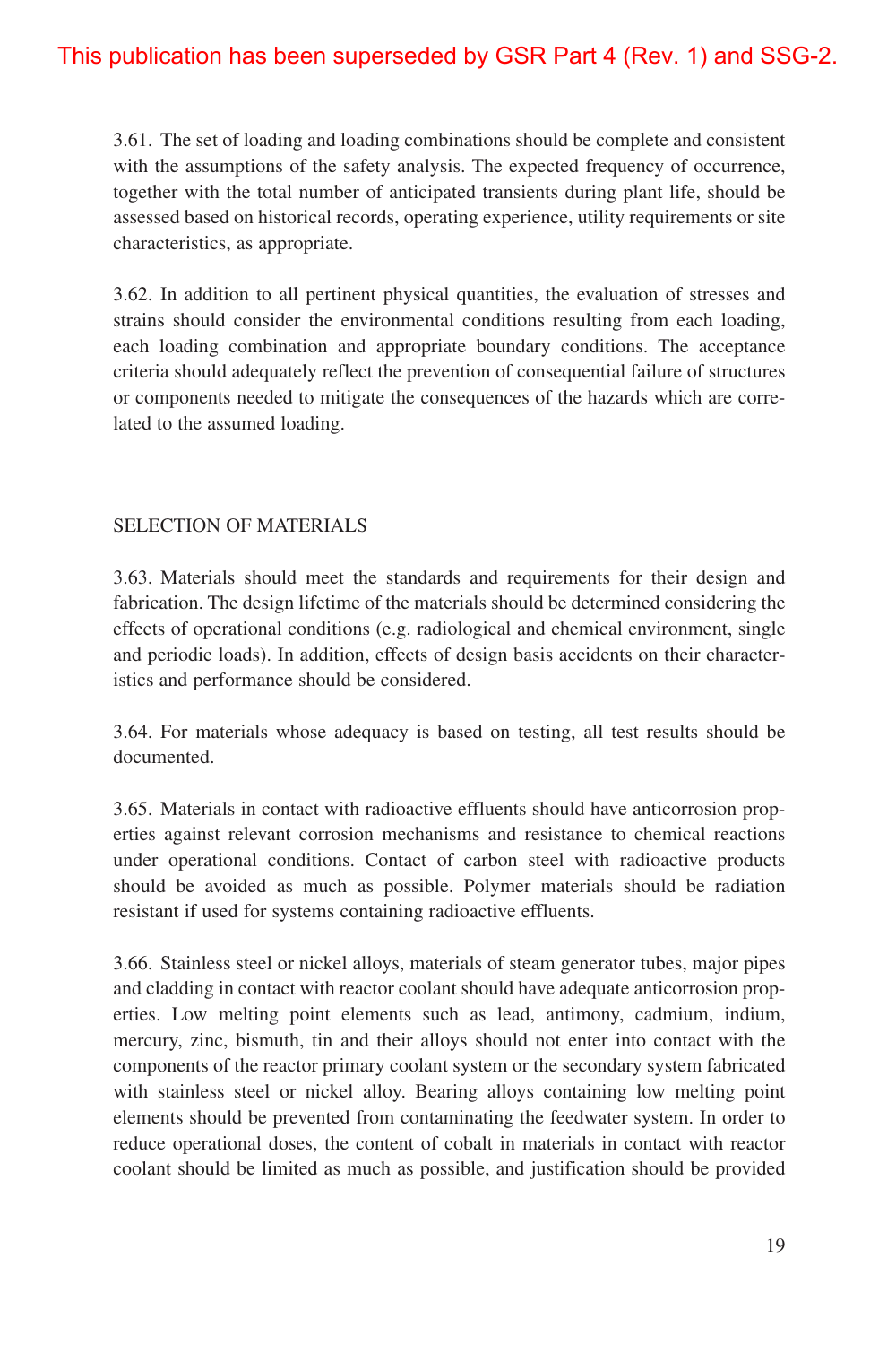This publication has been superseded by GSR Part 4 (Rev. 1) and SSG-2.

3.61. The set of loading and loading combinations should be complete and consistent with the assumptions of the safety analysis. The expected frequency of occurrence, together with the total number of anticipated transients during plant life, should be assessed based on historical records, operating experience, utility requirements or site characteristics, as appropriate.

3.62. In addition to all pertinent physical quantities, the evaluation of stresses and strains should consider the environmental conditions resulting from each loading, each loading combination and appropriate boundary conditions. The acceptance criteria should adequately reflect the prevention of consequential failure of structures or components needed to mitigate the consequences of the hazards which are correlated to the assumed loading.

## SELECTION OF MATERIALS

3.63. Materials should meet the standards and requirements for their design and fabrication. The design lifetime of the materials should be determined considering the effects of operational conditions (e.g. radiological and chemical environment, single and periodic loads). In addition, effects of design basis accidents on their characteristics and performance should be considered.

3.64. For materials whose adequacy is based on testing, all test results should be documented.

3.65. Materials in contact with radioactive effluents should have anticorrosion properties against relevant corrosion mechanisms and resistance to chemical reactions under operational conditions. Contact of carbon steel with radioactive products should be avoided as much as possible. Polymer materials should be radiation resistant if used for systems containing radioactive effluents.

3.66. Stainless steel or nickel alloys, materials of steam generator tubes, major pipes and cladding in contact with reactor coolant should have adequate anticorrosion properties. Low melting point elements such as lead, antimony, cadmium, indium, mercury, zinc, bismuth, tin and their alloys should not enter into contact with the components of the reactor primary coolant system or the secondary system fabricated with stainless steel or nickel alloy. Bearing alloys containing low melting point elements should be prevented from contaminating the feedwater system. In order to reduce operational doses, the content of cobalt in materials in contact with reactor coolant should be limited as much as possible, and justification should be provided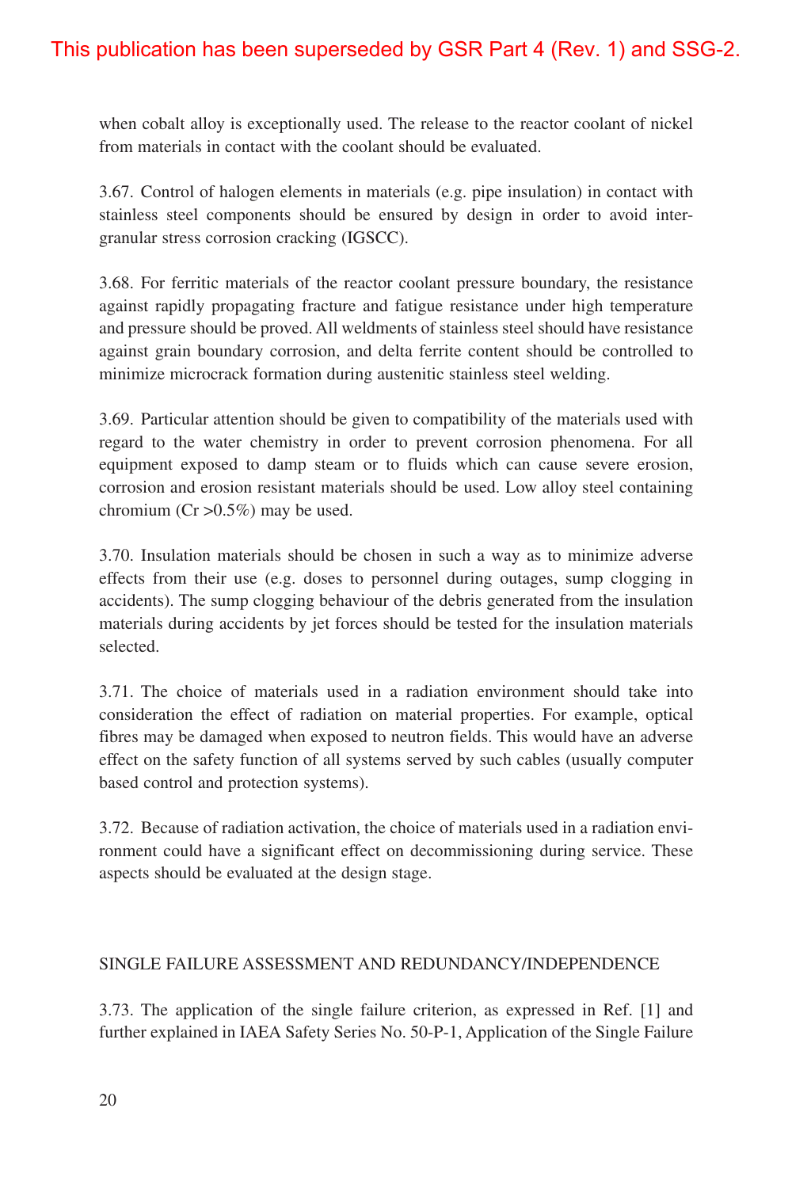This publication has been superseded by GSR Part 4 (Rev. 1) and SSG-2.

when cobalt alloy is exceptionally used. The release to the reactor coolant of nickel from materials in contact with the coolant should be evaluated.

3.67. Control of halogen elements in materials (e.g. pipe insulation) in contact with stainless steel components should be ensured by design in order to avoid intergranular stress corrosion cracking (IGSCC).

3.68. For ferritic materials of the reactor coolant pressure boundary, the resistance against rapidly propagating fracture and fatigue resistance under high temperature and pressure should be proved. All weldments of stainless steel should have resistance against grain boundary corrosion, and delta ferrite content should be controlled to minimize microcrack formation during austenitic stainless steel welding.

3.69. Particular attention should be given to compatibility of the materials used with regard to the water chemistry in order to prevent corrosion phenomena. For all equipment exposed to damp steam or to fluids which can cause severe erosion, corrosion and erosion resistant materials should be used. Low alloy steel containing chromium (Cr $>0.5\%$) may be used.

3.70. Insulation materials should be chosen in such a way as to minimize adverse effects from their use (e.g. doses to personnel during outages, sump clogging in accidents). The sump clogging behaviour of the debris generated from the insulation materials during accidents by jet forces should be tested for the insulation materials selected.

3.71. The choice of materials used in a radiation environment should take into consideration the effect of radiation on material properties. For example, optical fibres may be damaged when exposed to neutron fields. This would have an adverse effect on the safety function of all systems served by such cables (usually computer based control and protection systems).

3.72. Because of radiation activation, the choice of materials used in a radiation environment could have a significant effect on decommissioning during service. These aspects should be evaluated at the design stage.

## SINGLE FAILURE ASSESSMENT AND REDUNDANCY/INDEPENDENCE

3.73. The application of the single failure criterion, as expressed in Ref. [1] and further explained in IAEA Safety Series No. 50-P-1, Application of the Single Failure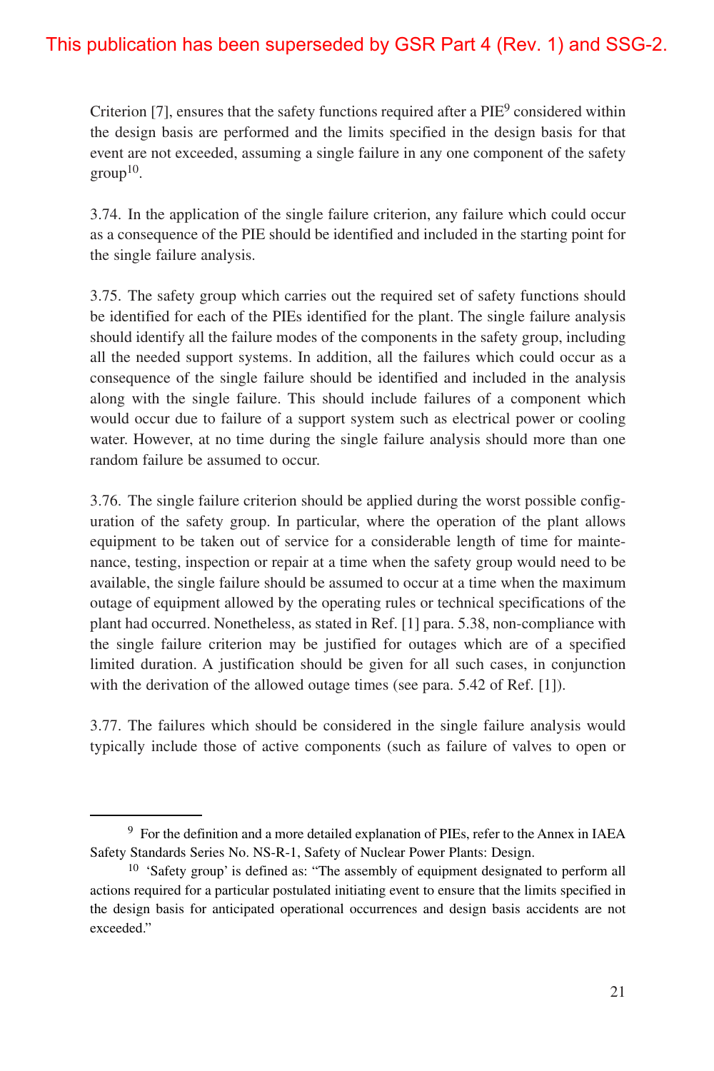This publication has been superseded by GSR Part 4 (Rev. 1) and SSG-2.

Criterion [7], ensures that the safety functions required after a PIE[9] considered within the design basis are performed and the limits specified in the design basis for that event are not exceeded, assuming a single failure in any one component of the safety group[10].

3.74. In the application of the single failure criterion, any failure which could occur as a consequence of the PIE should be identified and included in the starting point for the single failure analysis.

3.75. The safety group which carries out the required set of safety functions should be identified for each of the PIEs identified for the plant. The single failure analysis should identify all the failure modes of the components in the safety group, including all the needed support systems. In addition, all the failures which could occur as a consequence of the single failure should be identified and included in the analysis along with the single failure. This should include failures of a component which would occur due to failure of a support system such as electrical power or cooling water. However, at no time during the single failure analysis should more than one random failure be assumed to occur.

3.76. The single failure criterion should be applied during the worst possible configuration of the safety group. In particular, where the operation of the plant allows equipment to be taken out of service for a considerable length of time for maintenance, testing, inspection or repair at a time when the safety group would need to be available, the single failure should be assumed to occur at a time when the maximum outage of equipment allowed by the operating rules or technical specifications of the plant had occurred. Nonetheless, as stated in Ref. [1] para. 5.38, non-compliance with the single failure criterion may be justified for outages which are of a specified limited duration. A justification should be given for all such cases, in conjunction with the derivation of the allowed outage times (see para. 5.42 of Ref. [1]).

3.77. The failures which should be considered in the single failure analysis would typically include those of active components (such as failure of valves to open or

---

[9] For the definition and a more detailed explanation of PIEs, refer to the Annex in IAEA Safety Standards Series No. NS-R-1, Safety of Nuclear Power Plants: Design.

[10] 'Safety group' is defined as: "The assembly of equipment designated to perform all actions required for a particular postulated initiating event to ensure that the limits specified in the design basis for anticipated operational occurrences and design basis accidents are not exceeded."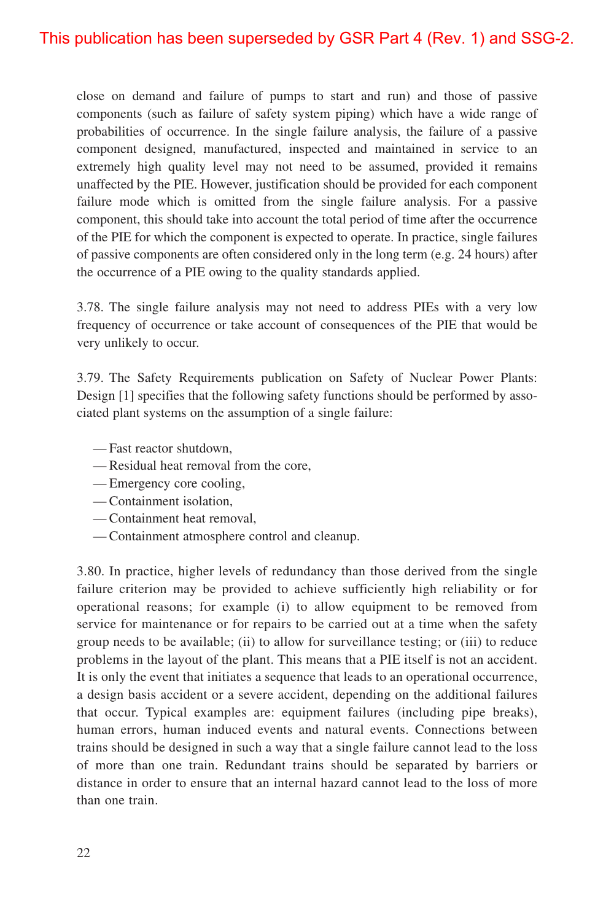close on demand and failure of pumps to start and run) and those of passive components (such as failure of safety system piping) which have a wide range of probabilities of occurrence. In the single failure analysis, the failure of a passive component designed, manufactured, inspected and maintained in service to an extremely high quality level may not need to be assumed, provided it remains unaffected by the PIE. However, justification should be provided for each component failure mode which is omitted from the single failure analysis. For a passive component, this should take into account the total period of time after the occurrence of the PIE for which the component is expected to operate. In practice, single failures of passive components are often considered only in the long term (e.g. 24 hours) after the occurrence of a PIE owing to the quality standards applied.

3.78. The single failure analysis may not need to address PIEs with a very low frequency of occurrence or take account of consequences of the PIE that would be very unlikely to occur.

3.79. The Safety Requirements publication on Safety of Nuclear Power Plants: Design [1] specifies that the following safety functions should be performed by associated plant systems on the assumption of a single failure:

— Fast reactor shutdown,
— Residual heat removal from the core,
— Emergency core cooling,
— Containment isolation,
— Containment heat removal,
— Containment atmosphere control and cleanup.

3.80. In practice, higher levels of redundancy than those derived from the single failure criterion may be provided to achieve sufficiently high reliability or for operational reasons; for example (i) to allow equipment to be removed from service for maintenance or for repairs to be carried out at a time when the safety group needs to be available; (ii) to allow for surveillance testing; or (iii) to reduce problems in the layout of the plant. This means that a PIE itself is not an accident. It is only the event that initiates a sequence that leads to an operational occurrence, a design basis accident or a severe accident, depending on the additional failures that occur. Typical examples are: equipment failures (including pipe breaks), human errors, human induced events and natural events. Connections between trains should be designed in such a way that a single failure cannot lead to the loss of more than one train. Redundant trains should be separated by barriers or distance in order to ensure that an internal hazard cannot lead to the loss of more than one train.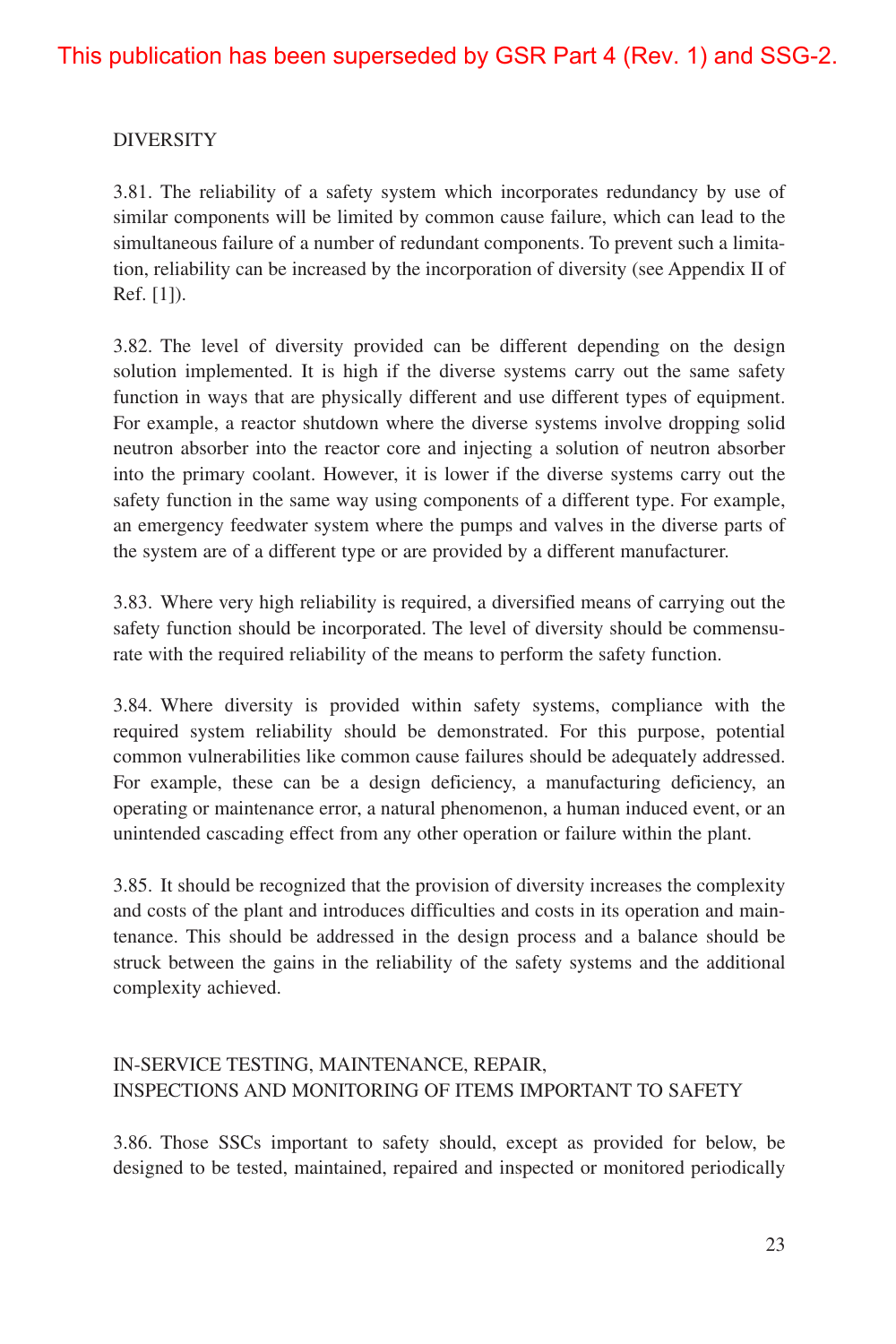This publication has been superseded by GSR Part 4 (Rev. 1) and SSG-2.

## DIVERSITY

3.81. The reliability of a safety system which incorporates redundancy by use of similar components will be limited by common cause failure, which can lead to the simultaneous failure of a number of redundant components. To prevent such a limitation, reliability can be increased by the incorporation of diversity (see Appendix II of Ref. [1]).

3.82. The level of diversity provided can be different depending on the design solution implemented. It is high if the diverse systems carry out the same safety function in ways that are physically different and use different types of equipment. For example, a reactor shutdown where the diverse systems involve dropping solid neutron absorber into the reactor core and injecting a solution of neutron absorber into the primary coolant. However, it is lower if the diverse systems carry out the safety function in the same way using components of a different type. For example, an emergency feedwater system where the pumps and valves in the diverse parts of the system are of a different type or are provided by a different manufacturer.

3.83. Where very high reliability is required, a diversified means of carrying out the safety function should be incorporated. The level of diversity should be commensurate with the required reliability of the means to perform the safety function.

3.84. Where diversity is provided within safety systems, compliance with the required system reliability should be demonstrated. For this purpose, potential common vulnerabilities like common cause failures should be adequately addressed. For example, these can be a design deficiency, a manufacturing deficiency, an operating or maintenance error, a natural phenomenon, a human induced event, or an unintended cascading effect from any other operation or failure within the plant.

3.85. It should be recognized that the provision of diversity increases the complexity and costs of the plant and introduces difficulties and costs in its operation and maintenance. This should be addressed in the design process and a balance should be struck between the gains in the reliability of the safety systems and the additional complexity achieved.

## IN-SERVICE TESTING, MAINTENANCE, REPAIR, INSPECTIONS AND MONITORING OF ITEMS IMPORTANT TO SAFETY

3.86. Those SSCs important to safety should, except as provided for below, be designed to be tested, maintained, repaired and inspected or monitored periodically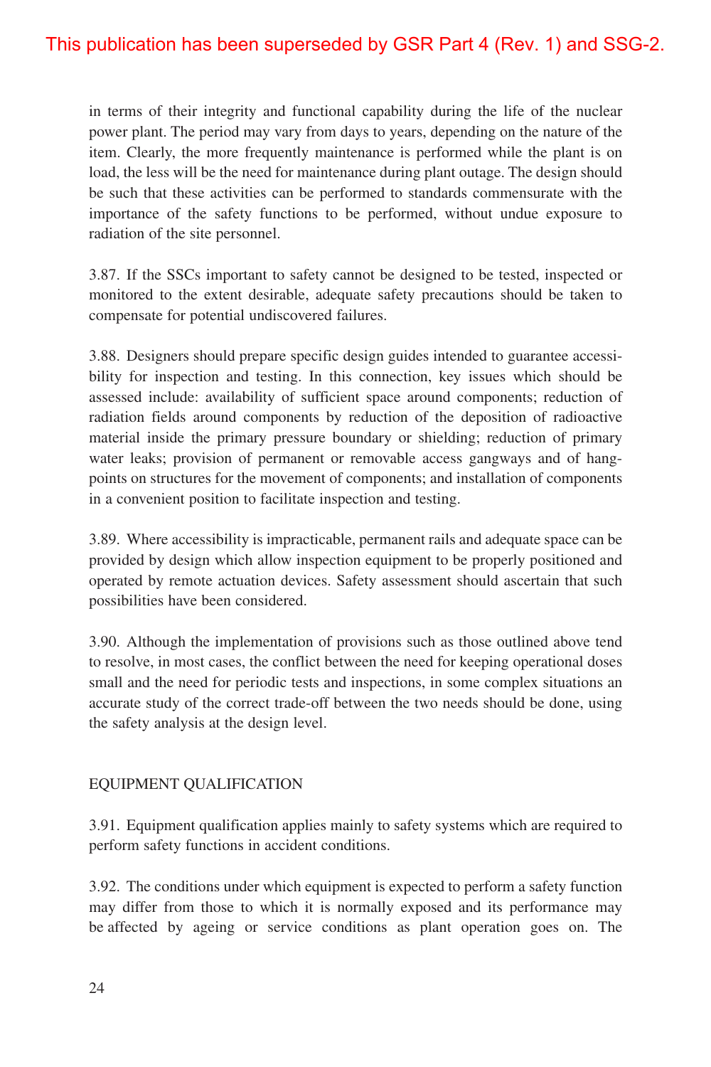This publication has been superseded by GSR Part 4 (Rev. 1) and SSG-2.

in terms of their integrity and functional capability during the life of the nuclear power plant. The period may vary from days to years, depending on the nature of the item. Clearly, the more frequently maintenance is performed while the plant is on load, the less will be the need for maintenance during plant outage. The design should be such that these activities can be performed to standards commensurate with the importance of the safety functions to be performed, without undue exposure to radiation of the site personnel.

3.87. If the SSCs important to safety cannot be designed to be tested, inspected or monitored to the extent desirable, adequate safety precautions should be taken to compensate for potential undiscovered failures.

3.88. Designers should prepare specific design guides intended to guarantee accessibility for inspection and testing. In this connection, key issues which should be assessed include: availability of sufficient space around components; reduction of radiation fields around components by reduction of the deposition of radioactive material inside the primary pressure boundary or shielding; reduction of primary water leaks; provision of permanent or removable access gangways and of hang-points on structures for the movement of components; and installation of components in a convenient position to facilitate inspection and testing.

3.89. Where accessibility is impracticable, permanent rails and adequate space can be provided by design which allow inspection equipment to be properly positioned and operated by remote actuation devices. Safety assessment should ascertain that such possibilities have been considered.

3.90. Although the implementation of provisions such as those outlined above tend to resolve, in most cases, the conflict between the need for keeping operational doses small and the need for periodic tests and inspections, in some complex situations an accurate study of the correct trade-off between the two needs should be done, using the safety analysis at the design level.

## EQUIPMENT QUALIFICATION

3.91. Equipment qualification applies mainly to safety systems which are required to perform safety functions in accident conditions.

3.92. The conditions under which equipment is expected to perform a safety function may differ from those to which it is normally exposed and its performance may be affected by ageing or service conditions as plant operation goes on. The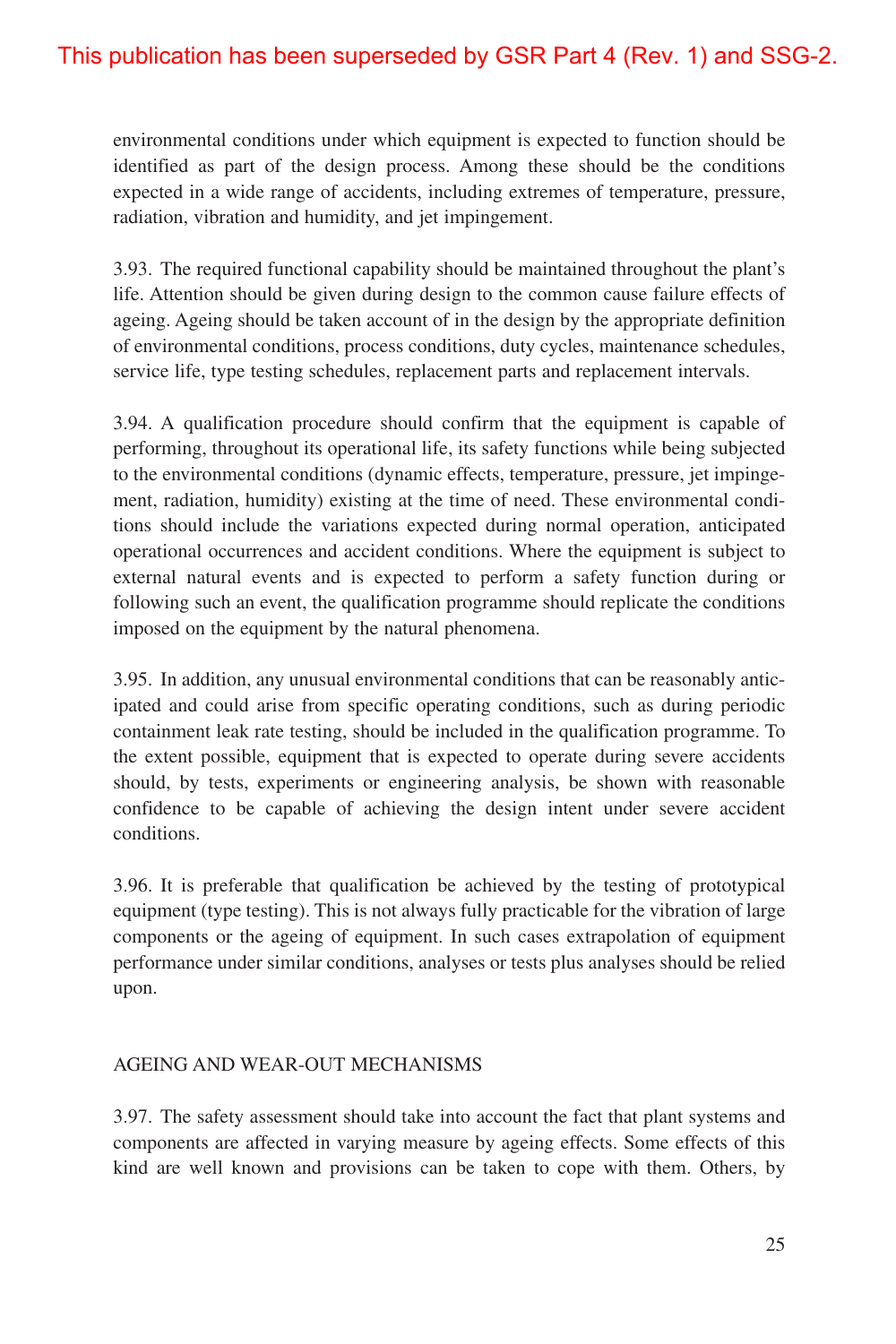This publication has been superseded by GSR Part 4 (Rev. 1) and SSG-2.

environmental conditions under which equipment is expected to function should be identified as part of the design process. Among these should be the conditions expected in a wide range of accidents, including extremes of temperature, pressure, radiation, vibration and humidity, and jet impingement.

3.93. The required functional capability should be maintained throughout the plant's life. Attention should be given during design to the common cause failure effects of ageing. Ageing should be taken account of in the design by the appropriate definition of environmental conditions, process conditions, duty cycles, maintenance schedules, service life, type testing schedules, replacement parts and replacement intervals.

3.94. A qualification procedure should confirm that the equipment is capable of performing, throughout its operational life, its safety functions while being subjected to the environmental conditions (dynamic effects, temperature, pressure, jet impingement, radiation, humidity) existing at the time of need. These environmental conditions should include the variations expected during normal operation, anticipated operational occurrences and accident conditions. Where the equipment is subject to external natural events and is expected to perform a safety function during or following such an event, the qualification programme should replicate the conditions imposed on the equipment by the natural phenomena.

3.95. In addition, any unusual environmental conditions that can be reasonably anticipated and could arise from specific operating conditions, such as during periodic containment leak rate testing, should be included in the qualification programme. To the extent possible, equipment that is expected to operate during severe accidents should, by tests, experiments or engineering analysis, be shown with reasonable confidence to be capable of achieving the design intent under severe accident conditions.

3.96. It is preferable that qualification be achieved by the testing of prototypical equipment (type testing). This is not always fully practicable for the vibration of large components or the ageing of equipment. In such cases extrapolation of equipment performance under similar conditions, analyses or tests plus analyses should be relied upon.

## AGEING AND WEAR-OUT MECHANISMS

3.97. The safety assessment should take into account the fact that plant systems and components are affected in varying measure by ageing effects. Some effects of this kind are well known and provisions can be taken to cope with them. Others, by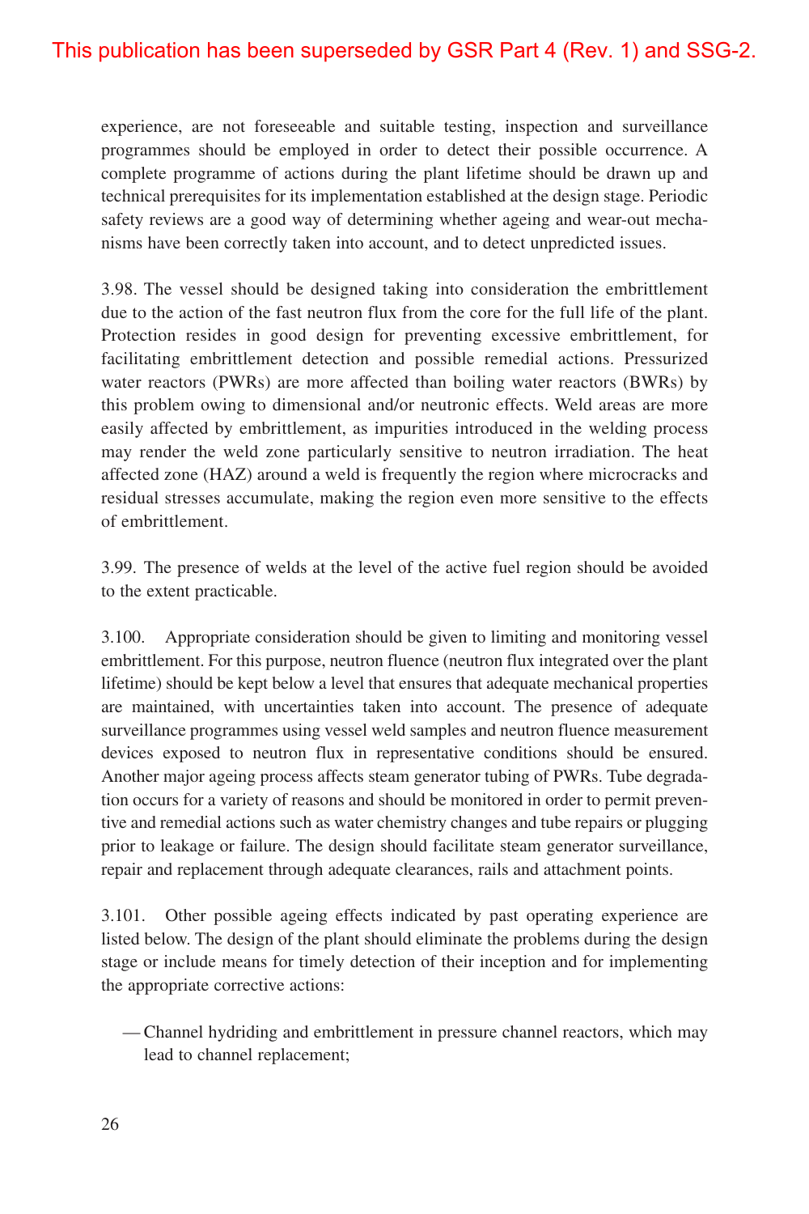This publication has been superseded by GSR Part 4 (Rev. 1) and SSG-2.

experience, are not foreseeable and suitable testing, inspection and surveillance programmes should be employed in order to detect their possible occurrence. A complete programme of actions during the plant lifetime should be drawn up and technical prerequisites for its implementation established at the design stage. Periodic safety reviews are a good way of determining whether ageing and wear-out mechanisms have been correctly taken into account, and to detect unpredicted issues.

3.98. The vessel should be designed taking into consideration the embrittlement due to the action of the fast neutron flux from the core for the full life of the plant. Protection resides in good design for preventing excessive embrittlement, for facilitating embrittlement detection and possible remedial actions. Pressurized water reactors (PWRs) are more affected than boiling water reactors (BWRs) by this problem owing to dimensional and/or neutronic effects. Weld areas are more easily affected by embrittlement, as impurities introduced in the welding process may render the weld zone particularly sensitive to neutron irradiation. The heat affected zone (HAZ) around a weld is frequently the region where microcracks and residual stresses accumulate, making the region even more sensitive to the effects of embrittlement.

3.99. The presence of welds at the level of the active fuel region should be avoided to the extent practicable.

3.100. Appropriate consideration should be given to limiting and monitoring vessel embrittlement. For this purpose, neutron fluence (neutron flux integrated over the plant lifetime) should be kept below a level that ensures that adequate mechanical properties are maintained, with uncertainties taken into account. The presence of adequate surveillance programmes using vessel weld samples and neutron fluence measurement devices exposed to neutron flux in representative conditions should be ensured. Another major ageing process affects steam generator tubing of PWRs. Tube degradation occurs for a variety of reasons and should be monitored in order to permit preventive and remedial actions such as water chemistry changes and tube repairs or plugging prior to leakage or failure. The design should facilitate steam generator surveillance, repair and replacement through adequate clearances, rails and attachment points.

3.101. Other possible ageing effects indicated by past operating experience are listed below. The design of the plant should eliminate the problems during the design stage or include means for timely detection of their inception and for implementing the appropriate corrective actions:

- Channel hydriding and embrittlement in pressure channel reactors, which may lead to channel replacement;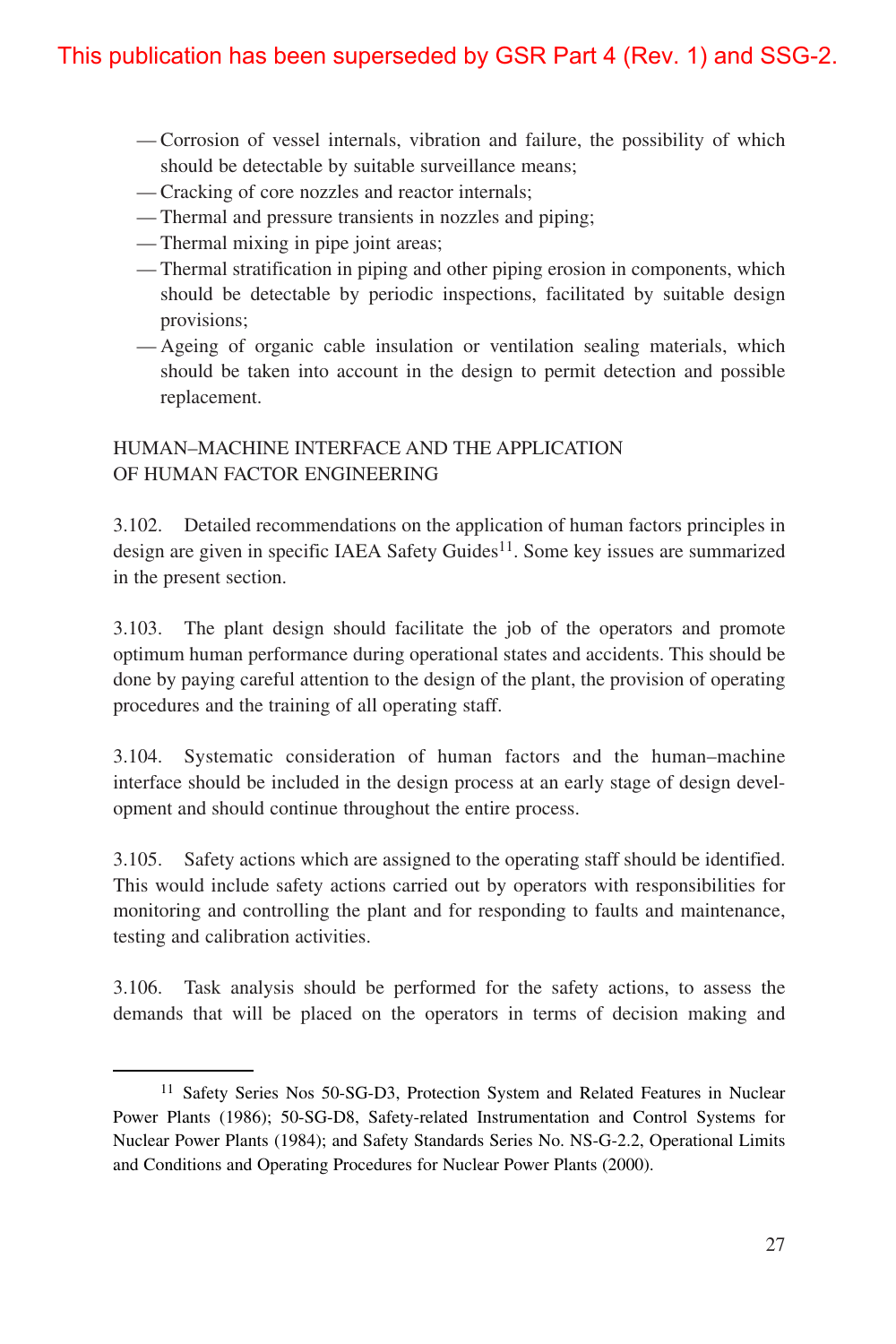This publication has been superseded by GSR Part 4 (Rev. 1) and SSG-2.

- Corrosion of vessel internals, vibration and failure, the possibility of which should be detectable by suitable surveillance means;
- Cracking of core nozzles and reactor internals;
- Thermal and pressure transients in nozzles and piping;
- Thermal mixing in pipe joint areas;
- Thermal stratification in piping and other piping erosion in components, which should be detectable by periodic inspections, facilitated by suitable design provisions;
- Ageing of organic cable insulation or ventilation sealing materials, which should be taken into account in the design to permit detection and possible replacement.

## HUMAN–MACHINE INTERFACE AND THE APPLICATION OF HUMAN FACTOR ENGINEERING

3.102. Detailed recommendations on the application of human factors principles in design are given in specific IAEA Safety Guides[11]. Some key issues are summarized in the present section.

3.103. The plant design should facilitate the job of the operators and promote optimum human performance during operational states and accidents. This should be done by paying careful attention to the design of the plant, the provision of operating procedures and the training of all operating staff.

3.104. Systematic consideration of human factors and the human–machine interface should be included in the design process at an early stage of design development and should continue throughout the entire process.

3.105. Safety actions which are assigned to the operating staff should be identified. This would include safety actions carried out by operators with responsibilities for monitoring and controlling the plant and for responding to faults and maintenance, testing and calibration activities.

3.106. Task analysis should be performed for the safety actions, to assess the demands that will be placed on the operators in terms of decision making and

[11] Safety Series Nos 50-SG-D3, Protection System and Related Features in Nuclear Power Plants (1986); 50-SG-D8, Safety-related Instrumentation and Control Systems for Nuclear Power Plants (1984); and Safety Standards Series No. NS-G-2.2, Operational Limits and Conditions and Operating Procedures for Nuclear Power Plants (2000).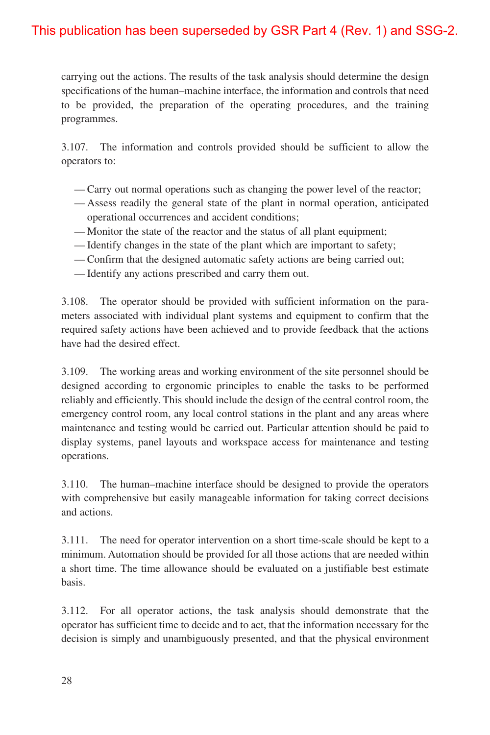This publication has been superseded by GSR Part 4 (Rev. 1) and SSG-2.

carrying out the actions. The results of the task analysis should determine the design specifications of the human–machine interface, the information and controls that need to be provided, the preparation of the operating procedures, and the training programmes.

3.107. The information and controls provided should be sufficient to allow the operators to:

- Carry out normal operations such as changing the power level of the reactor;
- Assess readily the general state of the plant in normal operation, anticipated operational occurrences and accident conditions;
- Monitor the state of the reactor and the status of all plant equipment;
- Identify changes in the state of the plant which are important to safety;
- Confirm that the designed automatic safety actions are being carried out;
- Identify any actions prescribed and carry them out.

3.108. The operator should be provided with sufficient information on the parameters associated with individual plant systems and equipment to confirm that the required safety actions have been achieved and to provide feedback that the actions have had the desired effect.

3.109. The working areas and working environment of the site personnel should be designed according to ergonomic principles to enable the tasks to be performed reliably and efficiently. This should include the design of the central control room, the emergency control room, any local control stations in the plant and any areas where maintenance and testing would be carried out. Particular attention should be paid to display systems, panel layouts and workspace access for maintenance and testing operations.

3.110. The human–machine interface should be designed to provide the operators with comprehensive but easily manageable information for taking correct decisions and actions.

3.111. The need for operator intervention on a short time-scale should be kept to a minimum. Automation should be provided for all those actions that are needed within a short time. The time allowance should be evaluated on a justifiable best estimate basis.

3.112. For all operator actions, the task analysis should demonstrate that the operator has sufficient time to decide and to act, that the information necessary for the decision is simply and unambiguously presented, and that the physical environment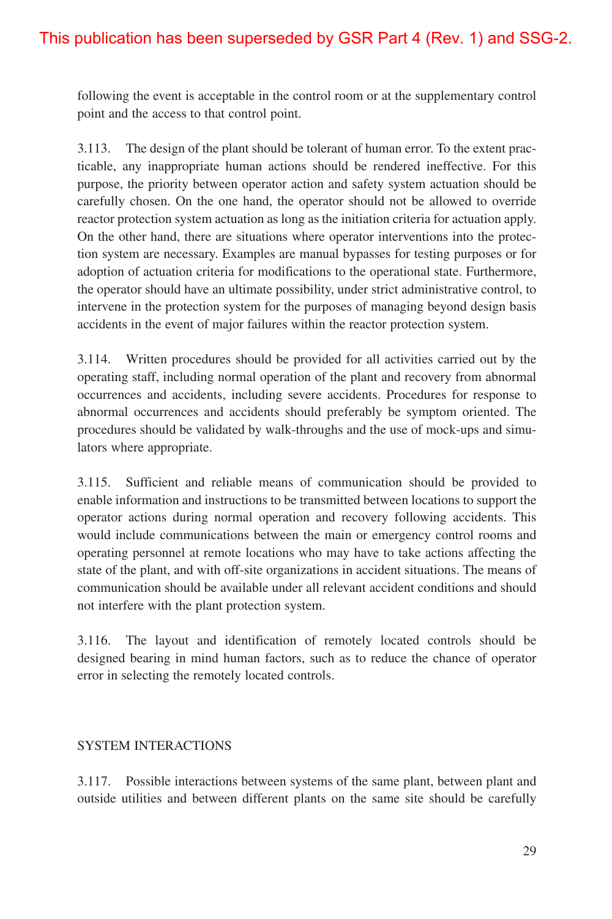This publication has been superseded by GSR Part 4 (Rev. 1) and SSG-2.

following the event is acceptable in the control room or at the supplementary control point and the access to that control point.

3.113. The design of the plant should be tolerant of human error. To the extent practicable, any inappropriate human actions should be rendered ineffective. For this purpose, the priority between operator action and safety system actuation should be carefully chosen. On the one hand, the operator should not be allowed to override reactor protection system actuation as long as the initiation criteria for actuation apply. On the other hand, there are situations where operator interventions into the protection system are necessary. Examples are manual bypasses for testing purposes or for adoption of actuation criteria for modifications to the operational state. Furthermore, the operator should have an ultimate possibility, under strict administrative control, to intervene in the protection system for the purposes of managing beyond design basis accidents in the event of major failures within the reactor protection system.

3.114. Written procedures should be provided for all activities carried out by the operating staff, including normal operation of the plant and recovery from abnormal occurrences and accidents, including severe accidents. Procedures for response to abnormal occurrences and accidents should preferably be symptom oriented. The procedures should be validated by walk-throughs and the use of mock-ups and simulators where appropriate.

3.115. Sufficient and reliable means of communication should be provided to enable information and instructions to be transmitted between locations to support the operator actions during normal operation and recovery following accidents. This would include communications between the main or emergency control rooms and operating personnel at remote locations who may have to take actions affecting the state of the plant, and with off-site organizations in accident situations. The means of communication should be available under all relevant accident conditions and should not interfere with the plant protection system.

3.116. The layout and identification of remotely located controls should be designed bearing in mind human factors, such as to reduce the chance of operator error in selecting the remotely located controls.

## SYSTEM INTERACTIONS

3.117. Possible interactions between systems of the same plant, between plant and outside utilities and between different plants on the same site should be carefully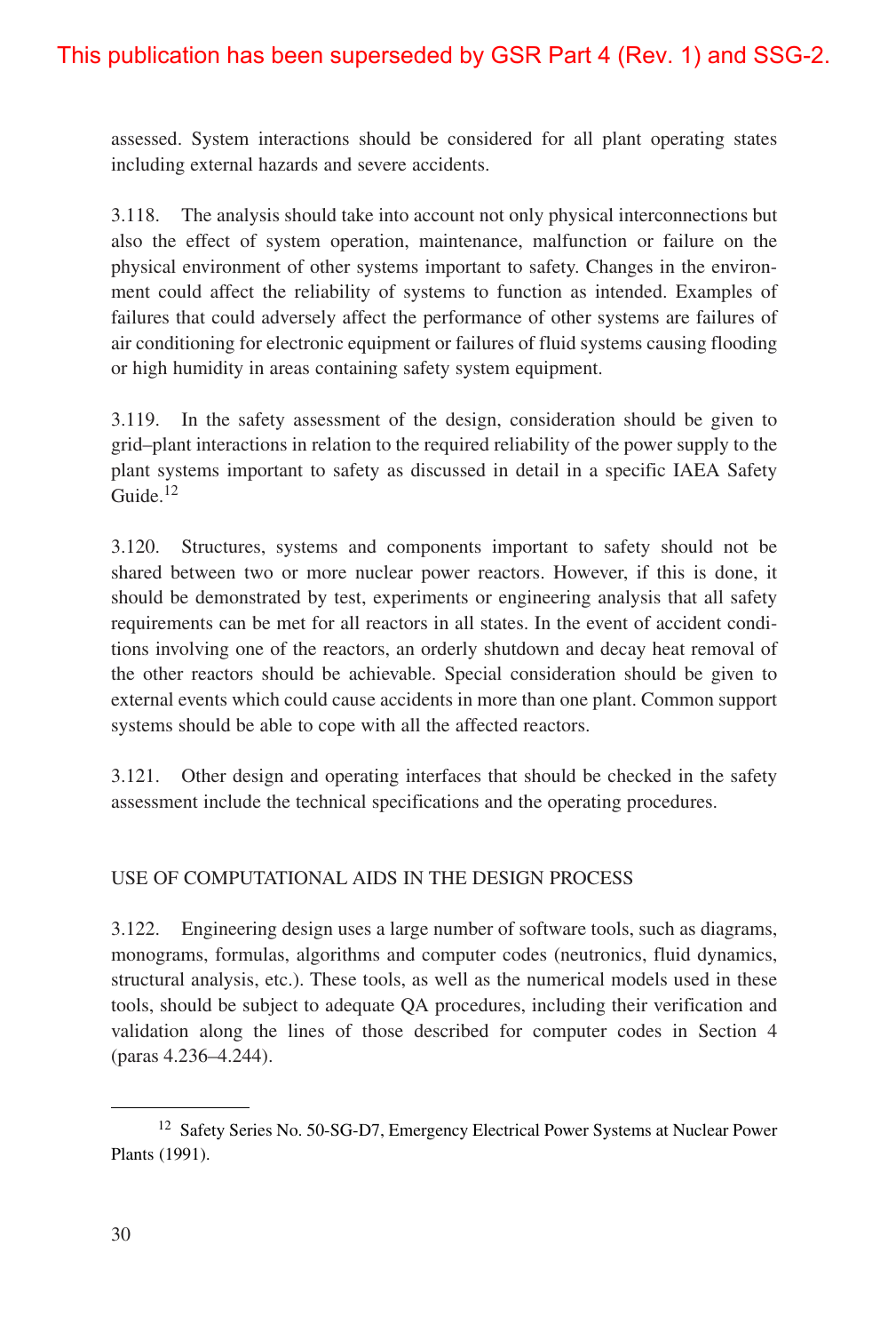This publication has been superseded by GSR Part 4 (Rev. 1) and SSG-2.

assessed. System interactions should be considered for all plant operating states including external hazards and severe accidents.

3.118. The analysis should take into account not only physical interconnections but also the effect of system operation, maintenance, malfunction or failure on the physical environment of other systems important to safety. Changes in the environment could affect the reliability of systems to function as intended. Examples of failures that could adversely affect the performance of other systems are failures of air conditioning for electronic equipment or failures of fluid systems causing flooding or high humidity in areas containing safety system equipment.

3.119. In the safety assessment of the design, consideration should be given to grid–plant interactions in relation to the required reliability of the power supply to the plant systems important to safety as discussed in detail in a specific IAEA Safety Guide.[12]

3.120. Structures, systems and components important to safety should not be shared between two or more nuclear power reactors. However, if this is done, it should be demonstrated by test, experiments or engineering analysis that all safety requirements can be met for all reactors in all states. In the event of accident conditions involving one of the reactors, an orderly shutdown and decay heat removal of the other reactors should be achievable. Special consideration should be given to external events which could cause accidents in more than one plant. Common support systems should be able to cope with all the affected reactors.

3.121. Other design and operating interfaces that should be checked in the safety assessment include the technical specifications and the operating procedures.

## USE OF COMPUTATIONAL AIDS IN THE DESIGN PROCESS

3.122. Engineering design uses a large number of software tools, such as diagrams, monograms, formulas, algorithms and computer codes (neutronics, fluid dynamics, structural analysis, etc.). These tools, as well as the numerical models used in these tools, should be subject to adequate QA procedures, including their verification and validation along the lines of those described for computer codes in Section 4 (paras 4.236–4.244).

---

[12] Safety Series No. 50-SG-D7, Emergency Electrical Power Systems at Nuclear Power Plants (1991).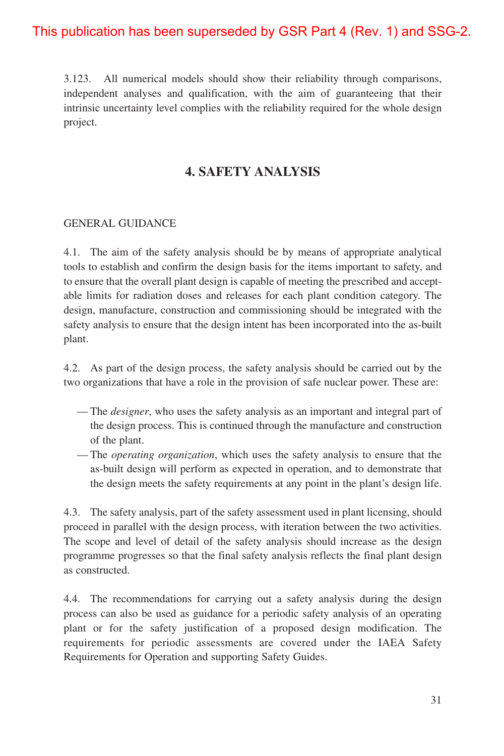This publication has been superseded by GSR Part 4 (Rev. 1) and SSG-2.

3.123. All numerical models should show their reliability through comparisons, independent analyses and qualification, with the aim of guaranteeing that their intrinsic uncertainty level complies with the reliability required for the whole design project.

# 4. SAFETY ANALYSIS

## GENERAL GUIDANCE

4.1. The aim of the safety analysis should be by means of appropriate analytical tools to establish and confirm the design basis for the items important to safety, and to ensure that the overall plant design is capable of meeting the prescribed and acceptable limits for radiation doses and releases for each plant condition category. The design, manufacture, construction and commissioning should be integrated with the safety analysis to ensure that the design intent has been incorporated into the as-built plant.

4.2. As part of the design process, the safety analysis should be carried out by the two organizations that have a role in the provision of safe nuclear power. These are:

— The *designer*, who uses the safety analysis as an important and integral part of the design process. This is continued through the manufacture and construction of the plant.

— The *operating organization*, which uses the safety analysis to ensure that the as-built design will perform as expected in operation, and to demonstrate that the design meets the safety requirements at any point in the plant's design life.

4.3. The safety analysis, part of the safety assessment used in plant licensing, should proceed in parallel with the design process, with iteration between the two activities. The scope and level of detail of the safety analysis should increase as the design programme progresses so that the final safety analysis reflects the final plant design as constructed.

4.4. The recommendations for carrying out a safety analysis during the design process can also be used as guidance for a periodic safety analysis of an operating plant or for the safety justification of a proposed design modification. The requirements for periodic assessments are covered under the IAEA Safety Requirements for Operation and supporting Safety Guides.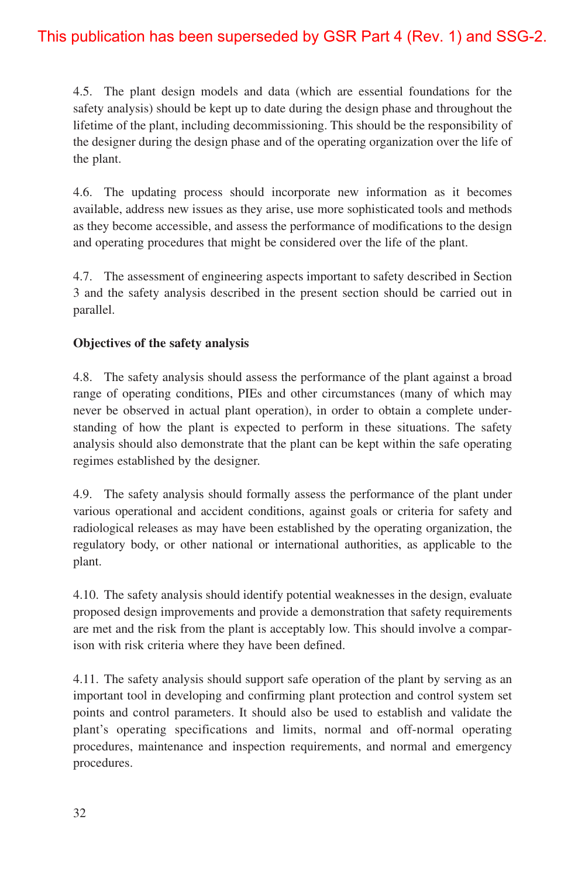This publication has been superseded by GSR Part 4 (Rev. 1) and SSG-2.

4.5. The plant design models and data (which are essential foundations for the safety analysis) should be kept up to date during the design phase and throughout the lifetime of the plant, including decommissioning. This should be the responsibility of the designer during the design phase and of the operating organization over the life of the plant.

4.6. The updating process should incorporate new information as it becomes available, address new issues as they arise, use more sophisticated tools and methods as they become accessible, and assess the performance of modifications to the design and operating procedures that might be considered over the life of the plant.

4.7. The assessment of engineering aspects important to safety described in Section 3 and the safety analysis described in the present section should be carried out in parallel.

**Objectives of the safety analysis**

4.8. The safety analysis should assess the performance of the plant against a broad range of operating conditions, PIEs and other circumstances (many of which may never be observed in actual plant operation), in order to obtain a complete understanding of how the plant is expected to perform in these situations. The safety analysis should also demonstrate that the plant can be kept within the safe operating regimes established by the designer.

4.9. The safety analysis should formally assess the performance of the plant under various operational and accident conditions, against goals or criteria for safety and radiological releases as may have been established by the operating organization, the regulatory body, or other national or international authorities, as applicable to the plant.

4.10. The safety analysis should identify potential weaknesses in the design, evaluate proposed design improvements and provide a demonstration that safety requirements are met and the risk from the plant is acceptably low. This should involve a comparison with risk criteria where they have been defined.

4.11. The safety analysis should support safe operation of the plant by serving as an important tool in developing and confirming plant protection and control system set points and control parameters. It should also be used to establish and validate the plant's operating specifications and limits, normal and off-normal operating procedures, maintenance and inspection requirements, and normal and emergency procedures.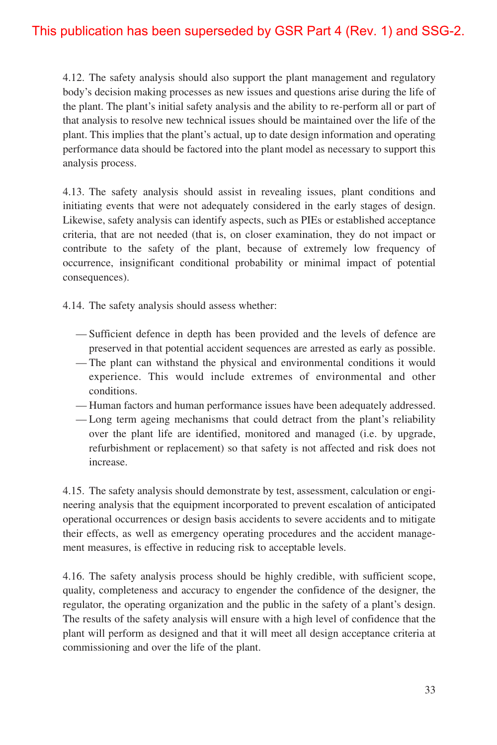This publication has been superseded by GSR Part 4 (Rev. 1) and SSG-2.

4.12. The safety analysis should also support the plant management and regulatory body's decision making processes as new issues and questions arise during the life of the plant. The plant's initial safety analysis and the ability to re-perform all or part of that analysis to resolve new technical issues should be maintained over the life of the plant. This implies that the plant's actual, up to date design information and operating performance data should be factored into the plant model as necessary to support this analysis process.

4.13. The safety analysis should assist in revealing issues, plant conditions and initiating events that were not adequately considered in the early stages of design. Likewise, safety analysis can identify aspects, such as PIEs or established acceptance criteria, that are not needed (that is, on closer examination, they do not impact or contribute to the safety of the plant, because of extremely low frequency of occurrence, insignificant conditional probability or minimal impact of potential consequences).

4.14. The safety analysis should assess whether:

- Sufficient defence in depth has been provided and the levels of defence are preserved in that potential accident sequences are arrested as early as possible.
- The plant can withstand the physical and environmental conditions it would experience. This would include extremes of environmental and other conditions.
- Human factors and human performance issues have been adequately addressed.
- Long term ageing mechanisms that could detract from the plant's reliability over the plant life are identified, monitored and managed (i.e. by upgrade, refurbishment or replacement) so that safety is not affected and risk does not increase.

4.15. The safety analysis should demonstrate by test, assessment, calculation or engineering analysis that the equipment incorporated to prevent escalation of anticipated operational occurrences or design basis accidents to severe accidents and to mitigate their effects, as well as emergency operating procedures and the accident management measures, is effective in reducing risk to acceptable levels.

4.16. The safety analysis process should be highly credible, with sufficient scope, quality, completeness and accuracy to engender the confidence of the designer, the regulator, the operating organization and the public in the safety of a plant's design. The results of the safety analysis will ensure with a high level of confidence that the plant will perform as designed and that it will meet all design acceptance criteria at commissioning and over the life of the plant.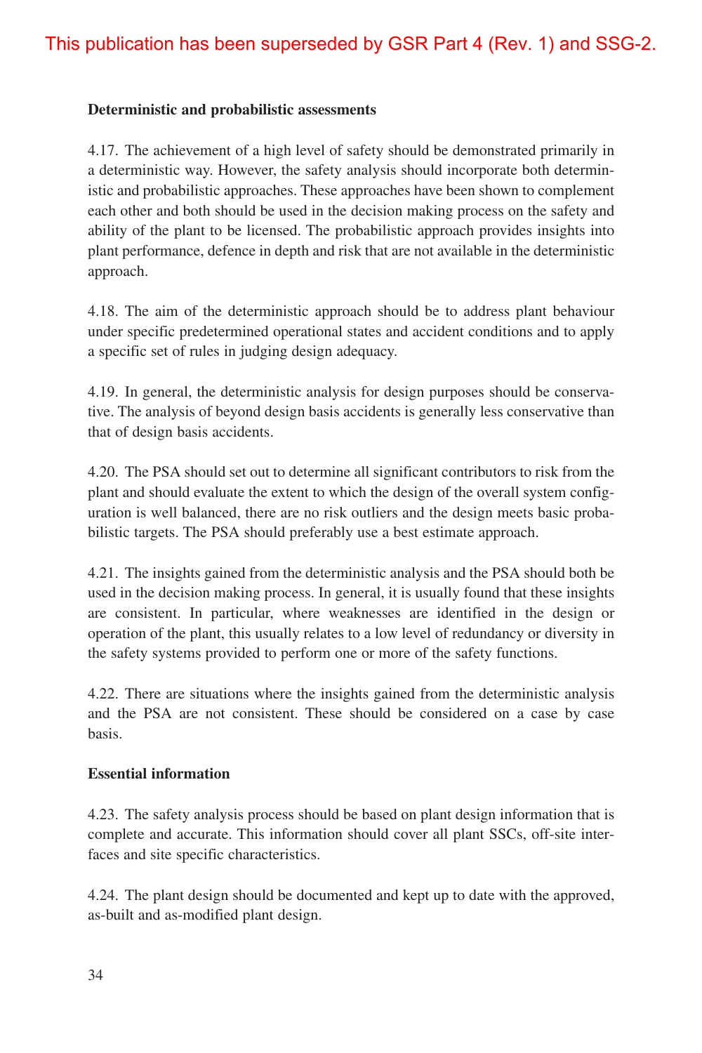This publication has been superseded by GSR Part 4 (Rev. 1) and SSG-2.

### Deterministic and probabilistic assessments

4.17. The achievement of a high level of safety should be demonstrated primarily in a deterministic way. However, the safety analysis should incorporate both deterministic and probabilistic approaches. These approaches have been shown to complement each other and both should be used in the decision making process on the safety and ability of the plant to be licensed. The probabilistic approach provides insights into plant performance, defence in depth and risk that are not available in the deterministic approach.

4.18. The aim of the deterministic approach should be to address plant behaviour under specific predetermined operational states and accident conditions and to apply a specific set of rules in judging design adequacy.

4.19. In general, the deterministic analysis for design purposes should be conservative. The analysis of beyond design basis accidents is generally less conservative than that of design basis accidents.

4.20. The PSA should set out to determine all significant contributors to risk from the plant and should evaluate the extent to which the design of the overall system configuration is well balanced, there are no risk outliers and the design meets basic probabilistic targets. The PSA should preferably use a best estimate approach.

4.21. The insights gained from the deterministic analysis and the PSA should both be used in the decision making process. In general, it is usually found that these insights are consistent. In particular, where weaknesses are identified in the design or operation of the plant, this usually relates to a low level of redundancy or diversity in the safety systems provided to perform one or more of the safety functions.

4.22. There are situations where the insights gained from the deterministic analysis and the PSA are not consistent. These should be considered on a case by case basis.

### Essential information

4.23. The safety analysis process should be based on plant design information that is complete and accurate. This information should cover all plant SSCs, off-site interfaces and site specific characteristics.

4.24. The plant design should be documented and kept up to date with the approved, as-built and as-modified plant design.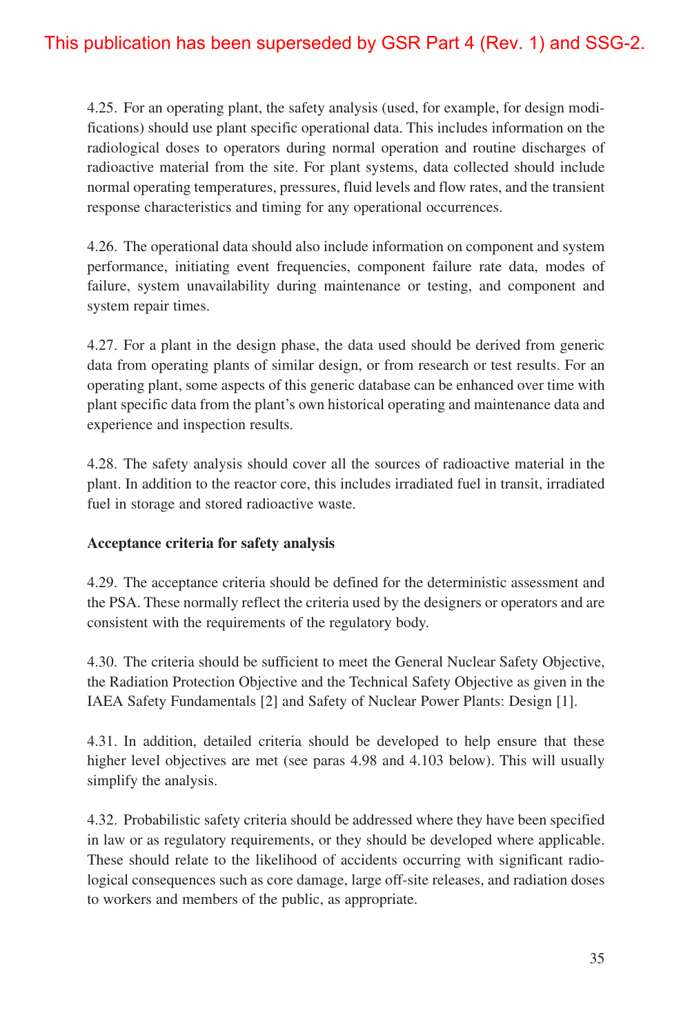This publication has been superseded by GSR Part 4 (Rev. 1) and SSG-2.

4.25. For an operating plant, the safety analysis (used, for example, for design modifications) should use plant specific operational data. This includes information on the radiological doses to operators during normal operation and routine discharges of radioactive material from the site. For plant systems, data collected should include normal operating temperatures, pressures, fluid levels and flow rates, and the transient response characteristics and timing for any operational occurrences.

4.26. The operational data should also include information on component and system performance, initiating event frequencies, component failure rate data, modes of failure, system unavailability during maintenance or testing, and component and system repair times.

4.27. For a plant in the design phase, the data used should be derived from generic data from operating plants of similar design, or from research or test results. For an operating plant, some aspects of this generic database can be enhanced over time with plant specific data from the plant's own historical operating and maintenance data and experience and inspection results.

4.28. The safety analysis should cover all the sources of radioactive material in the plant. In addition to the reactor core, this includes irradiated fuel in transit, irradiated fuel in storage and stored radioactive waste.

**Acceptance criteria for safety analysis**

4.29. The acceptance criteria should be defined for the deterministic assessment and the PSA. These normally reflect the criteria used by the designers or operators and are consistent with the requirements of the regulatory body.

4.30. The criteria should be sufficient to meet the General Nuclear Safety Objective, the Radiation Protection Objective and the Technical Safety Objective as given in the IAEA Safety Fundamentals [2] and Safety of Nuclear Power Plants: Design [1].

4.31. In addition, detailed criteria should be developed to help ensure that these higher level objectives are met (see paras 4.98 and 4.103 below). This will usually simplify the analysis.

4.32. Probabilistic safety criteria should be addressed where they have been specified in law or as regulatory requirements, or they should be developed where applicable. These should relate to the likelihood of accidents occurring with significant radiological consequences such as core damage, large off-site releases, and radiation doses to workers and members of the public, as appropriate.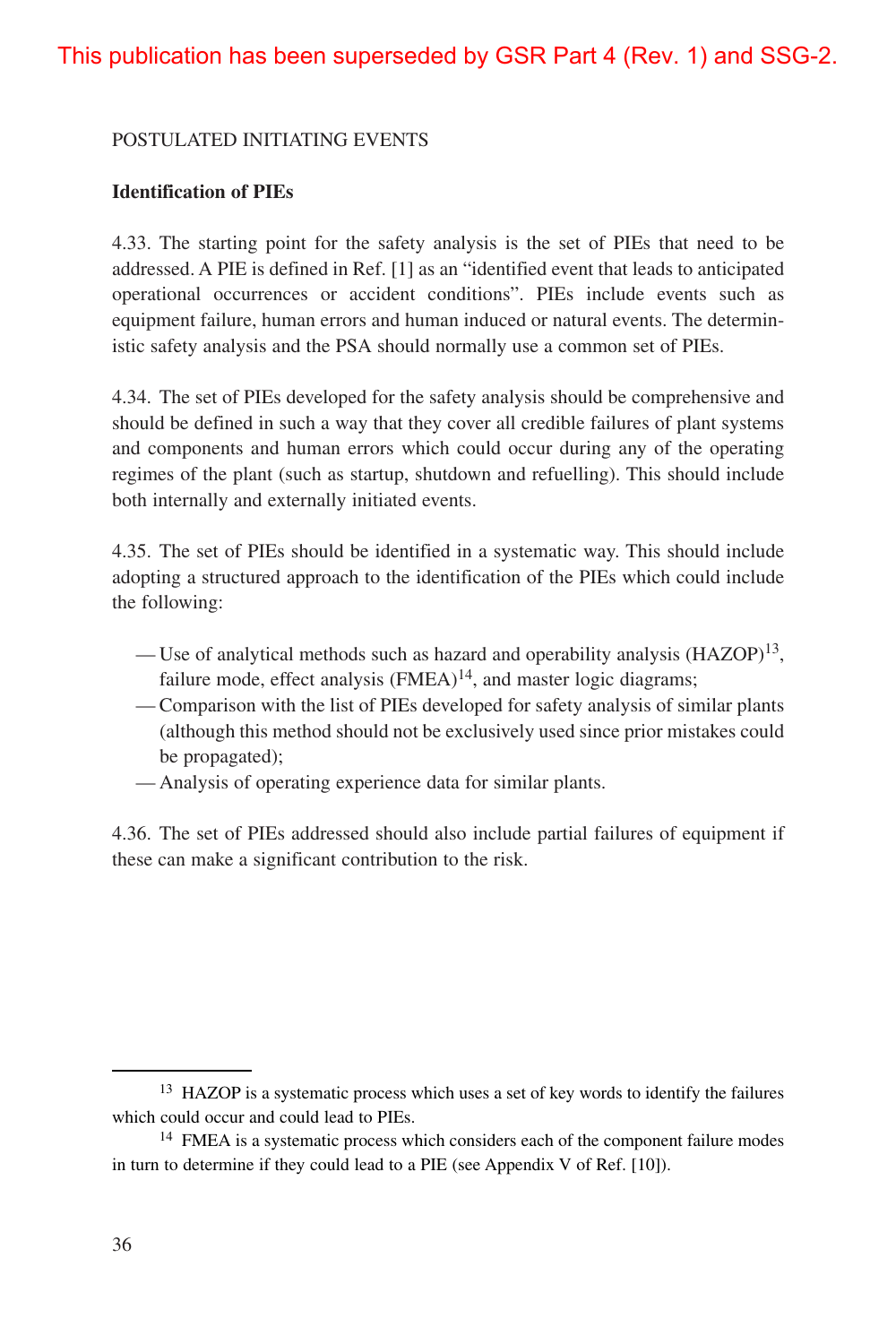This publication has been superseded by GSR Part 4 (Rev. 1) and SSG-2.

## POSTULATED INITIATING EVENTS

### Identification of PIEs

4.33. The starting point for the safety analysis is the set of PIEs that need to be addressed. A PIE is defined in Ref. [1] as an “identified event that leads to anticipated operational occurrences or accident conditions”. PIEs include events such as equipment failure, human errors and human induced or natural events. The deterministic safety analysis and the PSA should normally use a common set of PIEs.

4.34. The set of PIEs developed for the safety analysis should be comprehensive and should be defined in such a way that they cover all credible failures of plant systems and components and human errors which could occur during any of the operating regimes of the plant (such as startup, shutdown and refuelling). This should include both internally and externally initiated events.

4.35. The set of PIEs should be identified in a systematic way. This should include adopting a structured approach to the identification of the PIEs which could include the following:

- Use of analytical methods such as hazard and operability analysis (HAZOP)[13], failure mode, effect analysis (FMEA)[14], and master logic diagrams;
- Comparison with the list of PIEs developed for safety analysis of similar plants (although this method should not be exclusively used since prior mistakes could be propagated);
- Analysis of operating experience data for similar plants.

4.36. The set of PIEs addressed should also include partial failures of equipment if these can make a significant contribution to the risk.

---

[13] HAZOP is a systematic process which uses a set of key words to identify the failures which could occur and could lead to PIEs.

[14] FMEA is a systematic process which considers each of the component failure modes in turn to determine if they could lead to a PIE (see Appendix V of Ref. [10]).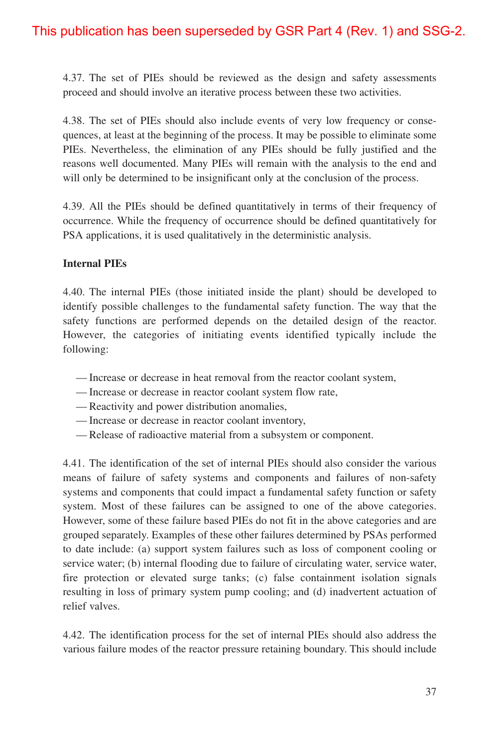This publication has been superseded by GSR Part 4 (Rev. 1) and SSG-2.

4.37. The set of PIEs should be reviewed as the design and safety assessments proceed and should involve an iterative process between these two activities.

4.38. The set of PIEs should also include events of very low frequency or consequences, at least at the beginning of the process. It may be possible to eliminate some PIEs. Nevertheless, the elimination of any PIEs should be fully justified and the reasons well documented. Many PIEs will remain with the analysis to the end and will only be determined to be insignificant only at the conclusion of the process.

4.39. All the PIEs should be defined quantitatively in terms of their frequency of occurrence. While the frequency of occurrence should be defined quantitatively for PSA applications, it is used qualitatively in the deterministic analysis.

**Internal PIEs**

4.40. The internal PIEs (those initiated inside the plant) should be developed to identify possible challenges to the fundamental safety function. The way that the safety functions are performed depends on the detailed design of the reactor. However, the categories of initiating events identified typically include the following:

- — Increase or decrease in heat removal from the reactor coolant system,
- — Increase or decrease in reactor coolant system flow rate,
- — Reactivity and power distribution anomalies,
- — Increase or decrease in reactor coolant inventory,
- — Release of radioactive material from a subsystem or component.

4.41. The identification of the set of internal PIEs should also consider the various means of failure of safety systems and components and failures of non-safety systems and components that could impact a fundamental safety function or safety system. Most of these failures can be assigned to one of the above categories. However, some of these failure based PIEs do not fit in the above categories and are grouped separately. Examples of these other failures determined by PSAs performed to date include: (a) support system failures such as loss of component cooling or service water; (b) internal flooding due to failure of circulating water, service water, fire protection or elevated surge tanks; (c) false containment isolation signals resulting in loss of primary system pump cooling; and (d) inadvertent actuation of relief valves.

4.42. The identification process for the set of internal PIEs should also address the various failure modes of the reactor pressure retaining boundary. This should include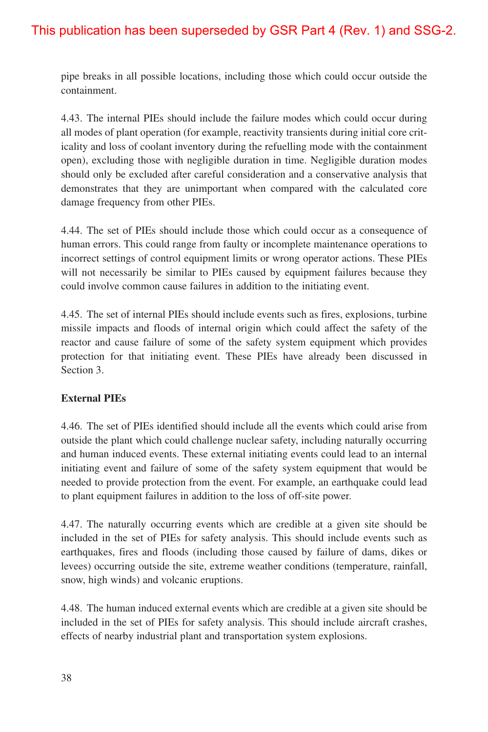This publication has been superseded by GSR Part 4 (Rev. 1) and SSG-2.

pipe breaks in all possible locations, including those which could occur outside the containment.

4.43. The internal PIEs should include the failure modes which could occur during all modes of plant operation (for example, reactivity transients during initial core criticality and loss of coolant inventory during the refuelling mode with the containment open), excluding those with negligible duration in time. Negligible duration modes should only be excluded after careful consideration and a conservative analysis that demonstrates that they are unimportant when compared with the calculated core damage frequency from other PIEs.

4.44. The set of PIEs should include those which could occur as a consequence of human errors. This could range from faulty or incomplete maintenance operations to incorrect settings of control equipment limits or wrong operator actions. These PIEs will not necessarily be similar to PIEs caused by equipment failures because they could involve common cause failures in addition to the initiating event.

4.45. The set of internal PIEs should include events such as fires, explosions, turbine missile impacts and floods of internal origin which could affect the safety of the reactor and cause failure of some of the safety system equipment which provides protection for that initiating event. These PIEs have already been discussed in Section 3.

**External PIEs**

4.46. The set of PIEs identified should include all the events which could arise from outside the plant which could challenge nuclear safety, including naturally occurring and human induced events. These external initiating events could lead to an internal initiating event and failure of some of the safety system equipment that would be needed to provide protection from the event. For example, an earthquake could lead to plant equipment failures in addition to the loss of off-site power.

4.47. The naturally occurring events which are credible at a given site should be included in the set of PIEs for safety analysis. This should include events such as earthquakes, fires and floods (including those caused by failure of dams, dikes or levees) occurring outside the site, extreme weather conditions (temperature, rainfall, snow, high winds) and volcanic eruptions.

4.48. The human induced external events which are credible at a given site should be included in the set of PIEs for safety analysis. This should include aircraft crashes, effects of nearby industrial plant and transportation system explosions.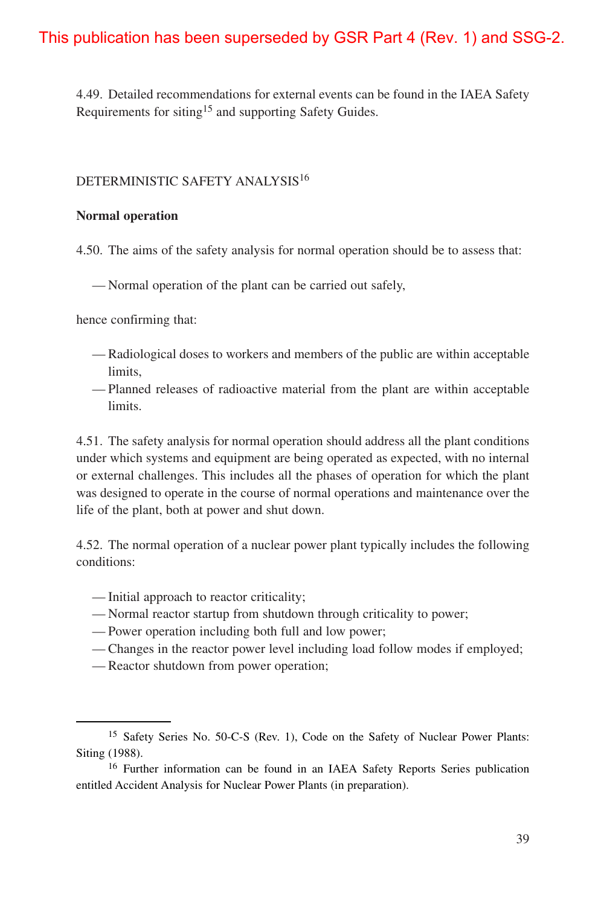This publication has been superseded by GSR Part 4 (Rev. 1) and SSG-2.

4.49. Detailed recommendations for external events can be found in the IAEA Safety Requirements for siting[15] and supporting Safety Guides.

## DETERMINISTIC SAFETY ANALYSIS[16]

### Normal operation

4.50. The aims of the safety analysis for normal operation should be to assess that:

— Normal operation of the plant can be carried out safely,

hence confirming that:

— Radiological doses to workers and members of the public are within acceptable limits,
— Planned releases of radioactive material from the plant are within acceptable limits.

4.51. The safety analysis for normal operation should address all the plant conditions under which systems and equipment are being operated as expected, with no internal or external challenges. This includes all the phases of operation for which the plant was designed to operate in the course of normal operations and maintenance over the life of the plant, both at power and shut down.

4.52. The normal operation of a nuclear power plant typically includes the following conditions:

— Initial approach to reactor criticality;
— Normal reactor startup from shutdown through criticality to power;
— Power operation including both full and low power;
— Changes in the reactor power level including load follow modes if employed;
— Reactor shutdown from power operation;

---

[15] Safety Series No. 50-C-S (Rev. 1), Code on the Safety of Nuclear Power Plants: Siting (1988).

[16] Further information can be found in an IAEA Safety Reports Series publication entitled Accident Analysis for Nuclear Power Plants (in preparation).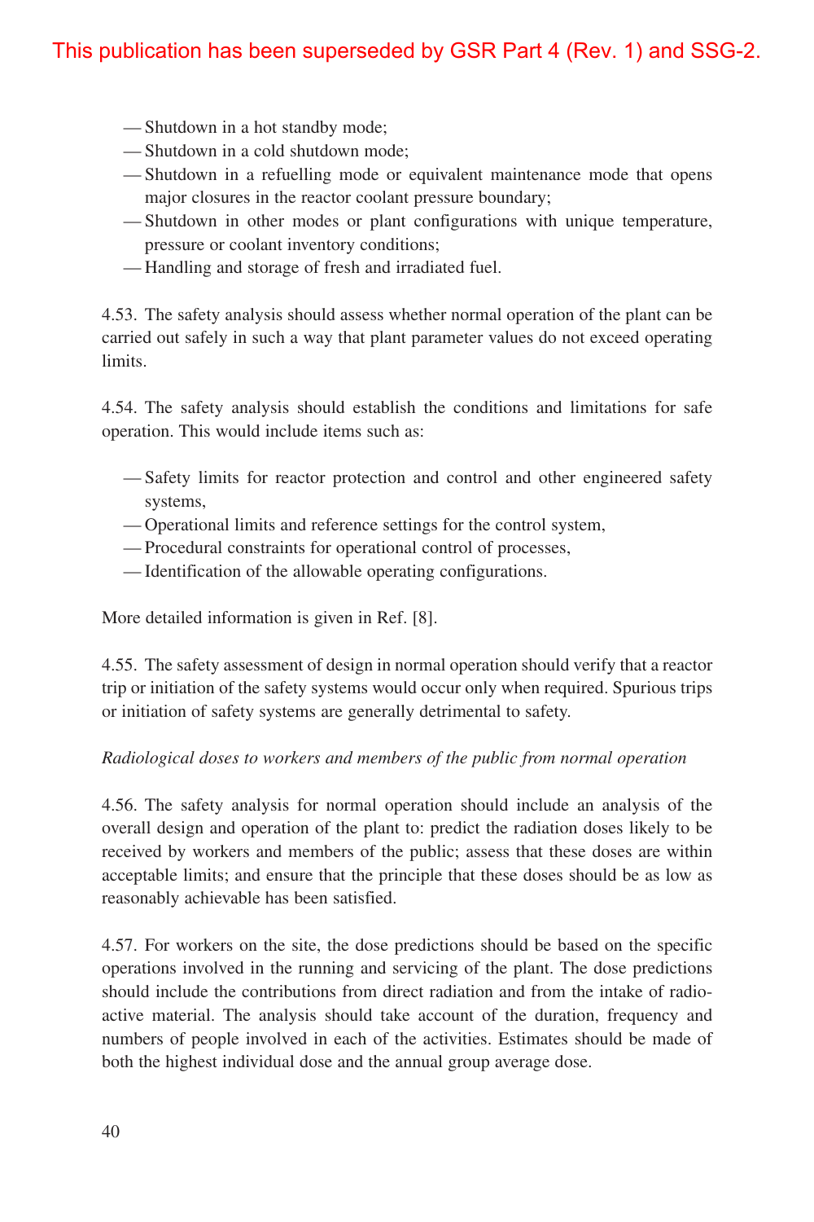This publication has been superseded by GSR Part 4 (Rev. 1) and SSG-2.

- Shutdown in a hot standby mode;
- Shutdown in a cold shutdown mode;
- Shutdown in a refuelling mode or equivalent maintenance mode that opens major closures in the reactor coolant pressure boundary;
- Shutdown in other modes or plant configurations with unique temperature, pressure or coolant inventory conditions;
- Handling and storage of fresh and irradiated fuel.

4.53. The safety analysis should assess whether normal operation of the plant can be carried out safely in such a way that plant parameter values do not exceed operating limits.

4.54. The safety analysis should establish the conditions and limitations for safe operation. This would include items such as:

- Safety limits for reactor protection and control and other engineered safety systems,
- Operational limits and reference settings for the control system,
- Procedural constraints for operational control of processes,
- Identification of the allowable operating configurations.

More detailed information is given in Ref. [8].

4.55. The safety assessment of design in normal operation should verify that a reactor trip or initiation of the safety systems would occur only when required. Spurious trips or initiation of safety systems are generally detrimental to safety.

*Radiological doses to workers and members of the public from normal operation*

4.56. The safety analysis for normal operation should include an analysis of the overall design and operation of the plant to: predict the radiation doses likely to be received by workers and members of the public; assess that these doses are within acceptable limits; and ensure that the principle that these doses should be as low as reasonably achievable has been satisfied.

4.57. For workers on the site, the dose predictions should be based on the specific operations involved in the running and servicing of the plant. The dose predictions should include the contributions from direct radiation and from the intake of radioactive material. The analysis should take account of the duration, frequency and numbers of people involved in each of the activities. Estimates should be made of both the highest individual dose and the annual group average dose.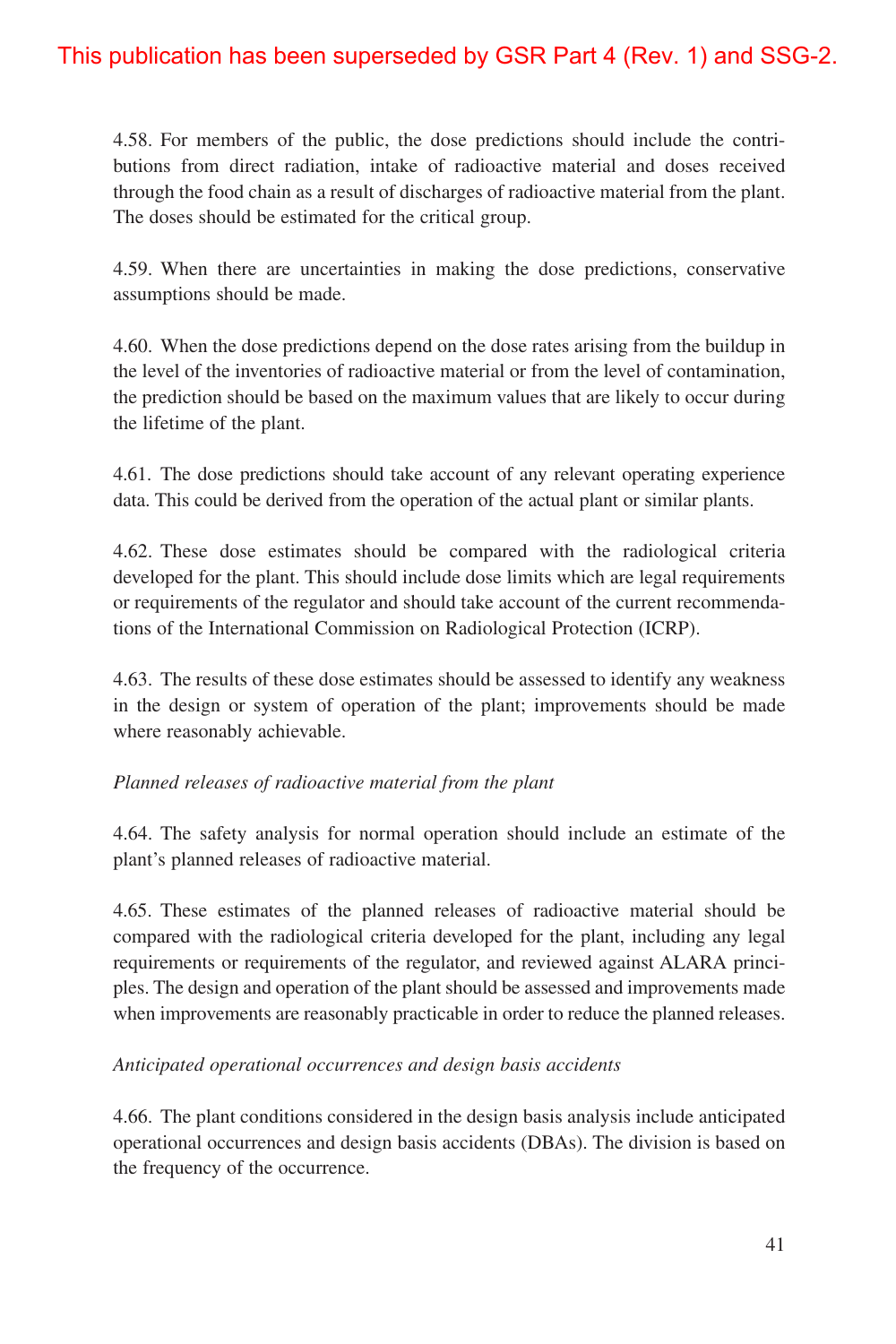This publication has been superseded by GSR Part 4 (Rev. 1) and SSG-2.

4.58. For members of the public, the dose predictions should include the contributions from direct radiation, intake of radioactive material and doses received through the food chain as a result of discharges of radioactive material from the plant. The doses should be estimated for the critical group.

4.59. When there are uncertainties in making the dose predictions, conservative assumptions should be made.

4.60. When the dose predictions depend on the dose rates arising from the buildup in the level of the inventories of radioactive material or from the level of contamination, the prediction should be based on the maximum values that are likely to occur during the lifetime of the plant.

4.61. The dose predictions should take account of any relevant operating experience data. This could be derived from the operation of the actual plant or similar plants.

4.62. These dose estimates should be compared with the radiological criteria developed for the plant. This should include dose limits which are legal requirements or requirements of the regulator and should take account of the current recommendations of the International Commission on Radiological Protection (ICRP).

4.63. The results of these dose estimates should be assessed to identify any weakness in the design or system of operation of the plant; improvements should be made where reasonably achievable.

*Planned releases of radioactive material from the plant*

4.64. The safety analysis for normal operation should include an estimate of the plant's planned releases of radioactive material.

4.65. These estimates of the planned releases of radioactive material should be compared with the radiological criteria developed for the plant, including any legal requirements or requirements of the regulator, and reviewed against ALARA principles. The design and operation of the plant should be assessed and improvements made when improvements are reasonably practicable in order to reduce the planned releases.

*Anticipated operational occurrences and design basis accidents*

4.66. The plant conditions considered in the design basis analysis include anticipated operational occurrences and design basis accidents (DBAs). The division is based on the frequency of the occurrence.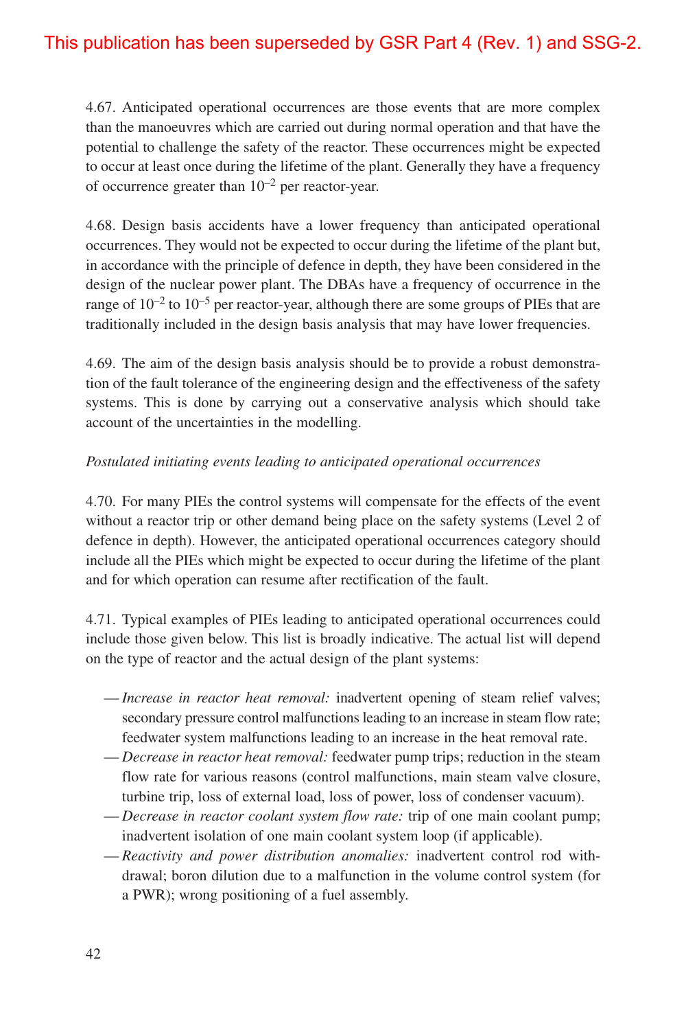This publication has been superseded by GSR Part 4 (Rev. 1) and SSG-2.

4.67. Anticipated operational occurrences are those events that are more complex than the manoeuvres which are carried out during normal operation and that have the potential to challenge the safety of the reactor. These occurrences might be expected to occur at least once during the lifetime of the plant. Generally they have a frequency of occurrence greater than $10^{-2}$ per reactor-year.

4.68. Design basis accidents have a lower frequency than anticipated operational occurrences. They would not be expected to occur during the lifetime of the plant but, in accordance with the principle of defence in depth, they have been considered in the design of the nuclear power plant. The DBAs have a frequency of occurrence in the range of $10^{-2}$ to $10^{-5}$ per reactor-year, although there are some groups of PIEs that are traditionally included in the design basis analysis that may have lower frequencies.

4.69. The aim of the design basis analysis should be to provide a robust demonstration of the fault tolerance of the engineering design and the effectiveness of the safety systems. This is done by carrying out a conservative analysis which should take account of the uncertainties in the modelling.

*Postulated initiating events leading to anticipated operational occurrences*

4.70. For many PIEs the control systems will compensate for the effects of the event without a reactor trip or other demand being place on the safety systems (Level 2 of defence in depth). However, the anticipated operational occurrences category should include all the PIEs which might be expected to occur during the lifetime of the plant and for which operation can resume after rectification of the fault.

4.71. Typical examples of PIEs leading to anticipated operational occurrences could include those given below. This list is broadly indicative. The actual list will depend on the type of reactor and the actual design of the plant systems:

- *Increase in reactor heat removal:* inadvertent opening of steam relief valves; secondary pressure control malfunctions leading to an increase in steam flow rate; feedwater system malfunctions leading to an increase in the heat removal rate.
- *Decrease in reactor heat removal:* feedwater pump trips; reduction in the steam flow rate for various reasons (control malfunctions, main steam valve closure, turbine trip, loss of external load, loss of power, loss of condenser vacuum).
- *Decrease in reactor coolant system flow rate:* trip of one main coolant pump; inadvertent isolation of one main coolant system loop (if applicable).
- *Reactivity and power distribution anomalies:* inadvertent control rod withdrawal; boron dilution due to a malfunction in the volume control system (for a PWR); wrong positioning of a fuel assembly.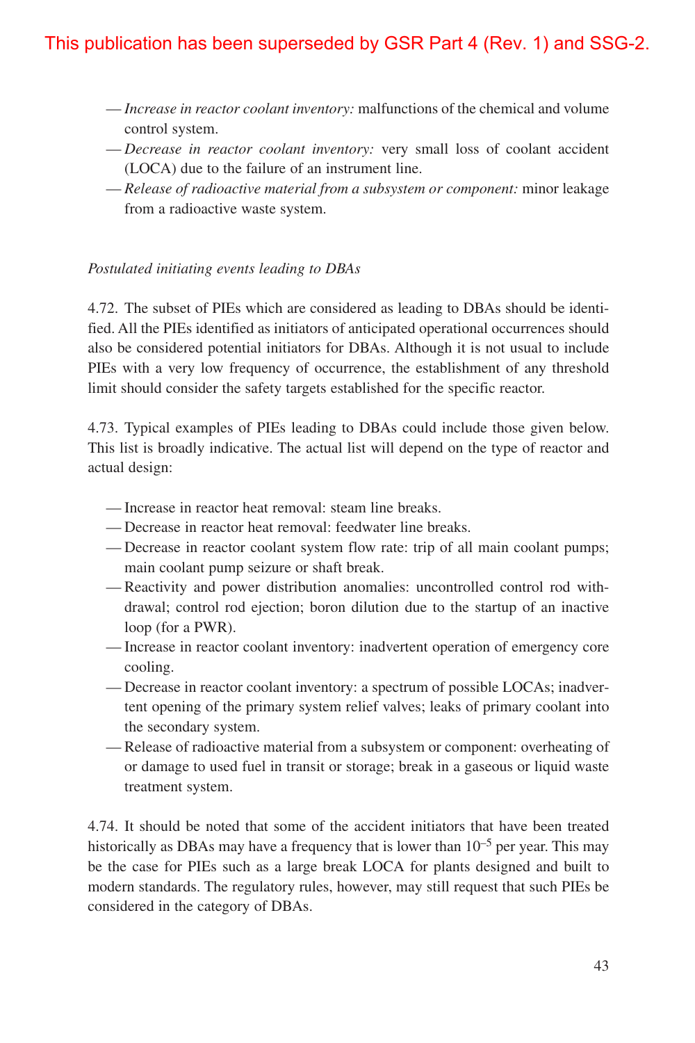This publication has been superseded by GSR Part 4 (Rev. 1) and SSG-2.

- *Increase in reactor coolant inventory:* malfunctions of the chemical and volume control system.
- *Decrease in reactor coolant inventory:* very small loss of coolant accident (LOCA) due to the failure of an instrument line.
- *Release of radioactive material from a subsystem or component:* minor leakage from a radioactive waste system.

*Postulated initiating events leading to DBAs*

4.72. The subset of PIEs which are considered as leading to DBAs should be identified. All the PIEs identified as initiators of anticipated operational occurrences should also be considered potential initiators for DBAs. Although it is not usual to include PIEs with a very low frequency of occurrence, the establishment of any threshold limit should consider the safety targets established for the specific reactor.

4.73. Typical examples of PIEs leading to DBAs could include those given below. This list is broadly indicative. The actual list will depend on the type of reactor and actual design:

- Increase in reactor heat removal: steam line breaks.
- Decrease in reactor heat removal: feedwater line breaks.
- Decrease in reactor coolant system flow rate: trip of all main coolant pumps; main coolant pump seizure or shaft break.
- Reactivity and power distribution anomalies: uncontrolled control rod withdrawal; control rod ejection; boron dilution due to the startup of an inactive loop (for a PWR).
- Increase in reactor coolant inventory: inadvertent operation of emergency core cooling.
- Decrease in reactor coolant inventory: a spectrum of possible LOCAs; inadvertent opening of the primary system relief valves; leaks of primary coolant into the secondary system.
- Release of radioactive material from a subsystem or component: overheating of or damage to used fuel in transit or storage; break in a gaseous or liquid waste treatment system.

4.74. It should be noted that some of the accident initiators that have been treated historically as DBAs may have a frequency that is lower than $10^{-5}$ per year. This may be the case for PIEs such as a large break LOCA for plants designed and built to modern standards. The regulatory rules, however, may still request that such PIEs be considered in the category of DBAs.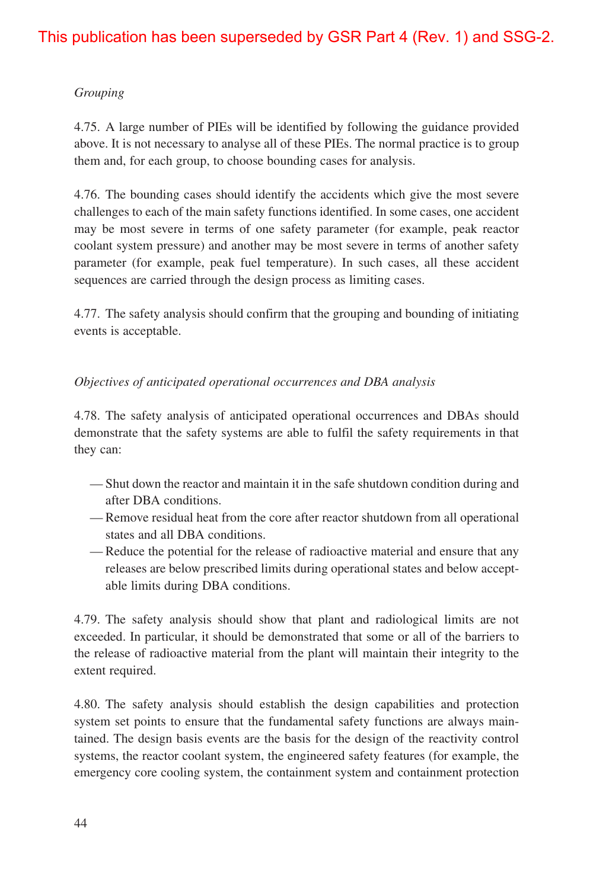This publication has been superseded by GSR Part 4 (Rev. 1) and SSG-2.

*Grouping*

4.75. A large number of PIEs will be identified by following the guidance provided above. It is not necessary to analyse all of these PIEs. The normal practice is to group them and, for each group, to choose bounding cases for analysis.

4.76. The bounding cases should identify the accidents which give the most severe challenges to each of the main safety functions identified. In some cases, one accident may be most severe in terms of one safety parameter (for example, peak reactor coolant system pressure) and another may be most severe in terms of another safety parameter (for example, peak fuel temperature). In such cases, all these accident sequences are carried through the design process as limiting cases.

4.77. The safety analysis should confirm that the grouping and bounding of initiating events is acceptable.

*Objectives of anticipated operational occurrences and DBA analysis*

4.78. The safety analysis of anticipated operational occurrences and DBAs should demonstrate that the safety systems are able to fulfil the safety requirements in that they can:

— Shut down the reactor and maintain it in the safe shutdown condition during and after DBA conditions.
— Remove residual heat from the core after reactor shutdown from all operational states and all DBA conditions.
— Reduce the potential for the release of radioactive material and ensure that any releases are below prescribed limits during operational states and below acceptable limits during DBA conditions.

4.79. The safety analysis should show that plant and radiological limits are not exceeded. In particular, it should be demonstrated that some or all of the barriers to the release of radioactive material from the plant will maintain their integrity to the extent required.

4.80. The safety analysis should establish the design capabilities and protection system set points to ensure that the fundamental safety functions are always maintained. The design basis events are the basis for the design of the reactivity control systems, the reactor coolant system, the engineered safety features (for example, the emergency core cooling system, the containment system and containment protection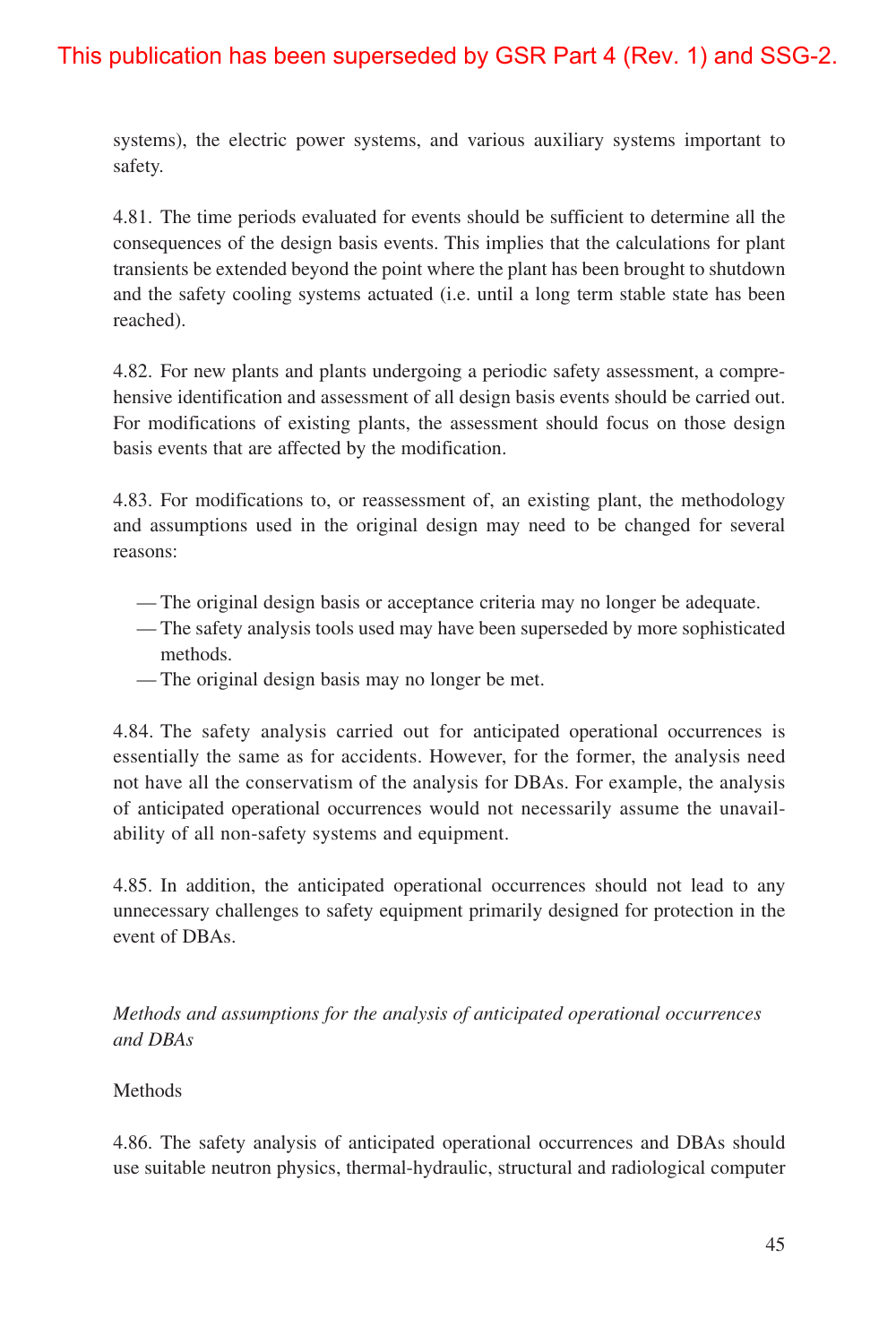This publication has been superseded by GSR Part 4 (Rev. 1) and SSG-2.

systems), the electric power systems, and various auxiliary systems important to safety.

4.81. The time periods evaluated for events should be sufficient to determine all the consequences of the design basis events. This implies that the calculations for plant transients be extended beyond the point where the plant has been brought to shutdown and the safety cooling systems actuated (i.e. until a long term stable state has been reached).

4.82. For new plants and plants undergoing a periodic safety assessment, a comprehensive identification and assessment of all design basis events should be carried out. For modifications of existing plants, the assessment should focus on those design basis events that are affected by the modification.

4.83. For modifications to, or reassessment of, an existing plant, the methodology and assumptions used in the original design may need to be changed for several reasons:

— The original design basis or acceptance criteria may no longer be adequate.
— The safety analysis tools used may have been superseded by more sophisticated methods.
— The original design basis may no longer be met.

4.84. The safety analysis carried out for anticipated operational occurrences is essentially the same as for accidents. However, for the former, the analysis need not have all the conservatism of the analysis for DBAs. For example, the analysis of anticipated operational occurrences would not necessarily assume the unavailability of all non-safety systems and equipment.

4.85. In addition, the anticipated operational occurrences should not lead to any unnecessary challenges to safety equipment primarily designed for protection in the event of DBAs.

### *Methods and assumptions for the analysis of anticipated operational occurrences and DBAs*

#### Methods

4.86. The safety analysis of anticipated operational occurrences and DBAs should use suitable neutron physics, thermal-hydraulic, structural and radiological computer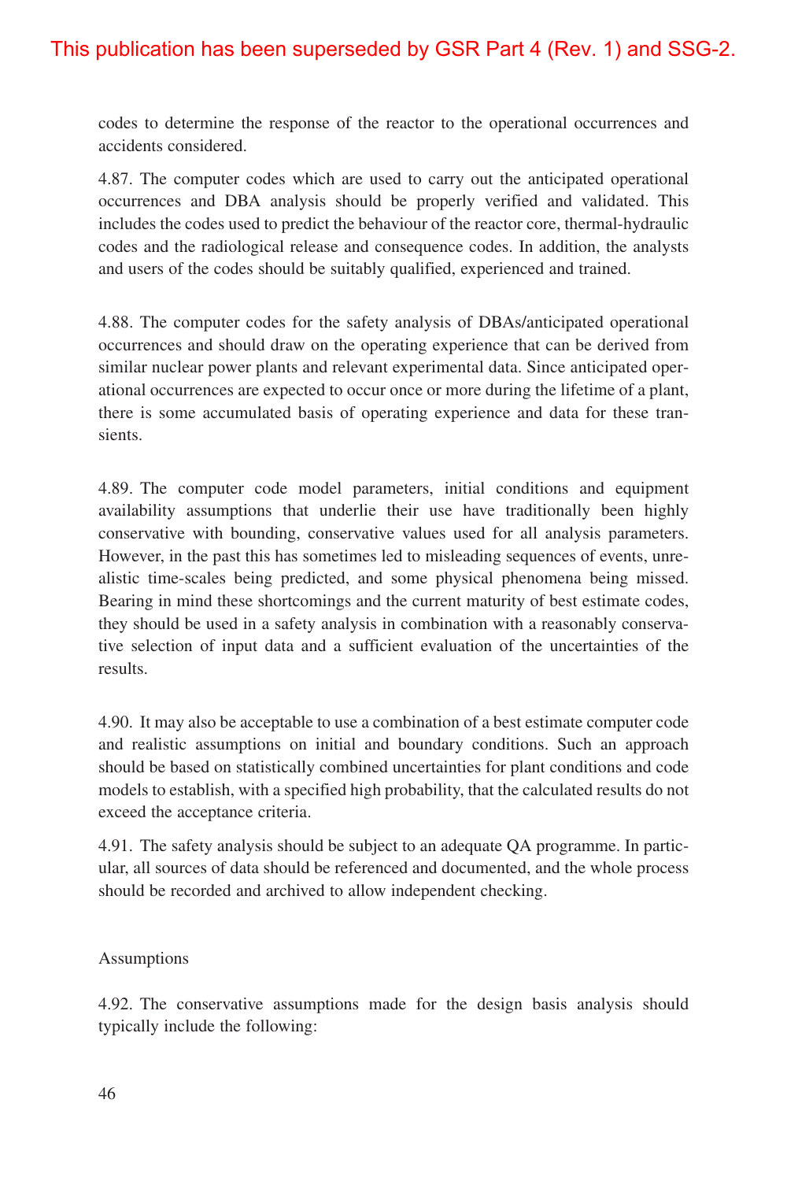This publication has been superseded by GSR Part 4 (Rev. 1) and SSG-2.

codes to determine the response of the reactor to the operational occurrences and accidents considered.

4.87. The computer codes which are used to carry out the anticipated operational occurrences and DBA analysis should be properly verified and validated. This includes the codes used to predict the behaviour of the reactor core, thermal-hydraulic codes and the radiological release and consequence codes. In addition, the analysts and users of the codes should be suitably qualified, experienced and trained.

4.88. The computer codes for the safety analysis of DBAs/anticipated operational occurrences and should draw on the operating experience that can be derived from similar nuclear power plants and relevant experimental data. Since anticipated operational occurrences are expected to occur once or more during the lifetime of a plant, there is some accumulated basis of operating experience and data for these transients.

4.89. The computer code model parameters, initial conditions and equipment availability assumptions that underlie their use have traditionally been highly conservative with bounding, conservative values used for all analysis parameters. However, in the past this has sometimes led to misleading sequences of events, unrealistic time-scales being predicted, and some physical phenomena being missed. Bearing in mind these shortcomings and the current maturity of best estimate codes, they should be used in a safety analysis in combination with a reasonably conservative selection of input data and a sufficient evaluation of the uncertainties of the results.

4.90. It may also be acceptable to use a combination of a best estimate computer code and realistic assumptions on initial and boundary conditions. Such an approach should be based on statistically combined uncertainties for plant conditions and code models to establish, with a specified high probability, that the calculated results do not exceed the acceptance criteria.

4.91. The safety analysis should be subject to an adequate QA programme. In particular, all sources of data should be referenced and documented, and the whole process should be recorded and archived to allow independent checking.

### Assumptions

4.92. The conservative assumptions made for the design basis analysis should typically include the following: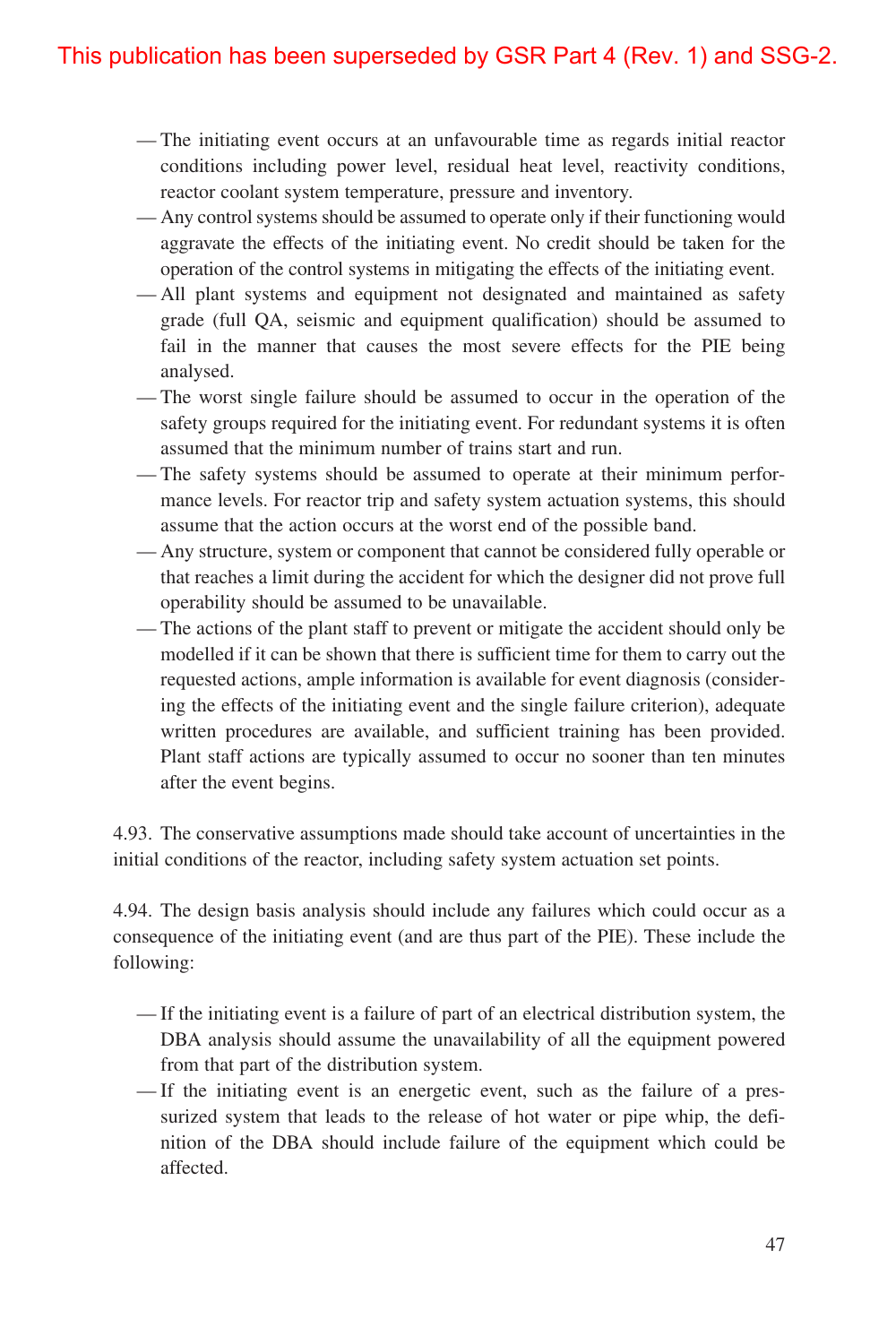This publication has been superseded by GSR Part 4 (Rev. 1) and SSG-2.

- The initiating event occurs at an unfavourable time as regards initial reactor conditions including power level, residual heat level, reactivity conditions, reactor coolant system temperature, pressure and inventory.
- Any control systems should be assumed to operate only if their functioning would aggravate the effects of the initiating event. No credit should be taken for the operation of the control systems in mitigating the effects of the initiating event.
- All plant systems and equipment not designated and maintained as safety grade (full QA, seismic and equipment qualification) should be assumed to fail in the manner that causes the most severe effects for the PIE being analysed.
- The worst single failure should be assumed to occur in the operation of the safety groups required for the initiating event. For redundant systems it is often assumed that the minimum number of trains start and run.
- The safety systems should be assumed to operate at their minimum performance levels. For reactor trip and safety system actuation systems, this should assume that the action occurs at the worst end of the possible band.
- Any structure, system or component that cannot be considered fully operable or that reaches a limit during the accident for which the designer did not prove full operability should be assumed to be unavailable.
- The actions of the plant staff to prevent or mitigate the accident should only be modelled if it can be shown that there is sufficient time for them to carry out the requested actions, ample information is available for event diagnosis (considering the effects of the initiating event and the single failure criterion), adequate written procedures are available, and sufficient training has been provided. Plant staff actions are typically assumed to occur no sooner than ten minutes after the event begins.

4.93. The conservative assumptions made should take account of uncertainties in the initial conditions of the reactor, including safety system actuation set points.

4.94. The design basis analysis should include any failures which could occur as a consequence of the initiating event (and are thus part of the PIE). These include the following:

- If the initiating event is a failure of part of an electrical distribution system, the DBA analysis should assume the unavailability of all the equipment powered from that part of the distribution system.
- If the initiating event is an energetic event, such as the failure of a pressurized system that leads to the release of hot water or pipe whip, the definition of the DBA should include failure of the equipment which could be affected.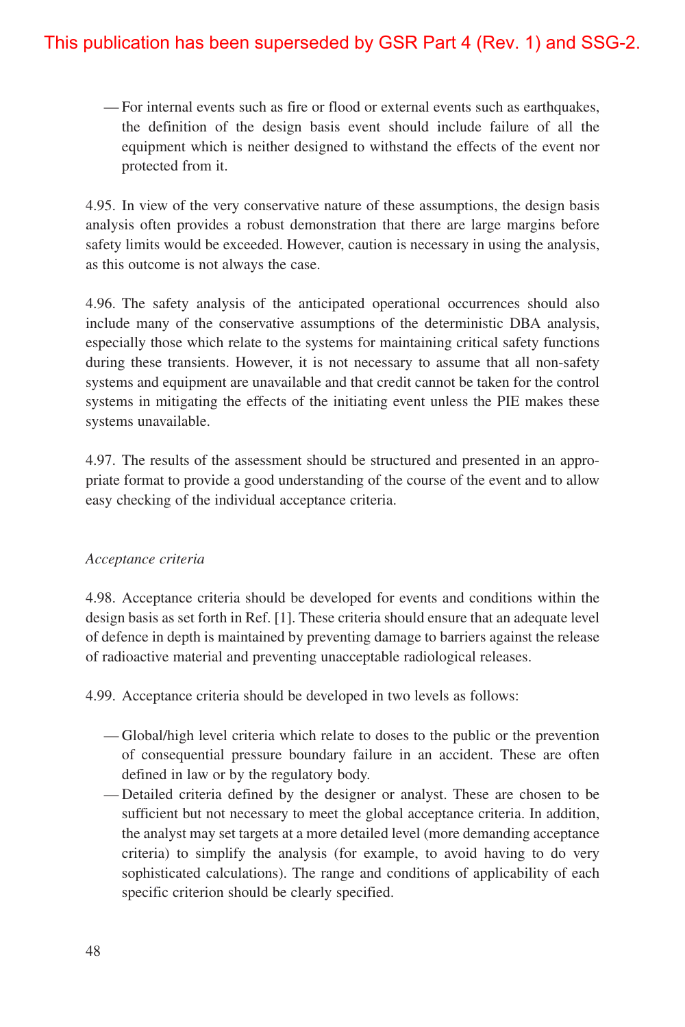This publication has been superseded by GSR Part 4 (Rev. 1) and SSG-2.

— For internal events such as fire or flood or external events such as earthquakes, the definition of the design basis event should include failure of all the equipment which is neither designed to withstand the effects of the event nor protected from it.

4.95. In view of the very conservative nature of these assumptions, the design basis analysis often provides a robust demonstration that there are large margins before safety limits would be exceeded. However, caution is necessary in using the analysis, as this outcome is not always the case.

4.96. The safety analysis of the anticipated operational occurrences should also include many of the conservative assumptions of the deterministic DBA analysis, especially those which relate to the systems for maintaining critical safety functions during these transients. However, it is not necessary to assume that all non-safety systems and equipment are unavailable and that credit cannot be taken for the control systems in mitigating the effects of the initiating event unless the PIE makes these systems unavailable.

4.97. The results of the assessment should be structured and presented in an appropriate format to provide a good understanding of the course of the event and to allow easy checking of the individual acceptance criteria.

*Acceptance criteria*

4.98. Acceptance criteria should be developed for events and conditions within the design basis as set forth in Ref. [1]. These criteria should ensure that an adequate level of defence in depth is maintained by preventing damage to barriers against the release of radioactive material and preventing unacceptable radiological releases.

4.99. Acceptance criteria should be developed in two levels as follows:

— Global/high level criteria which relate to doses to the public or the prevention of consequential pressure boundary failure in an accident. These are often defined in law or by the regulatory body.
— Detailed criteria defined by the designer or analyst. These are chosen to be sufficient but not necessary to meet the global acceptance criteria. In addition, the analyst may set targets at a more detailed level (more demanding acceptance criteria) to simplify the analysis (for example, to avoid having to do very sophisticated calculations). The range and conditions of applicability of each specific criterion should be clearly specified.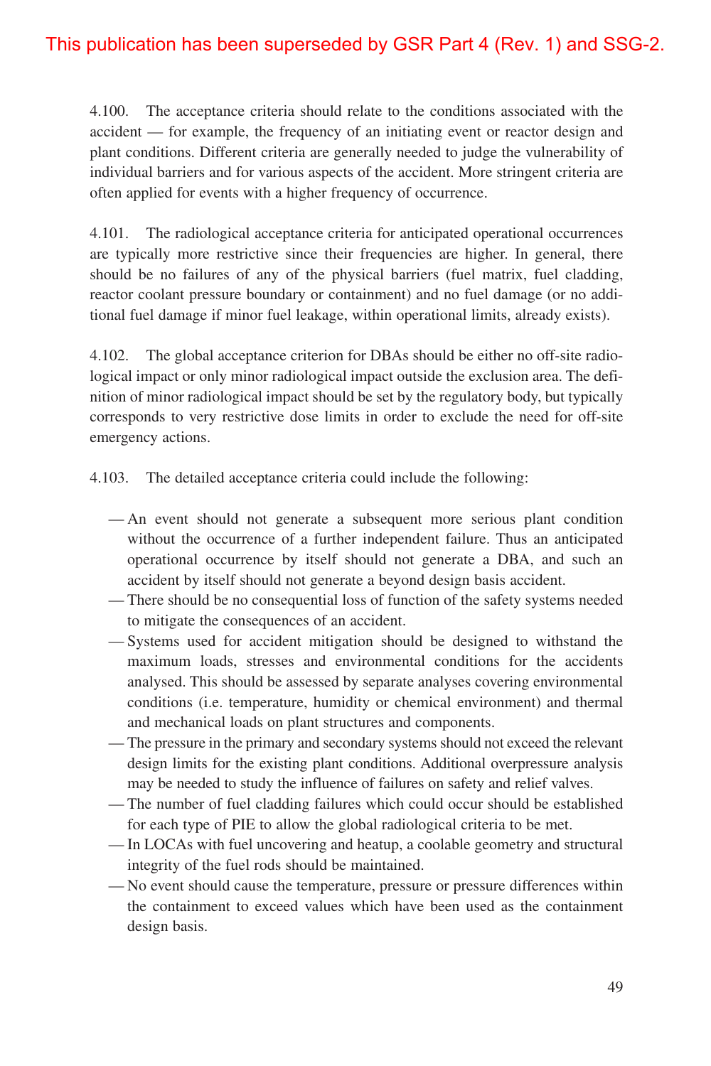This publication has been superseded by GSR Part 4 (Rev. 1) and SSG-2.

4.100. The acceptance criteria should relate to the conditions associated with the accident — for example, the frequency of an initiating event or reactor design and plant conditions. Different criteria are generally needed to judge the vulnerability of individual barriers and for various aspects of the accident. More stringent criteria are often applied for events with a higher frequency of occurrence.

4.101. The radiological acceptance criteria for anticipated operational occurrences are typically more restrictive since their frequencies are higher. In general, there should be no failures of any of the physical barriers (fuel matrix, fuel cladding, reactor coolant pressure boundary or containment) and no fuel damage (or no additional fuel damage if minor fuel leakage, within operational limits, already exists).

4.102. The global acceptance criterion for DBAs should be either no off-site radiological impact or only minor radiological impact outside the exclusion area. The definition of minor radiological impact should be set by the regulatory body, but typically corresponds to very restrictive dose limits in order to exclude the need for off-site emergency actions.

4.103. The detailed acceptance criteria could include the following:

- An event should not generate a subsequent more serious plant condition without the occurrence of a further independent failure. Thus an anticipated operational occurrence by itself should not generate a DBA, and such an accident by itself should not generate a beyond design basis accident.
- There should be no consequential loss of function of the safety systems needed to mitigate the consequences of an accident.
- Systems used for accident mitigation should be designed to withstand the maximum loads, stresses and environmental conditions for the accidents analysed. This should be assessed by separate analyses covering environmental conditions (i.e. temperature, humidity or chemical environment) and thermal and mechanical loads on plant structures and components.
- The pressure in the primary and secondary systems should not exceed the relevant design limits for the existing plant conditions. Additional overpressure analysis may be needed to study the influence of failures on safety and relief valves.
- The number of fuel cladding failures which could occur should be established for each type of PIE to allow the global radiological criteria to be met.
- In LOCAs with fuel uncovering and heatup, a coolable geometry and structural integrity of the fuel rods should be maintained.
- No event should cause the temperature, pressure or pressure differences within the containment to exceed values which have been used as the containment design basis.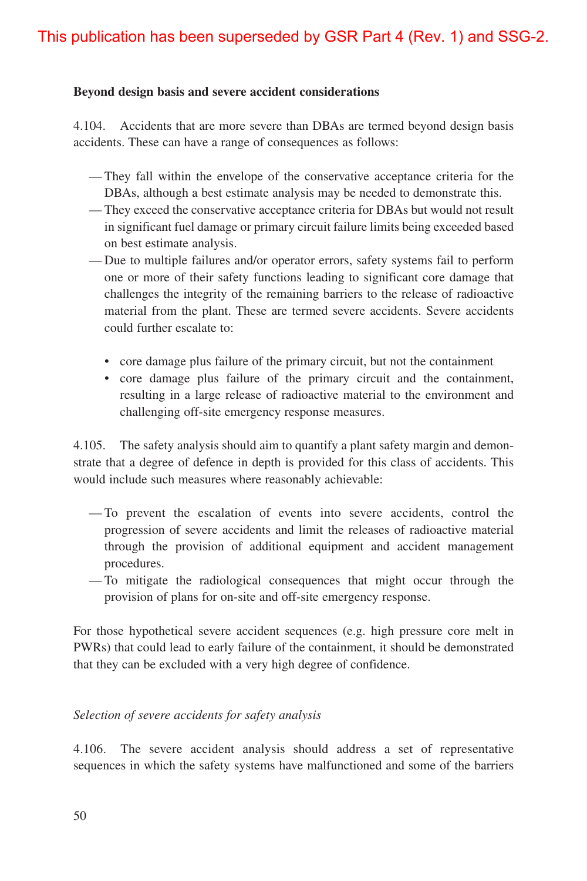This publication has been superseded by GSR Part 4 (Rev. 1) and SSG-2.

**Beyond design basis and severe accident considerations**

4.104. Accidents that are more severe than DBAs are termed beyond design basis accidents. These can have a range of consequences as follows:

- — They fall within the envelope of the conservative acceptance criteria for the DBAs, although a best estimate analysis may be needed to demonstrate this.
- — They exceed the conservative acceptance criteria for DBAs but would not result in significant fuel damage or primary circuit failure limits being exceeded based on best estimate analysis.
- — Due to multiple failures and/or operator errors, safety systems fail to perform one or more of their safety functions leading to significant core damage that challenges the integrity of the remaining barriers to the release of radioactive material from the plant. These are termed severe accidents. Severe accidents could further escalate to:
  - • core damage plus failure of the primary circuit, but not the containment
  - • core damage plus failure of the primary circuit and the containment, resulting in a large release of radioactive material to the environment and challenging off-site emergency response measures.

4.105. The safety analysis should aim to quantify a plant safety margin and demonstrate that a degree of defence in depth is provided for this class of accidents. This would include such measures where reasonably achievable:

- — To prevent the escalation of events into severe accidents, control the progression of severe accidents and limit the releases of radioactive material through the provision of additional equipment and accident management procedures.
- — To mitigate the radiological consequences that might occur through the provision of plans for on-site and off-site emergency response.

For those hypothetical severe accident sequences (e.g. high pressure core melt in PWRs) that could lead to early failure of the containment, it should be demonstrated that they can be excluded with a very high degree of confidence.

*Selection of severe accidents for safety analysis*

4.106. The severe accident analysis should address a set of representative sequences in which the safety systems have malfunctioned and some of the barriers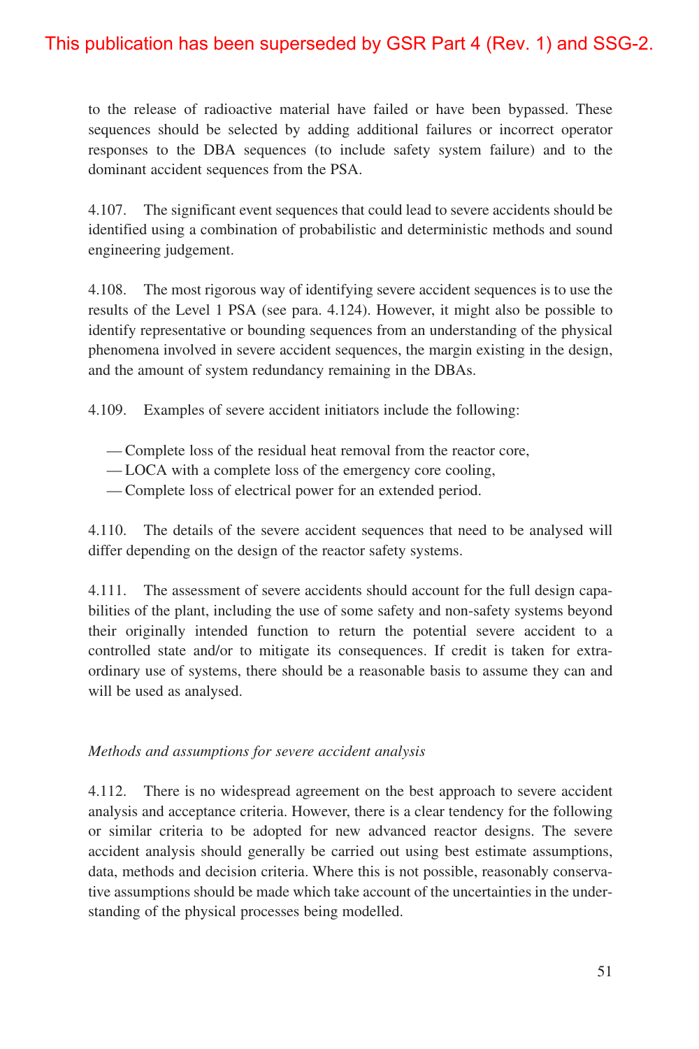This publication has been superseded by GSR Part 4 (Rev. 1) and SSG-2.

to the release of radioactive material have failed or have been bypassed. These sequences should be selected by adding additional failures or incorrect operator responses to the DBA sequences (to include safety system failure) and to the dominant accident sequences from the PSA.

4.107. The significant event sequences that could lead to severe accidents should be identified using a combination of probabilistic and deterministic methods and sound engineering judgement.

4.108. The most rigorous way of identifying severe accident sequences is to use the results of the Level 1 PSA (see para. 4.124). However, it might also be possible to identify representative or bounding sequences from an understanding of the physical phenomena involved in severe accident sequences, the margin existing in the design, and the amount of system redundancy remaining in the DBAs.

4.109. Examples of severe accident initiators include the following:

- Complete loss of the residual heat removal from the reactor core,
- LOCA with a complete loss of the emergency core cooling,
- Complete loss of electrical power for an extended period.

4.110. The details of the severe accident sequences that need to be analysed will differ depending on the design of the reactor safety systems.

4.111. The assessment of severe accidents should account for the full design capabilities of the plant, including the use of some safety and non-safety systems beyond their originally intended function to return the potential severe accident to a controlled state and/or to mitigate its consequences. If credit is taken for extraordinary use of systems, there should be a reasonable basis to assume they can and will be used as analysed.

*Methods and assumptions for severe accident analysis*

4.112. There is no widespread agreement on the best approach to severe accident analysis and acceptance criteria. However, there is a clear tendency for the following or similar criteria to be adopted for new advanced reactor designs. The severe accident analysis should generally be carried out using best estimate assumptions, data, methods and decision criteria. Where this is not possible, reasonably conservative assumptions should be made which take account of the uncertainties in the understanding of the physical processes being modelled.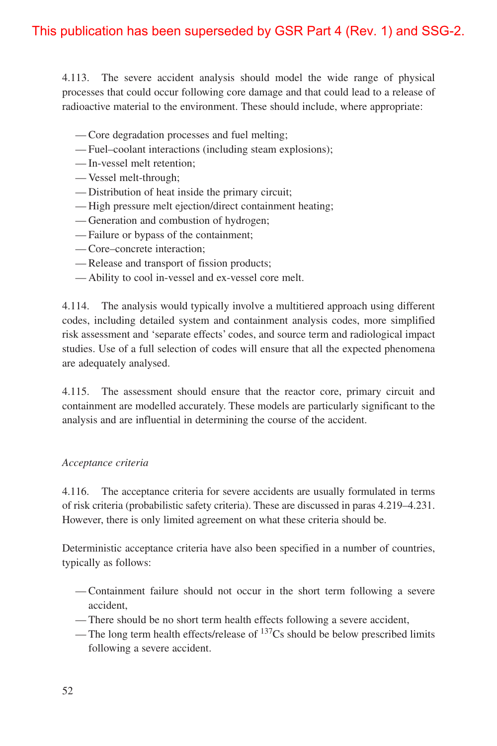This publication has been superseded by GSR Part 4 (Rev. 1) and SSG-2.

4.113. The severe accident analysis should model the wide range of physical processes that could occur following core damage and that could lead to a release of radioactive material to the environment. These should include, where appropriate:

- Core degradation processes and fuel melting;
- Fuel–coolant interactions (including steam explosions);
- In-vessel melt retention;
- Vessel melt-through;
- Distribution of heat inside the primary circuit;
- High pressure melt ejection/direct containment heating;
- Generation and combustion of hydrogen;
- Failure or bypass of the containment;
- Core–concrete interaction;
- Release and transport of fission products;
- Ability to cool in-vessel and ex-vessel core melt.

4.114. The analysis would typically involve a multitiered approach using different codes, including detailed system and containment analysis codes, more simplified risk assessment and 'separate effects' codes, and source term and radiological impact studies. Use of a full selection of codes will ensure that all the expected phenomena are adequately analysed.

4.115. The assessment should ensure that the reactor core, primary circuit and containment are modelled accurately. These models are particularly significant to the analysis and are influential in determining the course of the accident.

*Acceptance criteria*

4.116. The acceptance criteria for severe accidents are usually formulated in terms of risk criteria (probabilistic safety criteria). These are discussed in paras 4.219–4.231. However, there is only limited agreement on what these criteria should be.

Deterministic acceptance criteria have also been specified in a number of countries, typically as follows:

- Containment failure should not occur in the short term following a severe accident,
- There should be no short term health effects following a severe accident,
- The long term health effects/release of $^{137}Cs$ should be below prescribed limits following a severe accident.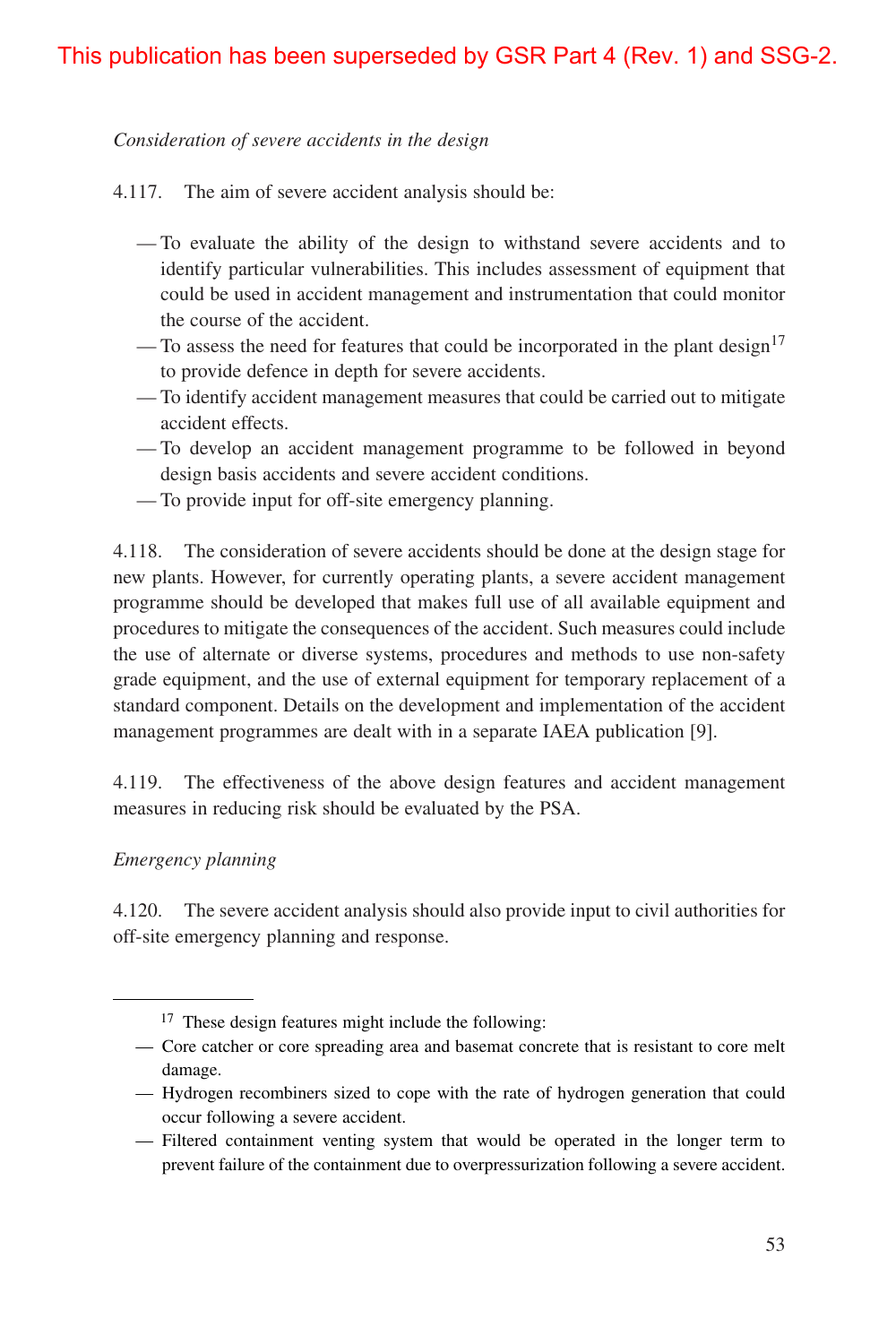This publication has been superseded by GSR Part 4 (Rev. 1) and SSG-2.

*Consideration of severe accidents in the design*

4.117. The aim of severe accident analysis should be:

— To evaluate the ability of the design to withstand severe accidents and to identify particular vulnerabilities. This includes assessment of equipment that could be used in accident management and instrumentation that could monitor the course of the accident.
— To assess the need for features that could be incorporated in the plant design[17] to provide defence in depth for severe accidents.
— To identify accident management measures that could be carried out to mitigate accident effects.
— To develop an accident management programme to be followed in beyond design basis accidents and severe accident conditions.
— To provide input for off-site emergency planning.

4.118. The consideration of severe accidents should be done at the design stage for new plants. However, for currently operating plants, a severe accident management programme should be developed that makes full use of all available equipment and procedures to mitigate the consequences of the accident. Such measures could include the use of alternate or diverse systems, procedures and methods to use non-safety grade equipment, and the use of external equipment for temporary replacement of a standard component. Details on the development and implementation of the accident management programmes are dealt with in a separate IAEA publication [9].

4.119. The effectiveness of the above design features and accident management measures in reducing risk should be evaluated by the PSA.

*Emergency planning*

4.120. The severe accident analysis should also provide input to civil authorities for off-site emergency planning and response.

---

[17] These design features might include the following:

— Core catcher or core spreading area and basemat concrete that is resistant to core melt damage.
— Hydrogen recombiners sized to cope with the rate of hydrogen generation that could occur following a severe accident.
— Filtered containment venting system that would be operated in the longer term to prevent failure of the containment due to overpressurization following a severe accident.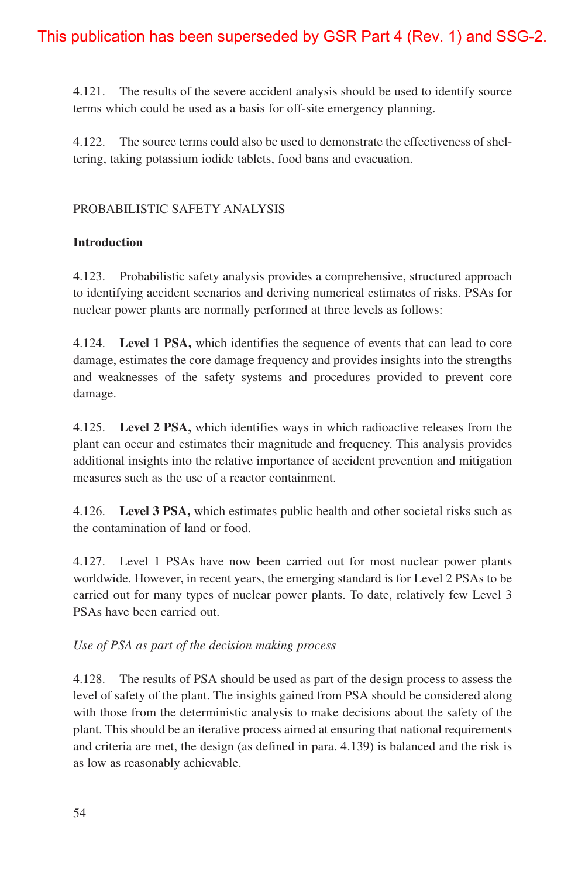This publication has been superseded by GSR Part 4 (Rev. 1) and SSG-2.

4.121. The results of the severe accident analysis should be used to identify source terms which could be used as a basis for off-site emergency planning.

4.122. The source terms could also be used to demonstrate the effectiveness of sheltering, taking potassium iodide tablets, food bans and evacuation.

## PROBABILISTIC SAFETY ANALYSIS

### Introduction

4.123. Probabilistic safety analysis provides a comprehensive, structured approach to identifying accident scenarios and deriving numerical estimates of risks. PSAs for nuclear power plants are normally performed at three levels as follows:

4.124. **Level 1 PSA,** which identifies the sequence of events that can lead to core damage, estimates the core damage frequency and provides insights into the strengths and weaknesses of the safety systems and procedures provided to prevent core damage.

4.125. **Level 2 PSA,** which identifies ways in which radioactive releases from the plant can occur and estimates their magnitude and frequency. This analysis provides additional insights into the relative importance of accident prevention and mitigation measures such as the use of a reactor containment.

4.126. **Level 3 PSA,** which estimates public health and other societal risks such as the contamination of land or food.

4.127. Level 1 PSAs have now been carried out for most nuclear power plants worldwide. However, in recent years, the emerging standard is for Level 2 PSAs to be carried out for many types of nuclear power plants. To date, relatively few Level 3 PSAs have been carried out.

*Use of PSA as part of the decision making process*

4.128. The results of PSA should be used as part of the design process to assess the level of safety of the plant. The insights gained from PSA should be considered along with those from the deterministic analysis to make decisions about the safety of the plant. This should be an iterative process aimed at ensuring that national requirements and criteria are met, the design (as defined in para. 4.139) is balanced and the risk is as low as reasonably achievable.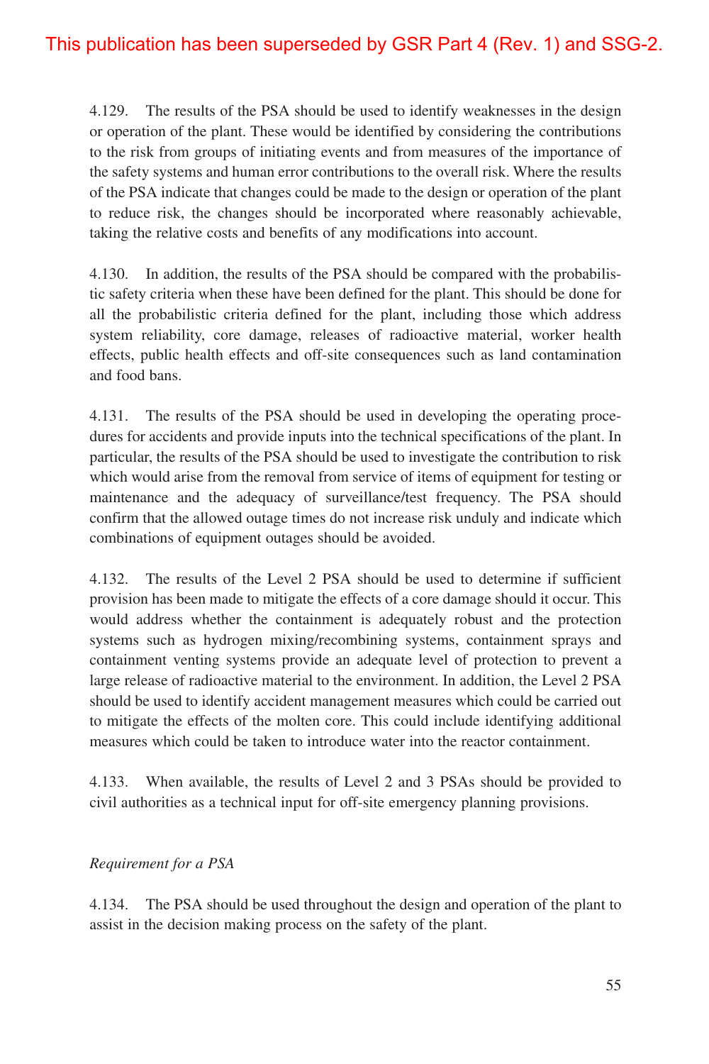This publication has been superseded by GSR Part 4 (Rev. 1) and SSG-2.

4.129. The results of the PSA should be used to identify weaknesses in the design or operation of the plant. These would be identified by considering the contributions to the risk from groups of initiating events and from measures of the importance of the safety systems and human error contributions to the overall risk. Where the results of the PSA indicate that changes could be made to the design or operation of the plant to reduce risk, the changes should be incorporated where reasonably achievable, taking the relative costs and benefits of any modifications into account.

4.130. In addition, the results of the PSA should be compared with the probabilistic safety criteria when these have been defined for the plant. This should be done for all the probabilistic criteria defined for the plant, including those which address system reliability, core damage, releases of radioactive material, worker health effects, public health effects and off-site consequences such as land contamination and food bans.

4.131. The results of the PSA should be used in developing the operating procedures for accidents and provide inputs into the technical specifications of the plant. In particular, the results of the PSA should be used to investigate the contribution to risk which would arise from the removal from service of items of equipment for testing or maintenance and the adequacy of surveillance/test frequency. The PSA should confirm that the allowed outage times do not increase risk unduly and indicate which combinations of equipment outages should be avoided.

4.132. The results of the Level 2 PSA should be used to determine if sufficient provision has been made to mitigate the effects of a core damage should it occur. This would address whether the containment is adequately robust and the protection systems such as hydrogen mixing/recombining systems, containment sprays and containment venting systems provide an adequate level of protection to prevent a large release of radioactive material to the environment. In addition, the Level 2 PSA should be used to identify accident management measures which could be carried out to mitigate the effects of the molten core. This could include identifying additional measures which could be taken to introduce water into the reactor containment.

4.133. When available, the results of Level 2 and 3 PSAs should be provided to civil authorities as a technical input for off-site emergency planning provisions.

*Requirement for a PSA*

4.134. The PSA should be used throughout the design and operation of the plant to assist in the decision making process on the safety of the plant.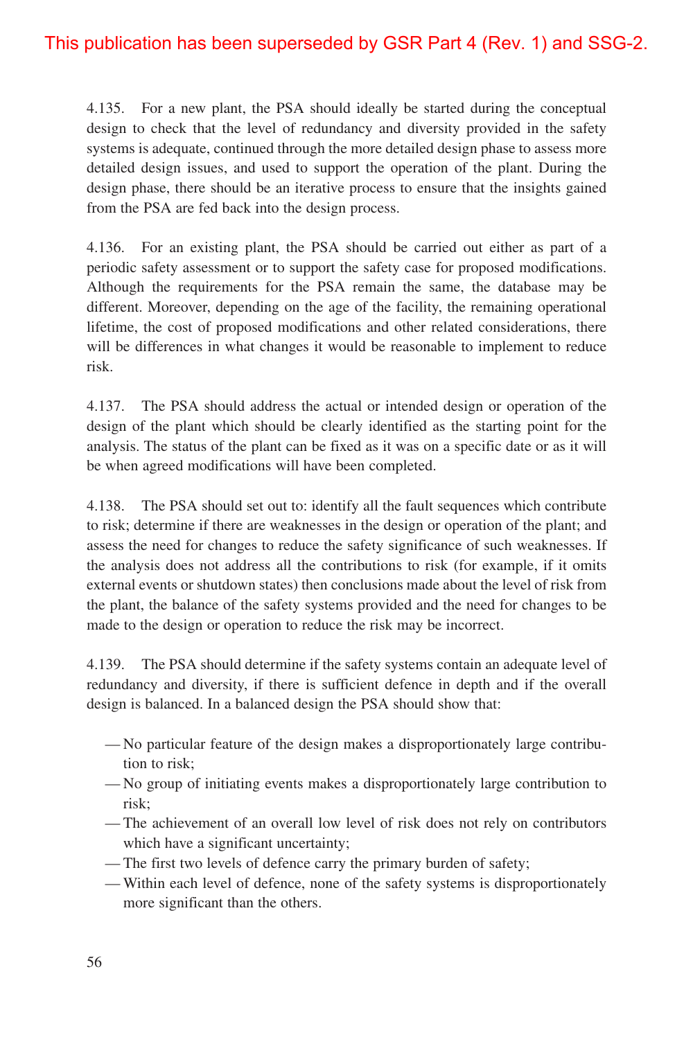This publication has been superseded by GSR Part 4 (Rev. 1) and SSG-2.

4.135. For a new plant, the PSA should ideally be started during the conceptual design to check that the level of redundancy and diversity provided in the safety systems is adequate, continued through the more detailed design phase to assess more detailed design issues, and used to support the operation of the plant. During the design phase, there should be an iterative process to ensure that the insights gained from the PSA are fed back into the design process.

4.136. For an existing plant, the PSA should be carried out either as part of a periodic safety assessment or to support the safety case for proposed modifications. Although the requirements for the PSA remain the same, the database may be different. Moreover, depending on the age of the facility, the remaining operational lifetime, the cost of proposed modifications and other related considerations, there will be differences in what changes it would be reasonable to implement to reduce risk.

4.137. The PSA should address the actual or intended design or operation of the design of the plant which should be clearly identified as the starting point for the analysis. The status of the plant can be fixed as it was on a specific date or as it will be when agreed modifications will have been completed.

4.138. The PSA should set out to: identify all the fault sequences which contribute to risk; determine if there are weaknesses in the design or operation of the plant; and assess the need for changes to reduce the safety significance of such weaknesses. If the analysis does not address all the contributions to risk (for example, if it omits external events or shutdown states) then conclusions made about the level of risk from the plant, the balance of the safety systems provided and the need for changes to be made to the design or operation to reduce the risk may be incorrect.

4.139. The PSA should determine if the safety systems contain an adequate level of redundancy and diversity, if there is sufficient defence in depth and if the overall design is balanced. In a balanced design the PSA should show that:

- No particular feature of the design makes a disproportionately large contribution to risk;
- No group of initiating events makes a disproportionately large contribution to risk;
- The achievement of an overall low level of risk does not rely on contributors which have a significant uncertainty;
- The first two levels of defence carry the primary burden of safety;
- Within each level of defence, none of the safety systems is disproportionately more significant than the others.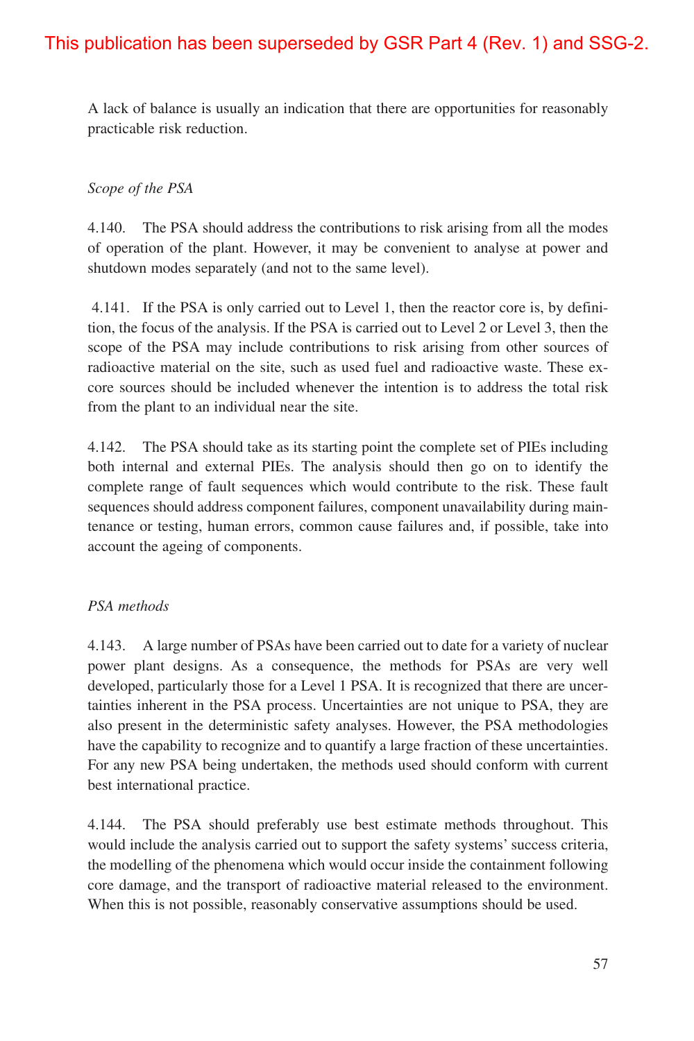This publication has been superseded by GSR Part 4 (Rev. 1) and SSG-2.

A lack of balance is usually an indication that there are opportunities for reasonably practicable risk reduction.

*Scope of the PSA*

4.140. The PSA should address the contributions to risk arising from all the modes of operation of the plant. However, it may be convenient to analyse at power and shutdown modes separately (and not to the same level).

4.141. If the PSA is only carried out to Level 1, then the reactor core is, by definition, the focus of the analysis. If the PSA is carried out to Level 2 or Level 3, then the scope of the PSA may include contributions to risk arising from other sources of radioactive material on the site, such as used fuel and radioactive waste. These ex-core sources should be included whenever the intention is to address the total risk from the plant to an individual near the site.

4.142. The PSA should take as its starting point the complete set of PIEs including both internal and external PIEs. The analysis should then go on to identify the complete range of fault sequences which would contribute to the risk. These fault sequences should address component failures, component unavailability during maintenance or testing, human errors, common cause failures and, if possible, take into account the ageing of components.

*PSA methods*

4.143. A large number of PSAs have been carried out to date for a variety of nuclear power plant designs. As a consequence, the methods for PSAs are very well developed, particularly those for a Level 1 PSA. It is recognized that there are uncertainties inherent in the PSA process. Uncertainties are not unique to PSA, they are also present in the deterministic safety analyses. However, the PSA methodologies have the capability to recognize and to quantify a large fraction of these uncertainties. For any new PSA being undertaken, the methods used should conform with current best international practice.

4.144. The PSA should preferably use best estimate methods throughout. This would include the analysis carried out to support the safety systems' success criteria, the modelling of the phenomena which would occur inside the containment following core damage, and the transport of radioactive material released to the environment. When this is not possible, reasonably conservative assumptions should be used.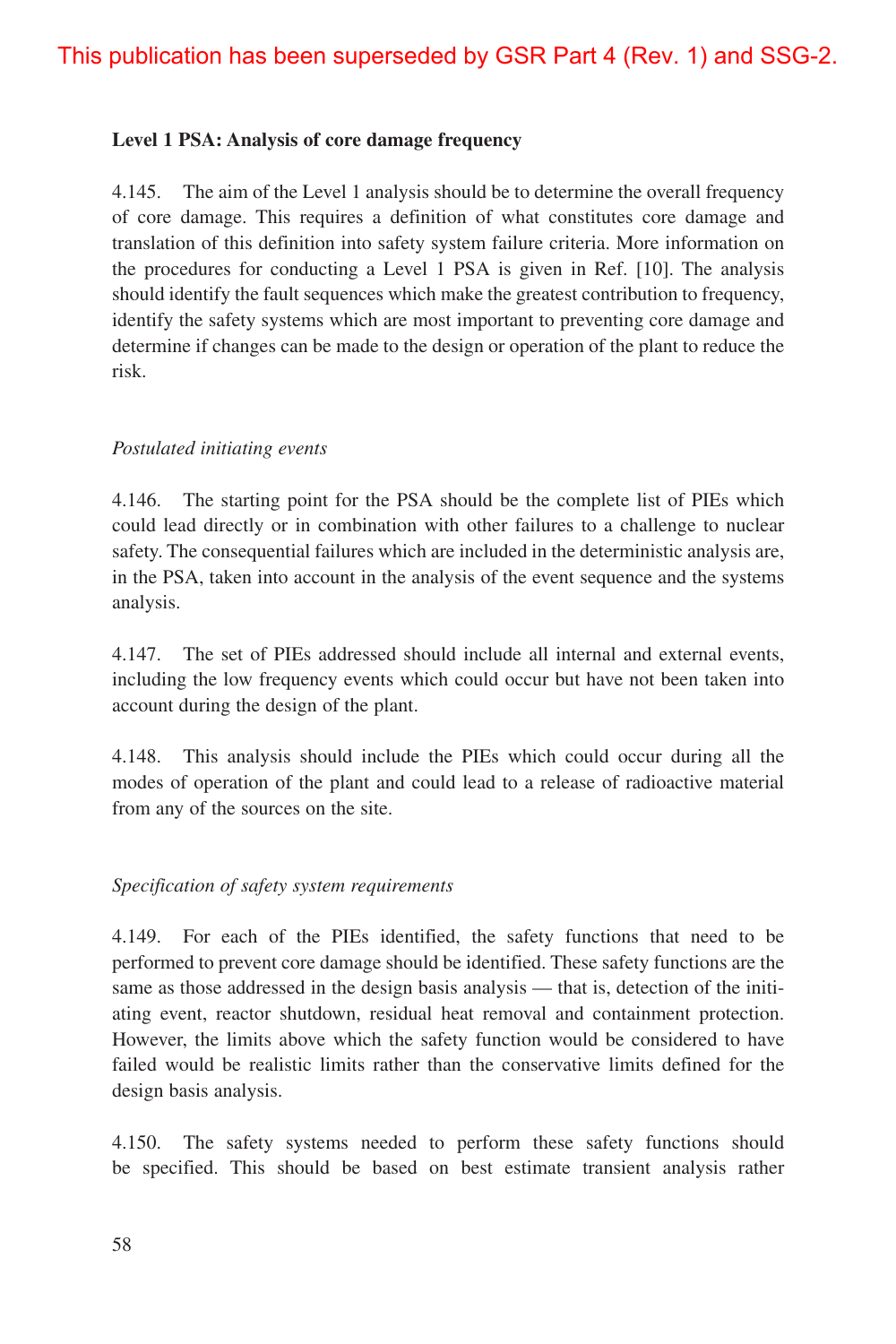This publication has been superseded by GSR Part 4 (Rev. 1) and SSG-2.

**Level 1 PSA: Analysis of core damage frequency**

4.145. The aim of the Level 1 analysis should be to determine the overall frequency of core damage. This requires a definition of what constitutes core damage and translation of this definition into safety system failure criteria. More information on the procedures for conducting a Level 1 PSA is given in Ref. [10]. The analysis should identify the fault sequences which make the greatest contribution to frequency, identify the safety systems which are most important to preventing core damage and determine if changes can be made to the design or operation of the plant to reduce the risk.

*Postulated initiating events*

4.146. The starting point for the PSA should be the complete list of PIEs which could lead directly or in combination with other failures to a challenge to nuclear safety. The consequential failures which are included in the deterministic analysis are, in the PSA, taken into account in the analysis of the event sequence and the systems analysis.

4.147. The set of PIEs addressed should include all internal and external events, including the low frequency events which could occur but have not been taken into account during the design of the plant.

4.148. This analysis should include the PIEs which could occur during all the modes of operation of the plant and could lead to a release of radioactive material from any of the sources on the site.

*Specification of safety system requirements*

4.149. For each of the PIEs identified, the safety functions that need to be performed to prevent core damage should be identified. These safety functions are the same as those addressed in the design basis analysis — that is, detection of the initiating event, reactor shutdown, residual heat removal and containment protection. However, the limits above which the safety function would be considered to have failed would be realistic limits rather than the conservative limits defined for the design basis analysis.

4.150. The safety systems needed to perform these safety functions should be specified. This should be based on best estimate transient analysis rather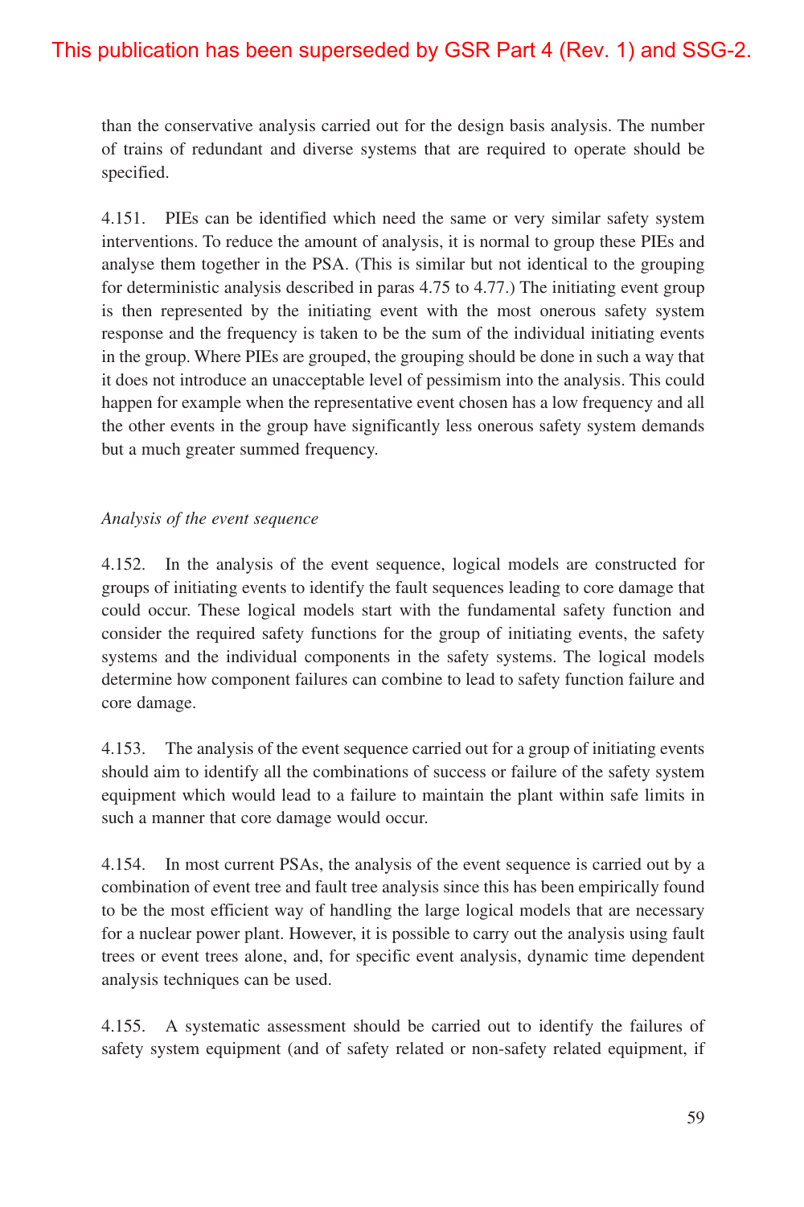This publication has been superseded by GSR Part 4 (Rev. 1) and SSG-2.

than the conservative analysis carried out for the design basis analysis. The number of trains of redundant and diverse systems that are required to operate should be specified.

4.151. PIEs can be identified which need the same or very similar safety system interventions. To reduce the amount of analysis, it is normal to group these PIEs and analyse them together in the PSA. (This is similar but not identical to the grouping for deterministic analysis described in paras 4.75 to 4.77.) The initiating event group is then represented by the initiating event with the most onerous safety system response and the frequency is taken to be the sum of the individual initiating events in the group. Where PIEs are grouped, the grouping should be done in such a way that it does not introduce an unacceptable level of pessimism into the analysis. This could happen for example when the representative event chosen has a low frequency and all the other events in the group have significantly less onerous safety system demands but a much greater summed frequency.

*Analysis of the event sequence*

4.152. In the analysis of the event sequence, logical models are constructed for groups of initiating events to identify the fault sequences leading to core damage that could occur. These logical models start with the fundamental safety function and consider the required safety functions for the group of initiating events, the safety systems and the individual components in the safety systems. The logical models determine how component failures can combine to lead to safety function failure and core damage.

4.153. The analysis of the event sequence carried out for a group of initiating events should aim to identify all the combinations of success or failure of the safety system equipment which would lead to a failure to maintain the plant within safe limits in such a manner that core damage would occur.

4.154. In most current PSAs, the analysis of the event sequence is carried out by a combination of event tree and fault tree analysis since this has been empirically found to be the most efficient way of handling the large logical models that are necessary for a nuclear power plant. However, it is possible to carry out the analysis using fault trees or event trees alone, and, for specific event analysis, dynamic time dependent analysis techniques can be used.

4.155. A systematic assessment should be carried out to identify the failures of safety system equipment (and of safety related or non-safety related equipment, if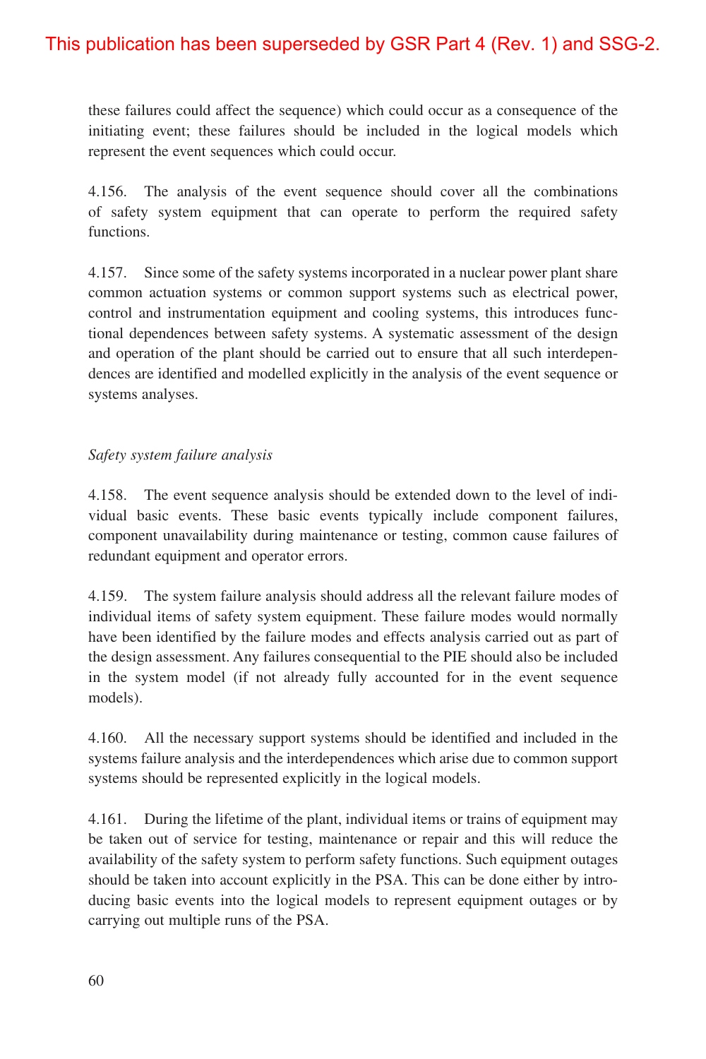This publication has been superseded by GSR Part 4 (Rev. 1) and SSG-2.

these failures could affect the sequence) which could occur as a consequence of the initiating event; these failures should be included in the logical models which represent the event sequences which could occur.

4.156. The analysis of the event sequence should cover all the combinations of safety system equipment that can operate to perform the required safety functions.

4.157. Since some of the safety systems incorporated in a nuclear power plant share common actuation systems or common support systems such as electrical power, control and instrumentation equipment and cooling systems, this introduces functional dependences between safety systems. A systematic assessment of the design and operation of the plant should be carried out to ensure that all such interdependences are identified and modelled explicitly in the analysis of the event sequence or systems analyses.

*Safety system failure analysis*

4.158. The event sequence analysis should be extended down to the level of individual basic events. These basic events typically include component failures, component unavailability during maintenance or testing, common cause failures of redundant equipment and operator errors.

4.159. The system failure analysis should address all the relevant failure modes of individual items of safety system equipment. These failure modes would normally have been identified by the failure modes and effects analysis carried out as part of the design assessment. Any failures consequential to the PIE should also be included in the system model (if not already fully accounted for in the event sequence models).

4.160. All the necessary support systems should be identified and included in the systems failure analysis and the interdependences which arise due to common support systems should be represented explicitly in the logical models.

4.161. During the lifetime of the plant, individual items or trains of equipment may be taken out of service for testing, maintenance or repair and this will reduce the availability of the safety system to perform safety functions. Such equipment outages should be taken into account explicitly in the PSA. This can be done either by introducing basic events into the logical models to represent equipment outages or by carrying out multiple runs of the PSA.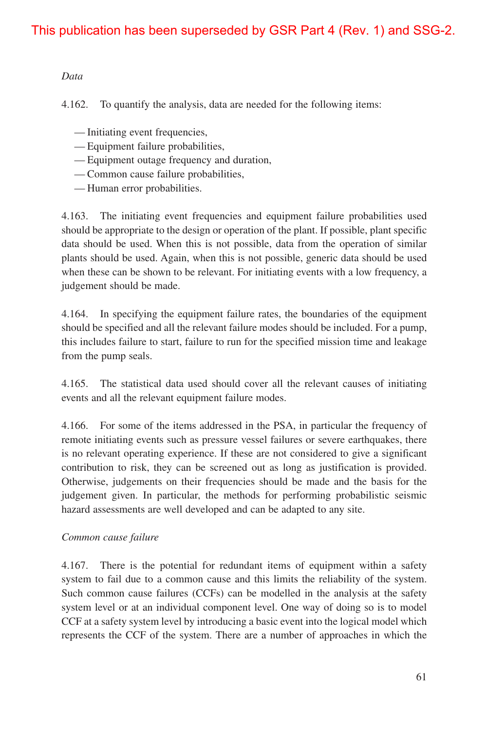This publication has been superseded by GSR Part 4 (Rev. 1) and SSG-2.

*Data*

4.162. To quantify the analysis, data are needed for the following items:

— Initiating event frequencies,
— Equipment failure probabilities,
— Equipment outage frequency and duration,
— Common cause failure probabilities,
— Human error probabilities.

4.163. The initiating event frequencies and equipment failure probabilities used should be appropriate to the design or operation of the plant. If possible, plant specific data should be used. When this is not possible, data from the operation of similar plants should be used. Again, when this is not possible, generic data should be used when these can be shown to be relevant. For initiating events with a low frequency, a judgement should be made.

4.164. In specifying the equipment failure rates, the boundaries of the equipment should be specified and all the relevant failure modes should be included. For a pump, this includes failure to start, failure to run for the specified mission time and leakage from the pump seals.

4.165. The statistical data used should cover all the relevant causes of initiating events and all the relevant equipment failure modes.

4.166. For some of the items addressed in the PSA, in particular the frequency of remote initiating events such as pressure vessel failures or severe earthquakes, there is no relevant operating experience. If these are not considered to give a significant contribution to risk, they can be screened out as long as justification is provided. Otherwise, judgements on their frequencies should be made and the basis for the judgement given. In particular, the methods for performing probabilistic seismic hazard assessments are well developed and can be adapted to any site.

*Common cause failure*

4.167. There is the potential for redundant items of equipment within a safety system to fail due to a common cause and this limits the reliability of the system. Such common cause failures (CCFs) can be modelled in the analysis at the safety system level or at an individual component level. One way of doing so is to model CCF at a safety system level by introducing a basic event into the logical model which represents the CCF of the system. There are a number of approaches in which the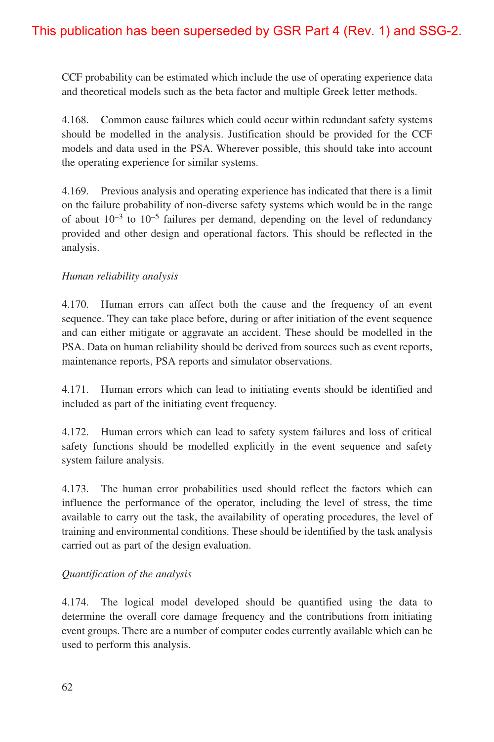This publication has been superseded by GSR Part 4 (Rev. 1) and SSG-2.

CCF probability can be estimated which include the use of operating experience data and theoretical models such as the beta factor and multiple Greek letter methods.

4.168. Common cause failures which could occur within redundant safety systems should be modelled in the analysis. Justification should be provided for the CCF models and data used in the PSA. Wherever possible, this should take into account the operating experience for similar systems.

4.169. Previous analysis and operating experience has indicated that there is a limit on the failure probability of non-diverse safety systems which would be in the range of about $10^{-3}$ to $10^{-5}$ failures per demand, depending on the level of redundancy provided and other design and operational factors. This should be reflected in the analysis.

*Human reliability analysis*

4.170. Human errors can affect both the cause and the frequency of an event sequence. They can take place before, during or after initiation of the event sequence and can either mitigate or aggravate an accident. These should be modelled in the PSA. Data on human reliability should be derived from sources such as event reports, maintenance reports, PSA reports and simulator observations.

4.171. Human errors which can lead to initiating events should be identified and included as part of the initiating event frequency.

4.172. Human errors which can lead to safety system failures and loss of critical safety functions should be modelled explicitly in the event sequence and safety system failure analysis.

4.173. The human error probabilities used should reflect the factors which can influence the performance of the operator, including the level of stress, the time available to carry out the task, the availability of operating procedures, the level of training and environmental conditions. These should be identified by the task analysis carried out as part of the design evaluation.

*Quantification of the analysis*

4.174. The logical model developed should be quantified using the data to determine the overall core damage frequency and the contributions from initiating event groups. There are a number of computer codes currently available which can be used to perform this analysis.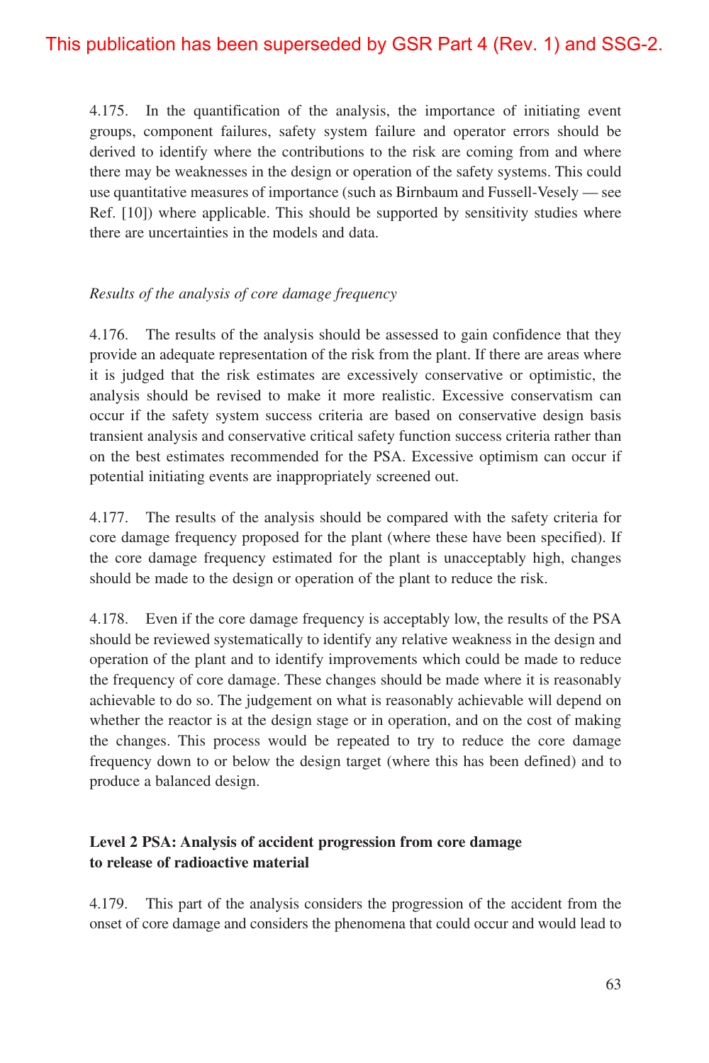This publication has been superseded by GSR Part 4 (Rev. 1) and SSG-2.

4.175. In the quantification of the analysis, the importance of initiating event groups, component failures, safety system failure and operator errors should be derived to identify where the contributions to the risk are coming from and where there may be weaknesses in the design or operation of the safety systems. This could use quantitative measures of importance (such as Birnbaum and Fussell-Vesely — see Ref. [10]) where applicable. This should be supported by sensitivity studies where there are uncertainties in the models and data.

*Results of the analysis of core damage frequency*

4.176. The results of the analysis should be assessed to gain confidence that they provide an adequate representation of the risk from the plant. If there are areas where it is judged that the risk estimates are excessively conservative or optimistic, the analysis should be revised to make it more realistic. Excessive conservatism can occur if the safety system success criteria are based on conservative design basis transient analysis and conservative critical safety function success criteria rather than on the best estimates recommended for the PSA. Excessive optimism can occur if potential initiating events are inappropriately screened out.

4.177. The results of the analysis should be compared with the safety criteria for core damage frequency proposed for the plant (where these have been specified). If the core damage frequency estimated for the plant is unacceptably high, changes should be made to the design or operation of the plant to reduce the risk.

4.178. Even if the core damage frequency is acceptably low, the results of the PSA should be reviewed systematically to identify any relative weakness in the design and operation of the plant and to identify improvements which could be made to reduce the frequency of core damage. These changes should be made where it is reasonably achievable to do so. The judgement on what is reasonably achievable will depend on whether the reactor is at the design stage or in operation, and on the cost of making the changes. This process would be repeated to try to reduce the core damage frequency down to or below the design target (where this has been defined) and to produce a balanced design.

**Level 2 PSA: Analysis of accident progression from core damage to release of radioactive material**

4.179. This part of the analysis considers the progression of the accident from the onset of core damage and considers the phenomena that could occur and would lead to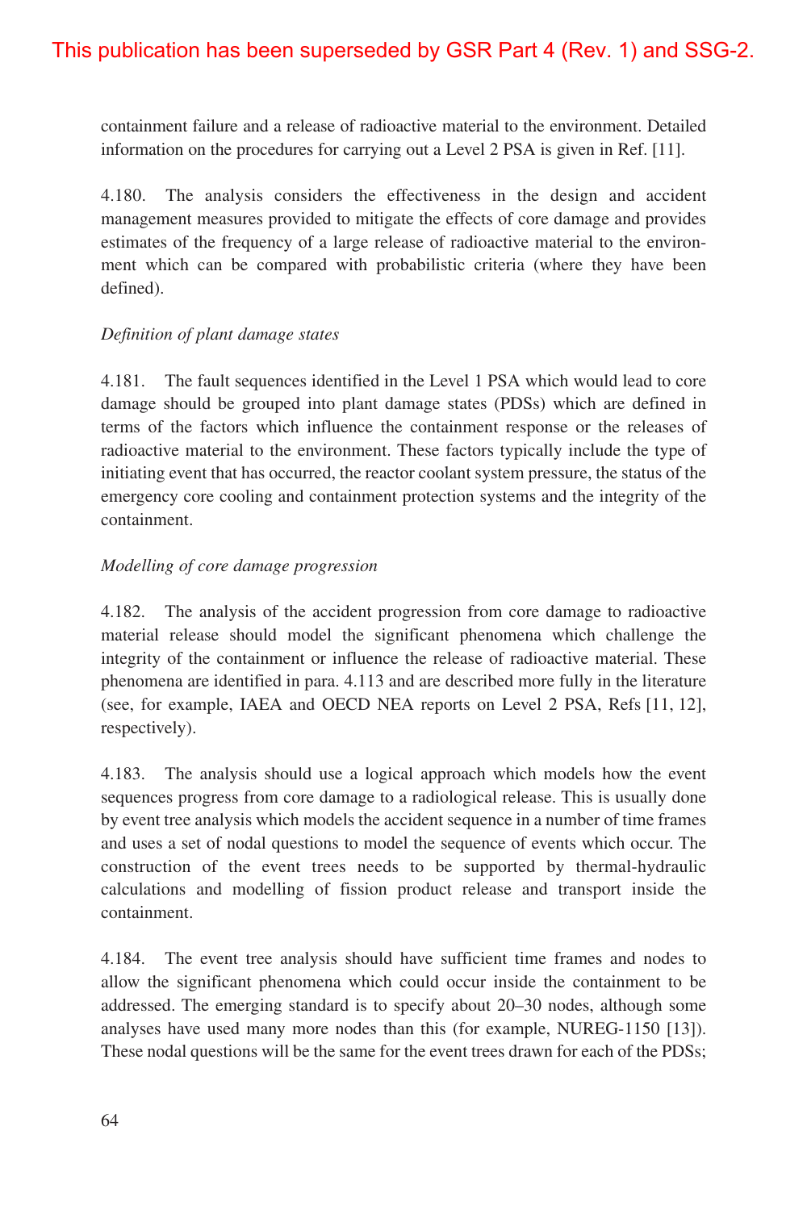This publication has been superseded by GSR Part 4 (Rev. 1) and SSG-2.

containment failure and a release of radioactive material to the environment. Detailed information on the procedures for carrying out a Level 2 PSA is given in Ref. [11].

4.180. The analysis considers the effectiveness in the design and accident management measures provided to mitigate the effects of core damage and provides estimates of the frequency of a large release of radioactive material to the environment which can be compared with probabilistic criteria (where they have been defined).

*Definition of plant damage states*

4.181. The fault sequences identified in the Level 1 PSA which would lead to core damage should be grouped into plant damage states (PDSs) which are defined in terms of the factors which influence the containment response or the releases of radioactive material to the environment. These factors typically include the type of initiating event that has occurred, the reactor coolant system pressure, the status of the emergency core cooling and containment protection systems and the integrity of the containment.

*Modelling of core damage progression*

4.182. The analysis of the accident progression from core damage to radioactive material release should model the significant phenomena which challenge the integrity of the containment or influence the release of radioactive material. These phenomena are identified in para. 4.113 and are described more fully in the literature (see, for example, IAEA and OECD NEA reports on Level 2 PSA, Refs [11, 12], respectively).

4.183. The analysis should use a logical approach which models how the event sequences progress from core damage to a radiological release. This is usually done by event tree analysis which models the accident sequence in a number of time frames and uses a set of nodal questions to model the sequence of events which occur. The construction of the event trees needs to be supported by thermal-hydraulic calculations and modelling of fission product release and transport inside the containment.

4.184. The event tree analysis should have sufficient time frames and nodes to allow the significant phenomena which could occur inside the containment to be addressed. The emerging standard is to specify about 20–30 nodes, although some analyses have used many more nodes than this (for example, NUREG-1150 [13]). These nodal questions will be the same for the event trees drawn for each of the PDSs;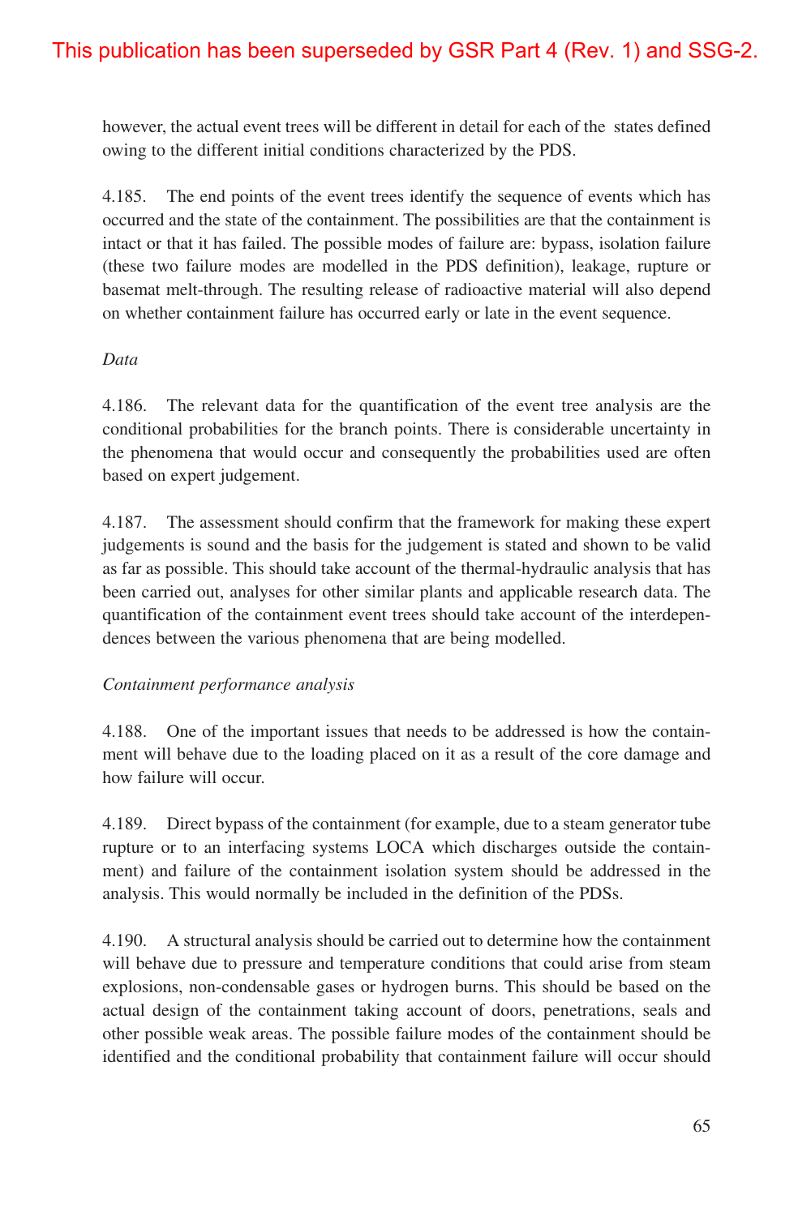This publication has been superseded by GSR Part 4 (Rev. 1) and SSG-2.

however, the actual event trees will be different in detail for each of the states defined owing to the different initial conditions characterized by the PDS.

4.185. The end points of the event trees identify the sequence of events which has occurred and the state of the containment. The possibilities are that the containment is intact or that it has failed. The possible modes of failure are: bypass, isolation failure (these two failure modes are modelled in the PDS definition), leakage, rupture or basemat melt-through. The resulting release of radioactive material will also depend on whether containment failure has occurred early or late in the event sequence.

*Data*

4.186. The relevant data for the quantification of the event tree analysis are the conditional probabilities for the branch points. There is considerable uncertainty in the phenomena that would occur and consequently the probabilities used are often based on expert judgement.

4.187. The assessment should confirm that the framework for making these expert judgements is sound and the basis for the judgement is stated and shown to be valid as far as possible. This should take account of the thermal-hydraulic analysis that has been carried out, analyses for other similar plants and applicable research data. The quantification of the containment event trees should take account of the interdependences between the various phenomena that are being modelled.

*Containment performance analysis*

4.188. One of the important issues that needs to be addressed is how the containment will behave due to the loading placed on it as a result of the core damage and how failure will occur.

4.189. Direct bypass of the containment (for example, due to a steam generator tube rupture or to an interfacing systems LOCA which discharges outside the containment) and failure of the containment isolation system should be addressed in the analysis. This would normally be included in the definition of the PDSs.

4.190. A structural analysis should be carried out to determine how the containment will behave due to pressure and temperature conditions that could arise from steam explosions, non-condensable gases or hydrogen burns. This should be based on the actual design of the containment taking account of doors, penetrations, seals and other possible weak areas. The possible failure modes of the containment should be identified and the conditional probability that containment failure will occur should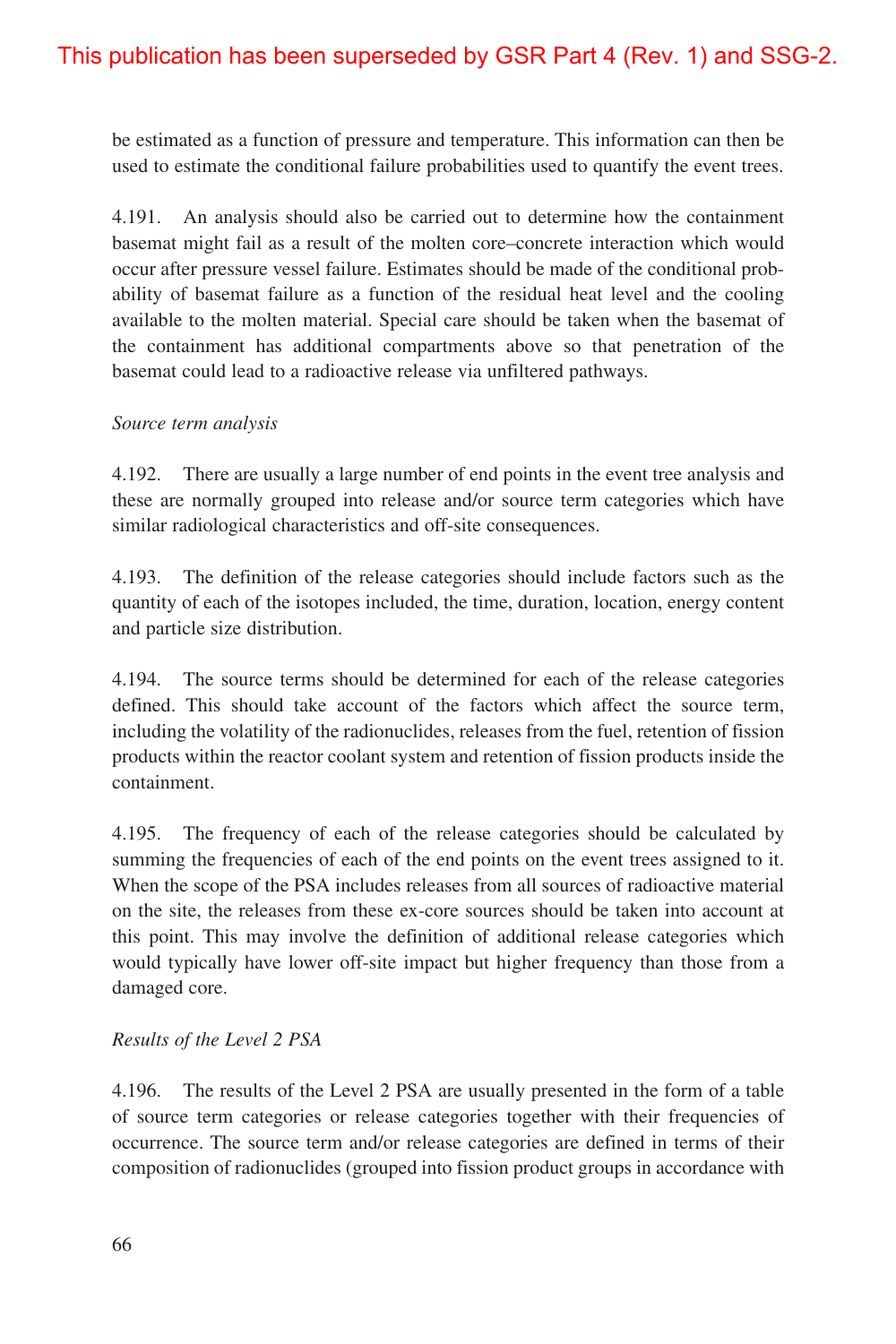This publication has been superseded by GSR Part 4 (Rev. 1) and SSG-2.

be estimated as a function of pressure and temperature. This information can then be used to estimate the conditional failure probabilities used to quantify the event trees.

4.191. An analysis should also be carried out to determine how the containment basemat might fail as a result of the molten core–concrete interaction which would occur after pressure vessel failure. Estimates should be made of the conditional probability of basemat failure as a function of the residual heat level and the cooling available to the molten material. Special care should be taken when the basemat of the containment has additional compartments above so that penetration of the basemat could lead to a radioactive release via unfiltered pathways.

*Source term analysis*

4.192. There are usually a large number of end points in the event tree analysis and these are normally grouped into release and/or source term categories which have similar radiological characteristics and off-site consequences.

4.193. The definition of the release categories should include factors such as the quantity of each of the isotopes included, the time, duration, location, energy content and particle size distribution.

4.194. The source terms should be determined for each of the release categories defined. This should take account of the factors which affect the source term, including the volatility of the radionuclides, releases from the fuel, retention of fission products within the reactor coolant system and retention of fission products inside the containment.

4.195. The frequency of each of the release categories should be calculated by summing the frequencies of each of the end points on the event trees assigned to it. When the scope of the PSA includes releases from all sources of radioactive material on the site, the releases from these ex-core sources should be taken into account at this point. This may involve the definition of additional release categories which would typically have lower off-site impact but higher frequency than those from a damaged core.

*Results of the Level 2 PSA*

4.196. The results of the Level 2 PSA are usually presented in the form of a table of source term categories or release categories together with their frequencies of occurrence. The source term and/or release categories are defined in terms of their composition of radionuclides (grouped into fission product groups in accordance with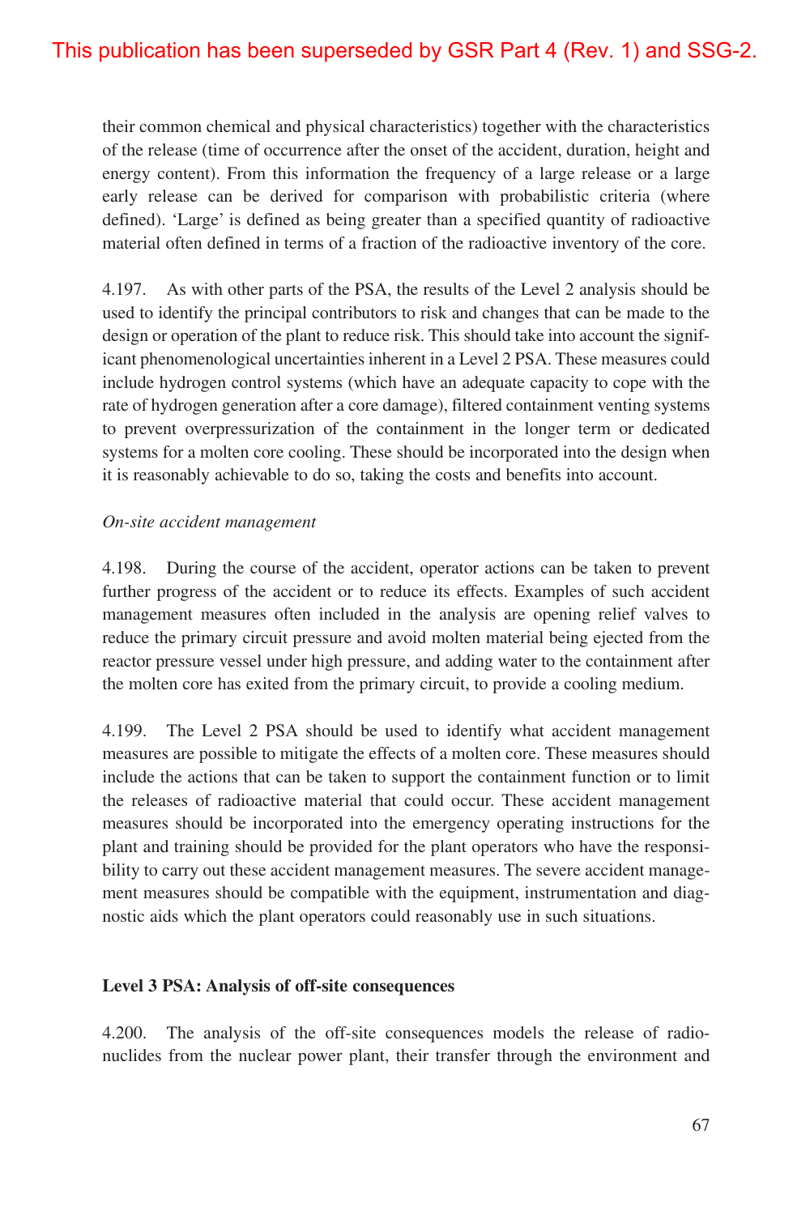This publication has been superseded by GSR Part 4 (Rev. 1) and SSG-2.

their common chemical and physical characteristics) together with the characteristics of the release (time of occurrence after the onset of the accident, duration, height and energy content). From this information the frequency of a large release or a large early release can be derived for comparison with probabilistic criteria (where defined). 'Large' is defined as being greater than a specified quantity of radioactive material often defined in terms of a fraction of the radioactive inventory of the core.

4.197. As with other parts of the PSA, the results of the Level 2 analysis should be used to identify the principal contributors to risk and changes that can be made to the design or operation of the plant to reduce risk. This should take into account the significant phenomenological uncertainties inherent in a Level 2 PSA. These measures could include hydrogen control systems (which have an adequate capacity to cope with the rate of hydrogen generation after a core damage), filtered containment venting systems to prevent overpressurization of the containment in the longer term or dedicated systems for a molten core cooling. These should be incorporated into the design when it is reasonably achievable to do so, taking the costs and benefits into account.

*On-site accident management*

4.198. During the course of the accident, operator actions can be taken to prevent further progress of the accident or to reduce its effects. Examples of such accident management measures often included in the analysis are opening relief valves to reduce the primary circuit pressure and avoid molten material being ejected from the reactor pressure vessel under high pressure, and adding water to the containment after the molten core has exited from the primary circuit, to provide a cooling medium.

4.199. The Level 2 PSA should be used to identify what accident management measures are possible to mitigate the effects of a molten core. These measures should include the actions that can be taken to support the containment function or to limit the releases of radioactive material that could occur. These accident management measures should be incorporated into the emergency operating instructions for the plant and training should be provided for the plant operators who have the responsibility to carry out these accident management measures. The severe accident management measures should be compatible with the equipment, instrumentation and diagnostic aids which the plant operators could reasonably use in such situations.

**Level 3 PSA: Analysis of off-site consequences**

4.200. The analysis of the off-site consequences models the release of radionuclides from the nuclear power plant, their transfer through the environment and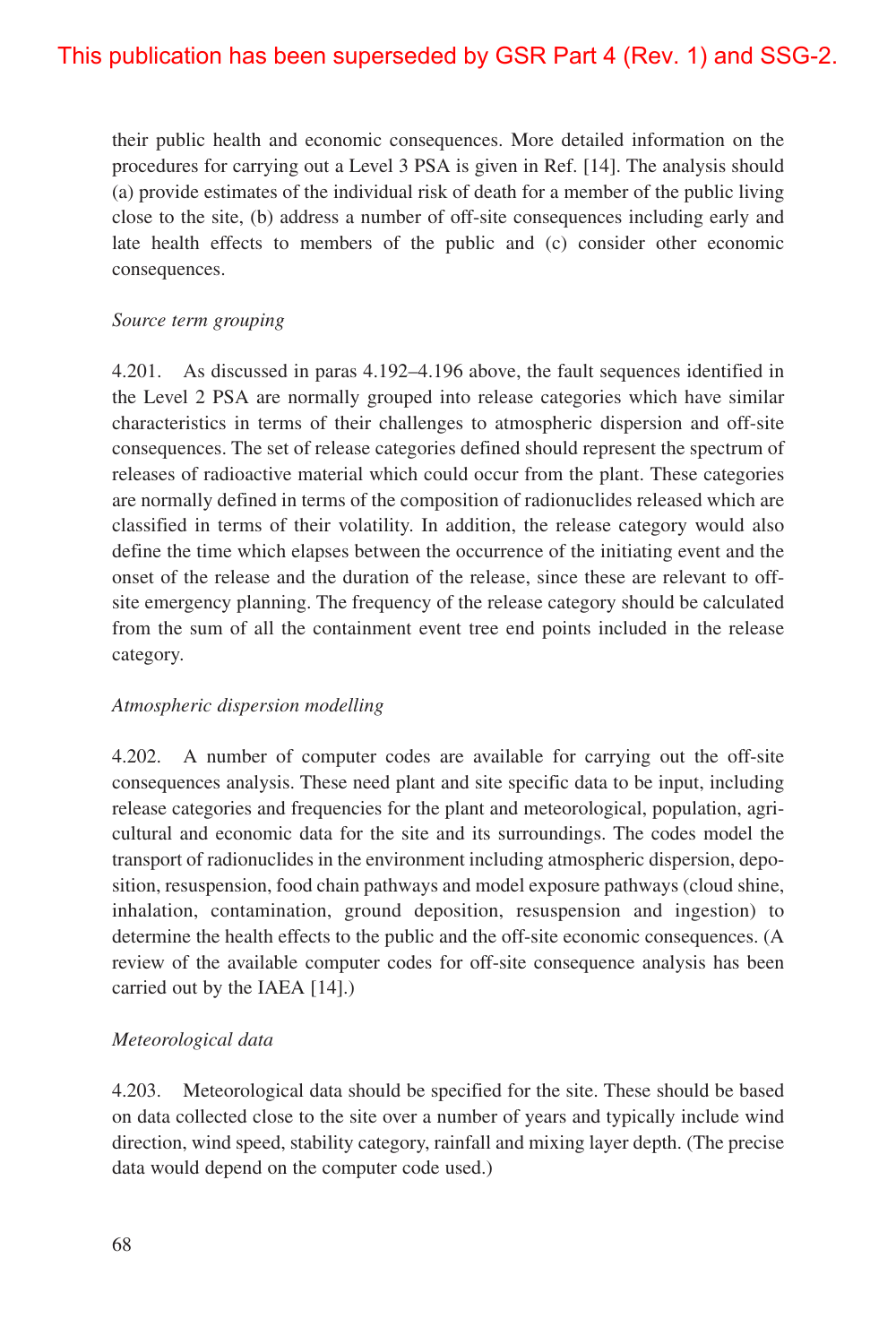This publication has been superseded by GSR Part 4 (Rev. 1) and SSG-2.

their public health and economic consequences. More detailed information on the procedures for carrying out a Level 3 PSA is given in Ref. [14]. The analysis should (a) provide estimates of the individual risk of death for a member of the public living close to the site, (b) address a number of off-site consequences including early and late health effects to members of the public and (c) consider other economic consequences.

*Source term grouping*

4.201. As discussed in paras 4.192–4.196 above, the fault sequences identified in the Level 2 PSA are normally grouped into release categories which have similar characteristics in terms of their challenges to atmospheric dispersion and off-site consequences. The set of release categories defined should represent the spectrum of releases of radioactive material which could occur from the plant. These categories are normally defined in terms of the composition of radionuclides released which are classified in terms of their volatility. In addition, the release category would also define the time which elapses between the occurrence of the initiating event and the onset of the release and the duration of the release, since these are relevant to off-site emergency planning. The frequency of the release category should be calculated from the sum of all the containment event tree end points included in the release category.

*Atmospheric dispersion modelling*

4.202. A number of computer codes are available for carrying out the off-site consequences analysis. These need plant and site specific data to be input, including release categories and frequencies for the plant and meteorological, population, agricultural and economic data for the site and its surroundings. The codes model the transport of radionuclides in the environment including atmospheric dispersion, deposition, resuspension, food chain pathways and model exposure pathways (cloud shine, inhalation, contamination, ground deposition, resuspension and ingestion) to determine the health effects to the public and the off-site economic consequences. (A review of the available computer codes for off-site consequence analysis has been carried out by the IAEA [14].)

*Meteorological data*

4.203. Meteorological data should be specified for the site. These should be based on data collected close to the site over a number of years and typically include wind direction, wind speed, stability category, rainfall and mixing layer depth. (The precise data would depend on the computer code used.)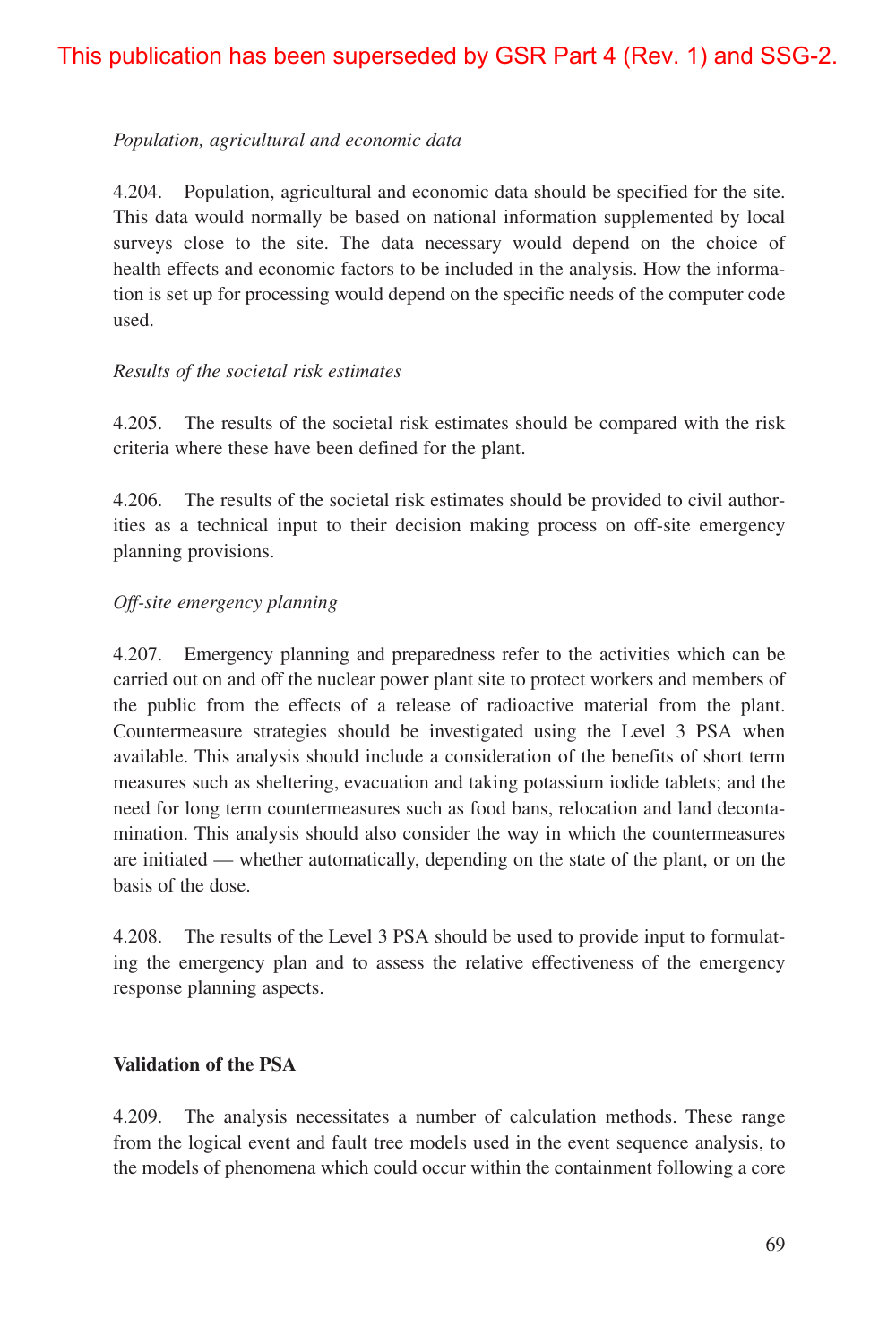This publication has been superseded by GSR Part 4 (Rev. 1) and SSG-2.

*Population, agricultural and economic data*

4.204. Population, agricultural and economic data should be specified for the site. This data would normally be based on national information supplemented by local surveys close to the site. The data necessary would depend on the choice of health effects and economic factors to be included in the analysis. How the information is set up for processing would depend on the specific needs of the computer code used.

*Results of the societal risk estimates*

4.205. The results of the societal risk estimates should be compared with the risk criteria where these have been defined for the plant.

4.206. The results of the societal risk estimates should be provided to civil authorities as a technical input to their decision making process on off-site emergency planning provisions.

*Off-site emergency planning*

4.207. Emergency planning and preparedness refer to the activities which can be carried out on and off the nuclear power plant site to protect workers and members of the public from the effects of a release of radioactive material from the plant. Countermeasure strategies should be investigated using the Level 3 PSA when available. This analysis should include a consideration of the benefits of short term measures such as sheltering, evacuation and taking potassium iodide tablets; and the need for long term countermeasures such as food bans, relocation and land decontamination. This analysis should also consider the way in which the countermeasures are initiated — whether automatically, depending on the state of the plant, or on the basis of the dose.

4.208. The results of the Level 3 PSA should be used to provide input to formulating the emergency plan and to assess the relative effectiveness of the emergency response planning aspects.

**Validation of the PSA**

4.209. The analysis necessitates a number of calculation methods. These range from the logical event and fault tree models used in the event sequence analysis, to the models of phenomena which could occur within the containment following a core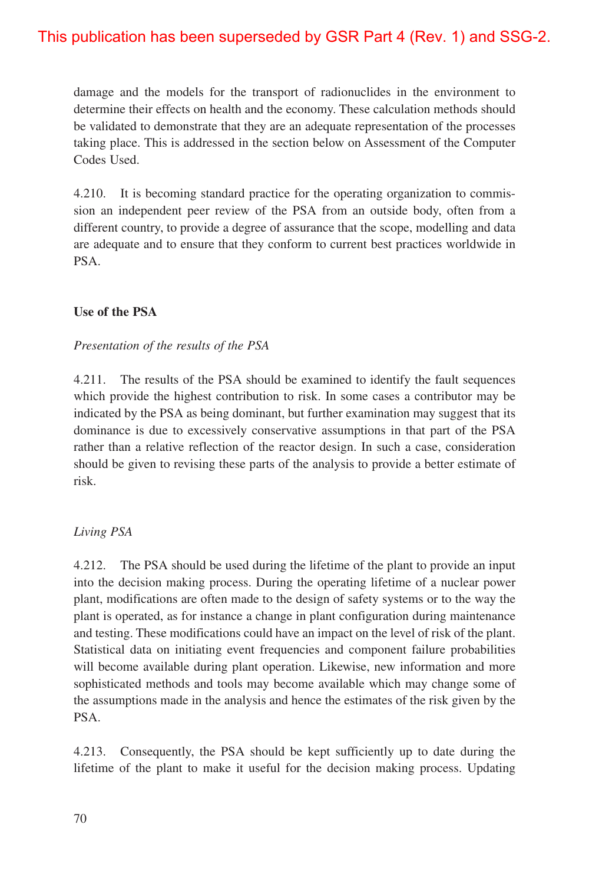This publication has been superseded by GSR Part 4 (Rev. 1) and SSG-2.

damage and the models for the transport of radionuclides in the environment to determine their effects on health and the economy. These calculation methods should be validated to demonstrate that they are an adequate representation of the processes taking place. This is addressed in the section below on Assessment of the Computer Codes Used.

4.210. It is becoming standard practice for the operating organization to commission an independent peer review of the PSA from an outside body, often from a different country, to provide a degree of assurance that the scope, modelling and data are adequate and to ensure that they conform to current best practices worldwide in PSA.

### Use of the PSA

#### *Presentation of the results of the PSA*

4.211. The results of the PSA should be examined to identify the fault sequences which provide the highest contribution to risk. In some cases a contributor may be indicated by the PSA as being dominant, but further examination may suggest that its dominance is due to excessively conservative assumptions in that part of the PSA rather than a relative reflection of the reactor design. In such a case, consideration should be given to revising these parts of the analysis to provide a better estimate of risk.

#### *Living PSA*

4.212. The PSA should be used during the lifetime of the plant to provide an input into the decision making process. During the operating lifetime of a nuclear power plant, modifications are often made to the design of safety systems or to the way the plant is operated, as for instance a change in plant configuration during maintenance and testing. These modifications could have an impact on the level of risk of the plant. Statistical data on initiating event frequencies and component failure probabilities will become available during plant operation. Likewise, new information and more sophisticated methods and tools may become available which may change some of the assumptions made in the analysis and hence the estimates of the risk given by the PSA.

4.213. Consequently, the PSA should be kept sufficiently up to date during the lifetime of the plant to make it useful for the decision making process. Updating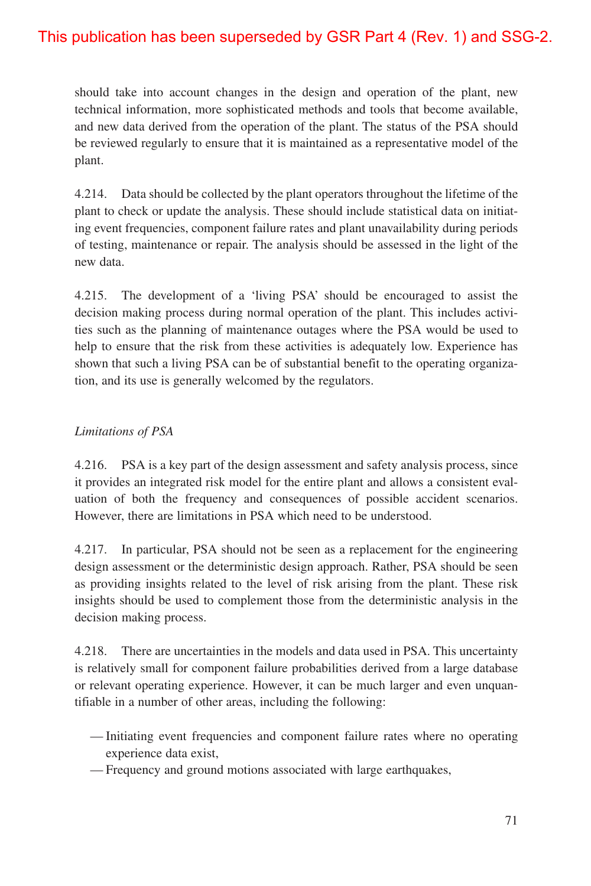This publication has been superseded by GSR Part 4 (Rev. 1) and SSG-2.

should take into account changes in the design and operation of the plant, new technical information, more sophisticated methods and tools that become available, and new data derived from the operation of the plant. The status of the PSA should be reviewed regularly to ensure that it is maintained as a representative model of the plant.

4.214. Data should be collected by the plant operators throughout the lifetime of the plant to check or update the analysis. These should include statistical data on initiating event frequencies, component failure rates and plant unavailability during periods of testing, maintenance or repair. The analysis should be assessed in the light of the new data.

4.215. The development of a 'living PSA' should be encouraged to assist the decision making process during normal operation of the plant. This includes activities such as the planning of maintenance outages where the PSA would be used to help to ensure that the risk from these activities is adequately low. Experience has shown that such a living PSA can be of substantial benefit to the operating organization, and its use is generally welcomed by the regulators.

*Limitations of PSA*

4.216. PSA is a key part of the design assessment and safety analysis process, since it provides an integrated risk model for the entire plant and allows a consistent evaluation of both the frequency and consequences of possible accident scenarios. However, there are limitations in PSA which need to be understood.

4.217. In particular, PSA should not be seen as a replacement for the engineering design assessment or the deterministic design approach. Rather, PSA should be seen as providing insights related to the level of risk arising from the plant. These risk insights should be used to complement those from the deterministic analysis in the decision making process.

4.218. There are uncertainties in the models and data used in PSA. This uncertainty is relatively small for component failure probabilities derived from a large database or relevant operating experience. However, it can be much larger and even unquantifiable in a number of other areas, including the following:

— Initiating event frequencies and component failure rates where no operating experience data exist,
— Frequency and ground motions associated with large earthquakes,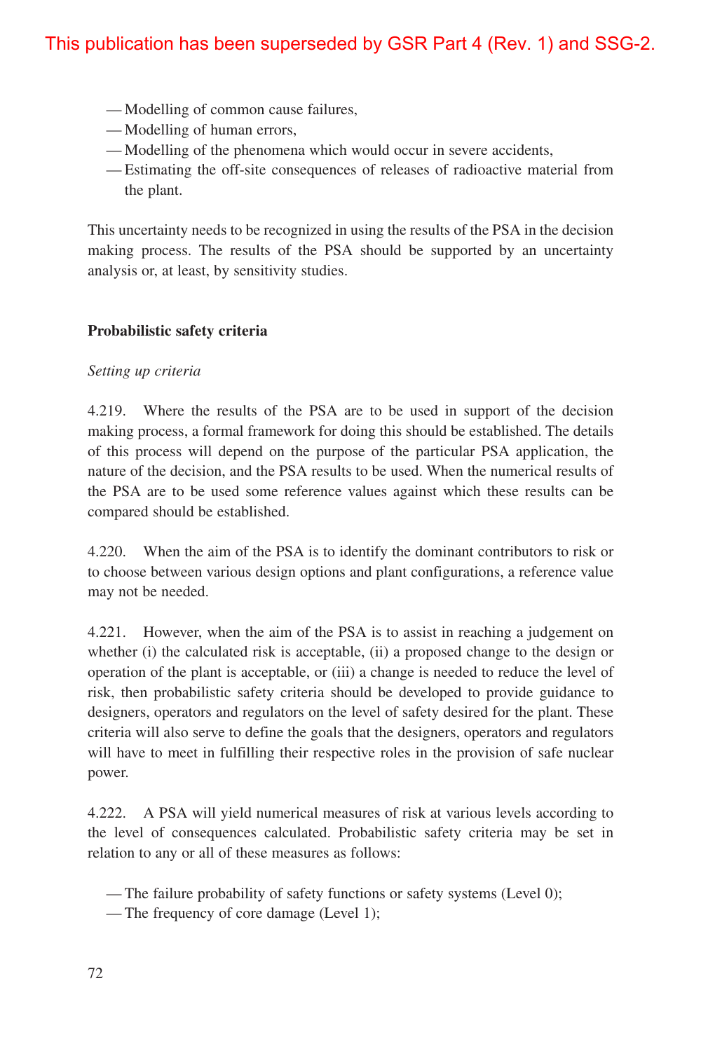This publication has been superseded by GSR Part 4 (Rev. 1) and SSG-2.

- Modelling of common cause failures,
- Modelling of human errors,
- Modelling of the phenomena which would occur in severe accidents,
- Estimating the off-site consequences of releases of radioactive material from the plant.

This uncertainty needs to be recognized in using the results of the PSA in the decision making process. The results of the PSA should be supported by an uncertainty analysis or, at least, by sensitivity studies.

**Probabilistic safety criteria**

*Setting up criteria*

4.219. Where the results of the PSA are to be used in support of the decision making process, a formal framework for doing this should be established. The details of this process will depend on the purpose of the particular PSA application, the nature of the decision, and the PSA results to be used. When the numerical results of the PSA are to be used some reference values against which these results can be compared should be established.

4.220. When the aim of the PSA is to identify the dominant contributors to risk or to choose between various design options and plant configurations, a reference value may not be needed.

4.221. However, when the aim of the PSA is to assist in reaching a judgement on whether (i) the calculated risk is acceptable, (ii) a proposed change to the design or operation of the plant is acceptable, or (iii) a change is needed to reduce the level of risk, then probabilistic safety criteria should be developed to provide guidance to designers, operators and regulators on the level of safety desired for the plant. These criteria will also serve to define the goals that the designers, operators and regulators will have to meet in fulfilling their respective roles in the provision of safe nuclear power.

4.222. A PSA will yield numerical measures of risk at various levels according to the level of consequences calculated. Probabilistic safety criteria may be set in relation to any or all of these measures as follows:

- The failure probability of safety functions or safety systems (Level 0);
- The frequency of core damage (Level 1);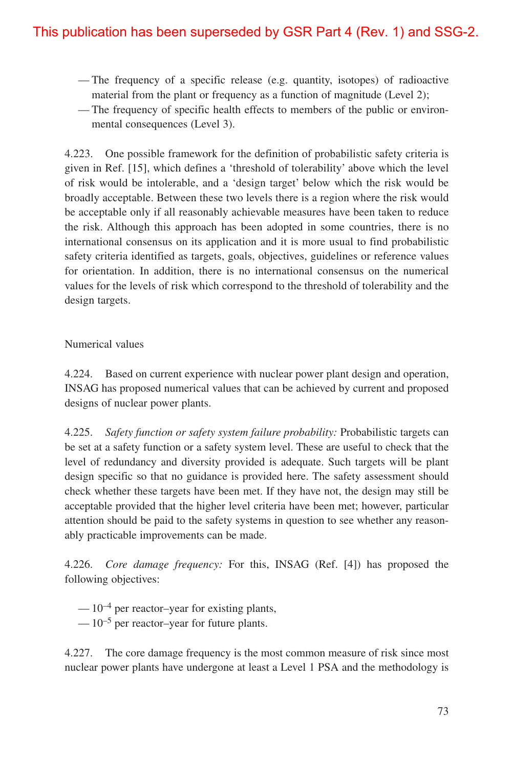This publication has been superseded by GSR Part 4 (Rev. 1) and SSG-2.

- The frequency of a specific release (e.g. quantity, isotopes) of radioactive material from the plant or frequency as a function of magnitude (Level 2);
- The frequency of specific health effects to members of the public or environmental consequences (Level 3).

4.223. One possible framework for the definition of probabilistic safety criteria is given in Ref. [15], which defines a 'threshold of tolerability' above which the level of risk would be intolerable, and a 'design target' below which the risk would be broadly acceptable. Between these two levels there is a region where the risk would be acceptable only if all reasonably achievable measures have been taken to reduce the risk. Although this approach has been adopted in some countries, there is no international consensus on its application and it is more usual to find probabilistic safety criteria identified as targets, goals, objectives, guidelines or reference values for orientation. In addition, there is no international consensus on the numerical values for the levels of risk which correspond to the threshold of tolerability and the design targets.

Numerical values

4.224. Based on current experience with nuclear power plant design and operation, INSAG has proposed numerical values that can be achieved by current and proposed designs of nuclear power plants.

4.225. *Safety function or safety system failure probability:* Probabilistic targets can be set at a safety function or a safety system level. These are useful to check that the level of redundancy and diversity provided is adequate. Such targets will be plant design specific so that no guidance is provided here. The safety assessment should check whether these targets have been met. If they have not, the design may still be acceptable provided that the higher level criteria have been met; however, particular attention should be paid to the safety systems in question to see whether any reasonably practicable improvements can be made.

4.226. *Core damage frequency:* For this, INSAG (Ref. [4]) has proposed the following objectives:

- $10^{-4}$ per reactor–year for existing plants,
- $10^{-5}$ per reactor–year for future plants.

4.227. The core damage frequency is the most common measure of risk since most nuclear power plants have undergone at least a Level 1 PSA and the methodology is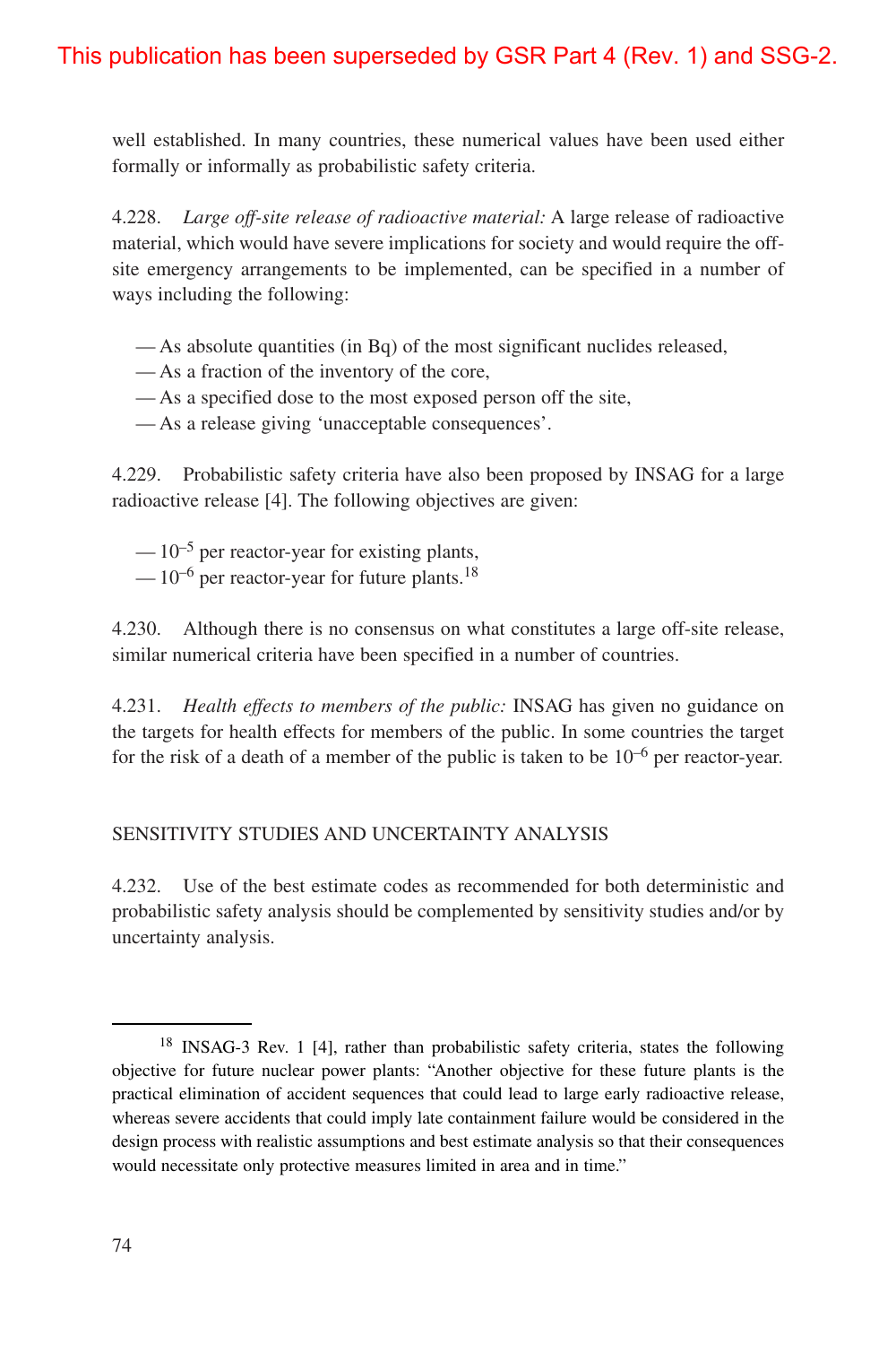This publication has been superseded by GSR Part 4 (Rev. 1) and SSG-2.

well established. In many countries, these numerical values have been used either formally or informally as probabilistic safety criteria.

4.228. *Large off-site release of radioactive material:* A large release of radioactive material, which would have severe implications for society and would require the off-site emergency arrangements to be implemented, can be specified in a number of ways including the following:

- As absolute quantities (in Bq) of the most significant nuclides released,
- As a fraction of the inventory of the core,
- As a specified dose to the most exposed person off the site,
- As a release giving 'unacceptable consequences'.

4.229. Probabilistic safety criteria have also been proposed by INSAG for a large radioactive release [4]. The following objectives are given:

- $10^{-5}$ per reactor-year for existing plants,
- $10^{-6}$ per reactor-year for future plants.[18]

4.230. Although there is no consensus on what constitutes a large off-site release, similar numerical criteria have been specified in a number of countries.

4.231. *Health effects to members of the public:* INSAG has given no guidance on the targets for health effects for members of the public. In some countries the target for the risk of a death of a member of the public is taken to be $10^{-6}$ per reactor-year.

## SENSITIVITY STUDIES AND UNCERTAINTY ANALYSIS

4.232. Use of the best estimate codes as recommended for both deterministic and probabilistic safety analysis should be complemented by sensitivity studies and/or by uncertainty analysis.

---

[18] INSAG-3 Rev. 1 [4], rather than probabilistic safety criteria, states the following objective for future nuclear power plants: "Another objective for these future plants is the practical elimination of accident sequences that could lead to large early radioactive release, whereas severe accidents that could imply late containment failure would be considered in the design process with realistic assumptions and best estimate analysis so that their consequences would necessitate only protective measures limited in area and in time."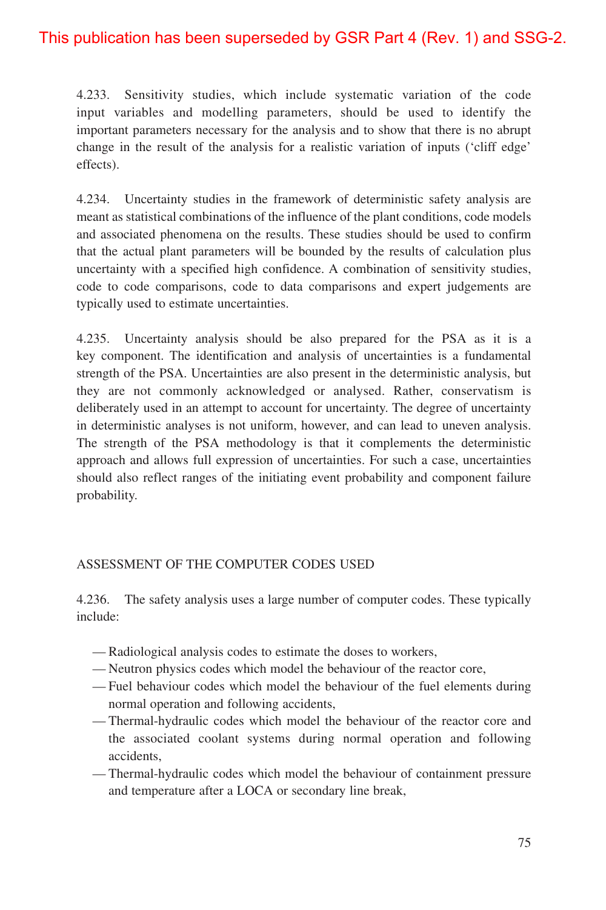This publication has been superseded by GSR Part 4 (Rev. 1) and SSG-2.

4.233. Sensitivity studies, which include systematic variation of the code input variables and modelling parameters, should be used to identify the important parameters necessary for the analysis and to show that there is no abrupt change in the result of the analysis for a realistic variation of inputs (‘cliff edge’ effects).

4.234. Uncertainty studies in the framework of deterministic safety analysis are meant as statistical combinations of the influence of the plant conditions, code models and associated phenomena on the results. These studies should be used to confirm that the actual plant parameters will be bounded by the results of calculation plus uncertainty with a specified high confidence. A combination of sensitivity studies, code to code comparisons, code to data comparisons and expert judgements are typically used to estimate uncertainties.

4.235. Uncertainty analysis should be also prepared for the PSA as it is a key component. The identification and analysis of uncertainties is a fundamental strength of the PSA. Uncertainties are also present in the deterministic analysis, but they are not commonly acknowledged or analysed. Rather, conservatism is deliberately used in an attempt to account for uncertainty. The degree of uncertainty in deterministic analyses is not uniform, however, and can lead to uneven analysis. The strength of the PSA methodology is that it complements the deterministic approach and allows full expression of uncertainties. For such a case, uncertainties should also reflect ranges of the initiating event probability and component failure probability.

## ASSESSMENT OF THE COMPUTER CODES USED

4.236. The safety analysis uses a large number of computer codes. These typically include:

- Radiological analysis codes to estimate the doses to workers,
- Neutron physics codes which model the behaviour of the reactor core,
- Fuel behaviour codes which model the behaviour of the fuel elements during normal operation and following accidents,
- Thermal-hydraulic codes which model the behaviour of the reactor core and the associated coolant systems during normal operation and following accidents,
- Thermal-hydraulic codes which model the behaviour of containment pressure and temperature after a LOCA or secondary line break,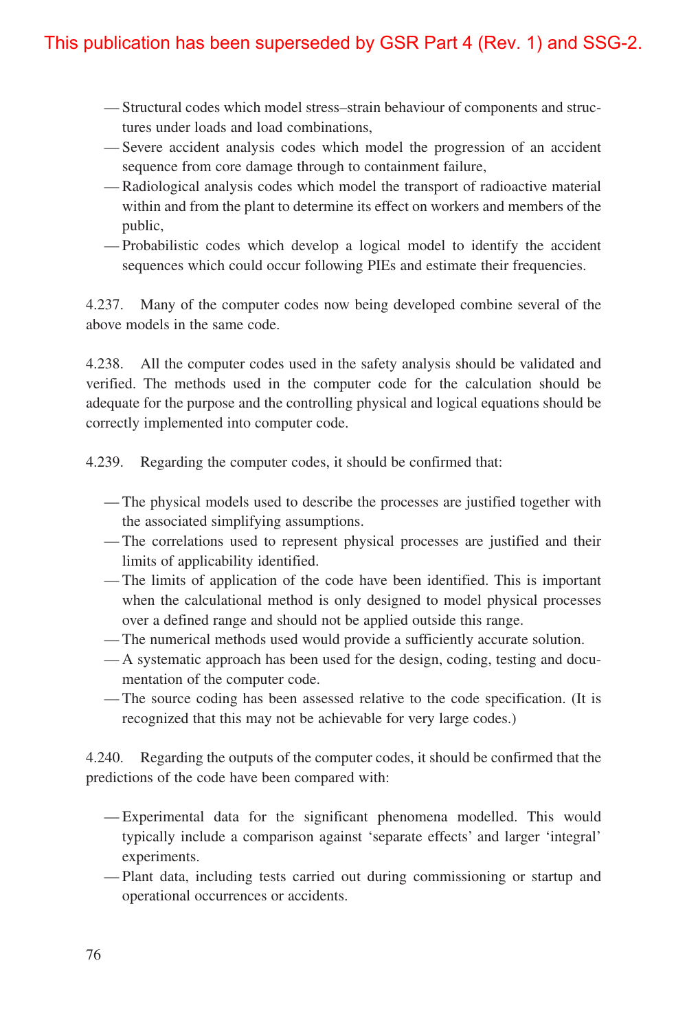This publication has been superseded by GSR Part 4 (Rev. 1) and SSG-2.

- Structural codes which model stress–strain behaviour of components and structures under loads and load combinations,
- Severe accident analysis codes which model the progression of an accident sequence from core damage through to containment failure,
- Radiological analysis codes which model the transport of radioactive material within and from the plant to determine its effect on workers and members of the public,
- Probabilistic codes which develop a logical model to identify the accident sequences which could occur following PIEs and estimate their frequencies.

4.237. Many of the computer codes now being developed combine several of the above models in the same code.

4.238. All the computer codes used in the safety analysis should be validated and verified. The methods used in the computer code for the calculation should be adequate for the purpose and the controlling physical and logical equations should be correctly implemented into computer code.

4.239. Regarding the computer codes, it should be confirmed that:

- The physical models used to describe the processes are justified together with the associated simplifying assumptions.
- The correlations used to represent physical processes are justified and their limits of applicability identified.
- The limits of application of the code have been identified. This is important when the calculational method is only designed to model physical processes over a defined range and should not be applied outside this range.
- The numerical methods used would provide a sufficiently accurate solution.
- A systematic approach has been used for the design, coding, testing and documentation of the computer code.
- The source coding has been assessed relative to the code specification. (It is recognized that this may not be achievable for very large codes.)

4.240. Regarding the outputs of the computer codes, it should be confirmed that the predictions of the code have been compared with:

- Experimental data for the significant phenomena modelled. This would typically include a comparison against 'separate effects' and larger 'integral' experiments.
- Plant data, including tests carried out during commissioning or startup and operational occurrences or accidents.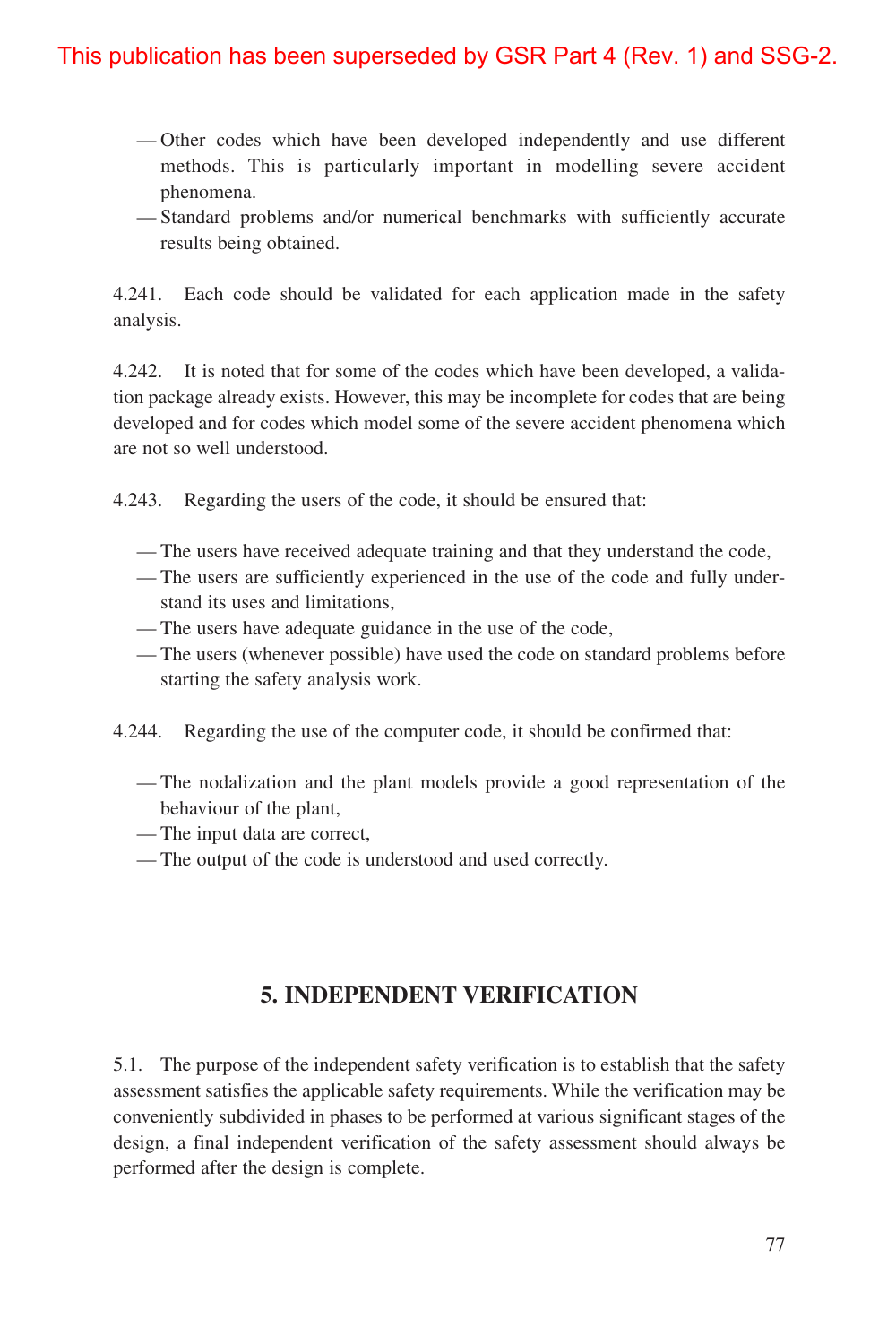This publication has been superseded by GSR Part 4 (Rev. 1) and SSG-2.

— Other codes which have been developed independently and use different methods. This is particularly important in modelling severe accident phenomena.
— Standard problems and/or numerical benchmarks with sufficiently accurate results being obtained.

4.241. Each code should be validated for each application made in the safety analysis.

4.242. It is noted that for some of the codes which have been developed, a validation package already exists. However, this may be incomplete for codes that are being developed and for codes which model some of the severe accident phenomena which are not so well understood.

4.243. Regarding the users of the code, it should be ensured that:

— The users have received adequate training and that they understand the code,
— The users are sufficiently experienced in the use of the code and fully understand its uses and limitations,
— The users have adequate guidance in the use of the code,
— The users (whenever possible) have used the code on standard problems before starting the safety analysis work.

4.244. Regarding the use of the computer code, it should be confirmed that:

— The nodalization and the plant models provide a good representation of the behaviour of the plant,
— The input data are correct,
— The output of the code is understood and used correctly.

## 5. INDEPENDENT VERIFICATION

5.1. The purpose of the independent safety verification is to establish that the safety assessment satisfies the applicable safety requirements. While the verification may be conveniently subdivided in phases to be performed at various significant stages of the design, a final independent verification of the safety assessment should always be performed after the design is complete.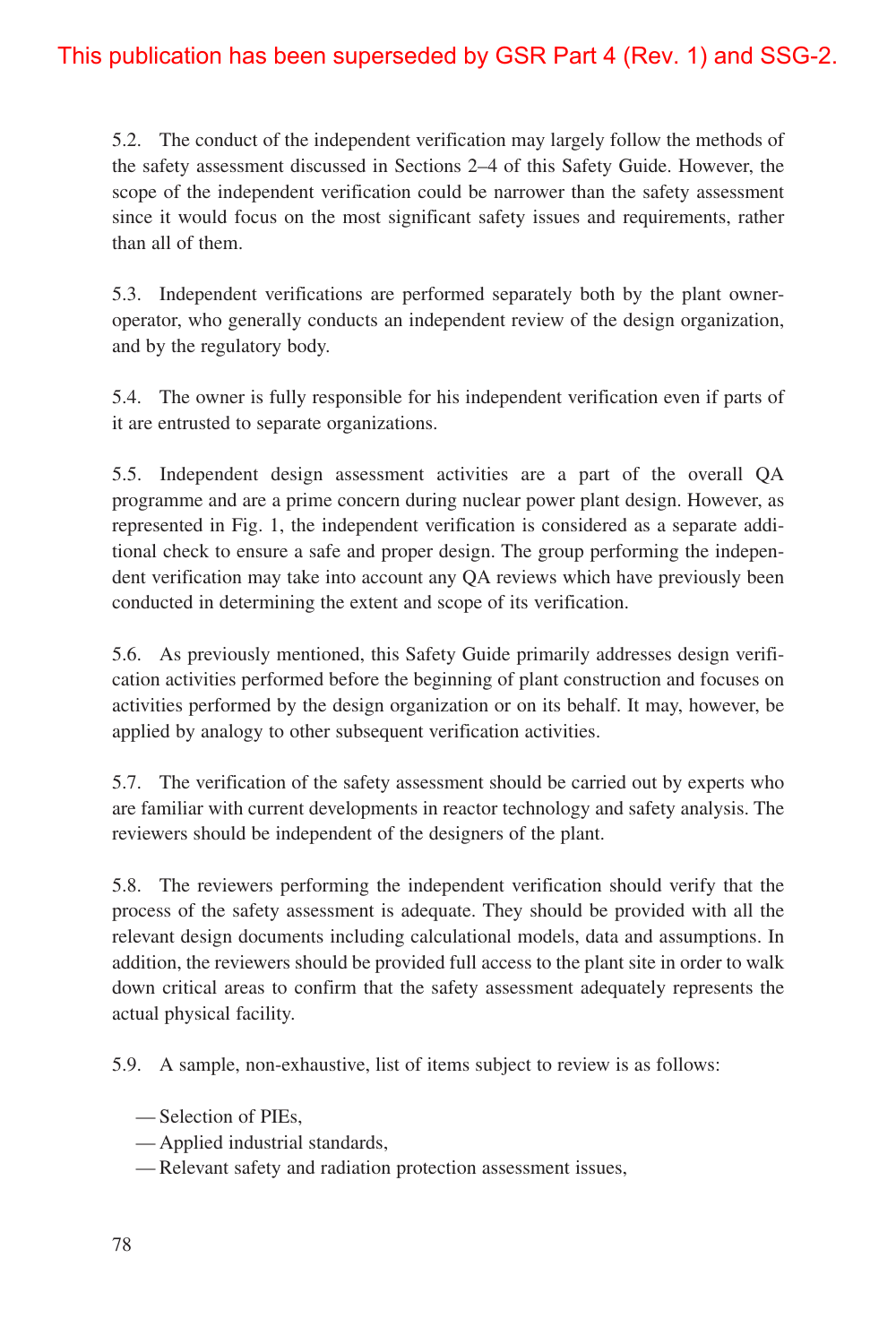This publication has been superseded by GSR Part 4 (Rev. 1) and SSG-2.

5.2. The conduct of the independent verification may largely follow the methods of the safety assessment discussed in Sections 2–4 of this Safety Guide. However, the scope of the independent verification could be narrower than the safety assessment since it would focus on the most significant safety issues and requirements, rather than all of them.

5.3. Independent verifications are performed separately both by the plant owner-operator, who generally conducts an independent review of the design organization, and by the regulatory body.

5.4. The owner is fully responsible for his independent verification even if parts of it are entrusted to separate organizations.

5.5. Independent design assessment activities are a part of the overall QA programme and are a prime concern during nuclear power plant design. However, as represented in Fig. 1, the independent verification is considered as a separate additional check to ensure a safe and proper design. The group performing the independent verification may take into account any QA reviews which have previously been conducted in determining the extent and scope of its verification.

5.6. As previously mentioned, this Safety Guide primarily addresses design verification activities performed before the beginning of plant construction and focuses on activities performed by the design organization or on its behalf. It may, however, be applied by analogy to other subsequent verification activities.

5.7. The verification of the safety assessment should be carried out by experts who are familiar with current developments in reactor technology and safety analysis. The reviewers should be independent of the designers of the plant.

5.8. The reviewers performing the independent verification should verify that the process of the safety assessment is adequate. They should be provided with all the relevant design documents including calculational models, data and assumptions. In addition, the reviewers should be provided full access to the plant site in order to walk down critical areas to confirm that the safety assessment adequately represents the actual physical facility.

5.9. A sample, non-exhaustive, list of items subject to review is as follows:

- Selection of PIEs,
- Applied industrial standards,
- Relevant safety and radiation protection assessment issues,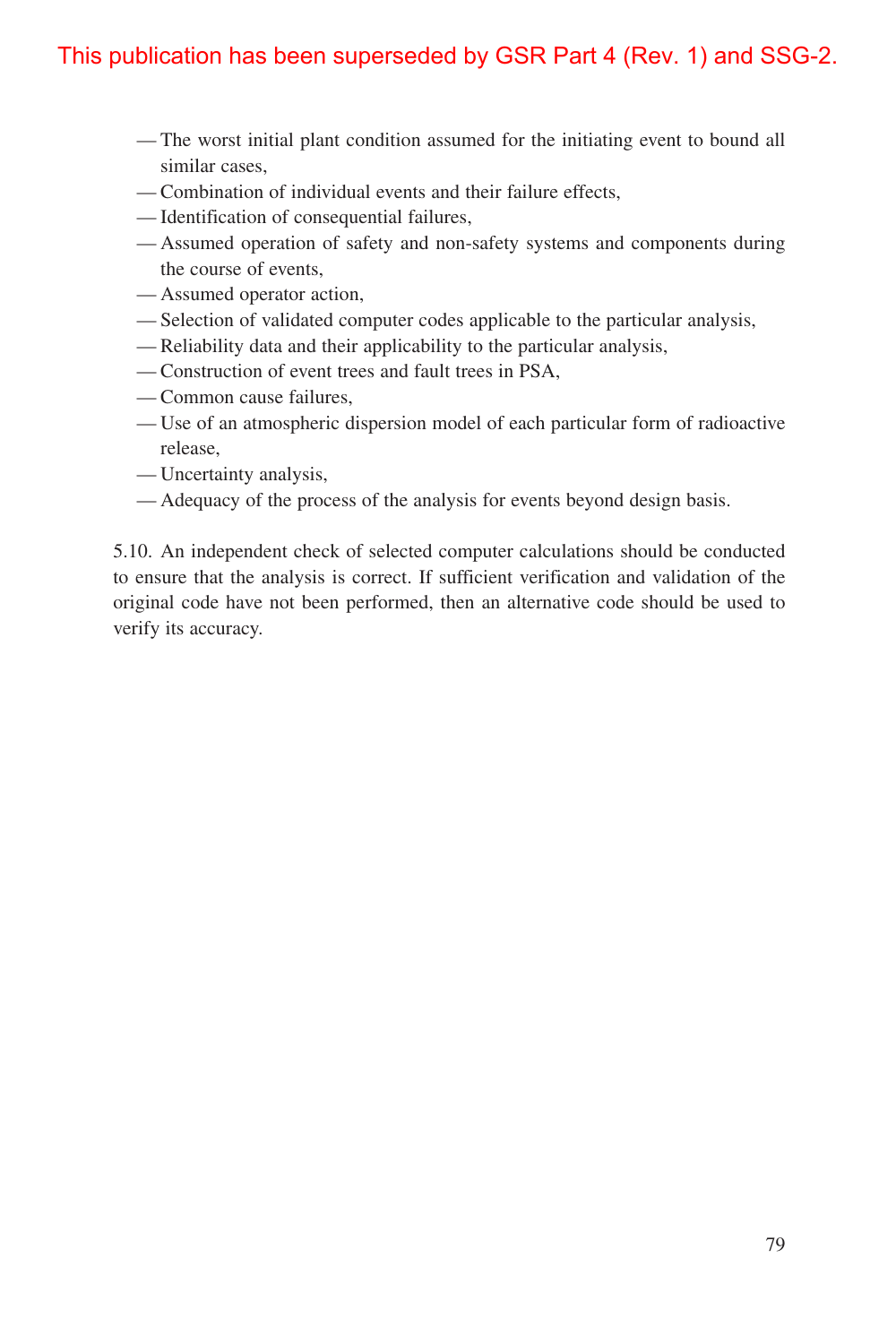This publication has been superseded by GSR Part 4 (Rev. 1) and SSG-2.

— The worst initial plant condition assumed for the initiating event to bound all similar cases,
— Combination of individual events and their failure effects,
— Identification of consequential failures,
— Assumed operation of safety and non-safety systems and components during the course of events,
— Assumed operator action,
— Selection of validated computer codes applicable to the particular analysis,
— Reliability data and their applicability to the particular analysis,
— Construction of event trees and fault trees in PSA,
— Common cause failures,
— Use of an atmospheric dispersion model of each particular form of radioactive release,
— Uncertainty analysis,
— Adequacy of the process of the analysis for events beyond design basis.

5.10. An independent check of selected computer calculations should be conducted to ensure that the analysis is correct. If sufficient verification and validation of the original code have not been performed, then an alternative code should be used to verify its accuracy.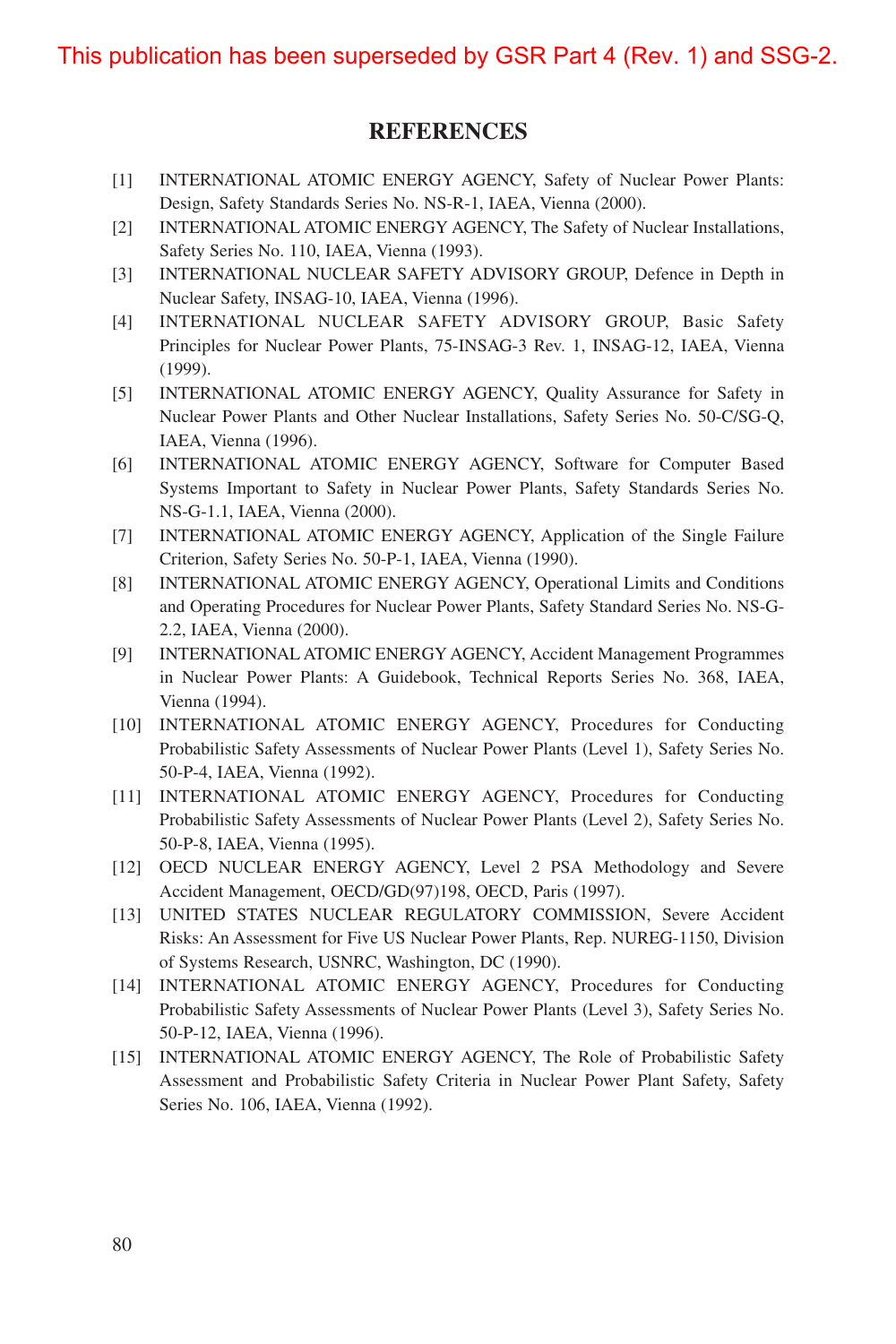This publication has been superseded by GSR Part 4 (Rev. 1) and SSG-2.

## REFERENCES

[1] INTERNATIONAL ATOMIC ENERGY AGENCY, Safety of Nuclear Power Plants: Design, Safety Standards Series No. NS-R-1, IAEA, Vienna (2000).

[2] INTERNATIONAL ATOMIC ENERGY AGENCY, The Safety of Nuclear Installations, Safety Series No. 110, IAEA, Vienna (1993).

[3] INTERNATIONAL NUCLEAR SAFETY ADVISORY GROUP, Defence in Depth in Nuclear Safety, INSAG-10, IAEA, Vienna (1996).

[4] INTERNATIONAL NUCLEAR SAFETY ADVISORY GROUP, Basic Safety Principles for Nuclear Power Plants, 75-INSAG-3 Rev. 1, INSAG-12, IAEA, Vienna (1999).

[5] INTERNATIONAL ATOMIC ENERGY AGENCY, Quality Assurance for Safety in Nuclear Power Plants and Other Nuclear Installations, Safety Series No. 50-C/SG-Q, IAEA, Vienna (1996).

[6] INTERNATIONAL ATOMIC ENERGY AGENCY, Software for Computer Based Systems Important to Safety in Nuclear Power Plants, Safety Standards Series No. NS-G-1.1, IAEA, Vienna (2000).

[7] INTERNATIONAL ATOMIC ENERGY AGENCY, Application of the Single Failure Criterion, Safety Series No. 50-P-1, IAEA, Vienna (1990).

[8] INTERNATIONAL ATOMIC ENERGY AGENCY, Operational Limits and Conditions and Operating Procedures for Nuclear Power Plants, Safety Standard Series No. NS-G-2.2, IAEA, Vienna (2000).

[9] INTERNATIONAL ATOMIC ENERGY AGENCY, Accident Management Programmes in Nuclear Power Plants: A Guidebook, Technical Reports Series No. 368, IAEA, Vienna (1994).

[10] INTERNATIONAL ATOMIC ENERGY AGENCY, Procedures for Conducting Probabilistic Safety Assessments of Nuclear Power Plants (Level 1), Safety Series No. 50-P-4, IAEA, Vienna (1992).

[11] INTERNATIONAL ATOMIC ENERGY AGENCY, Procedures for Conducting Probabilistic Safety Assessments of Nuclear Power Plants (Level 2), Safety Series No. 50-P-8, IAEA, Vienna (1995).

[12] OECD NUCLEAR ENERGY AGENCY, Level 2 PSA Methodology and Severe Accident Management, OECD/GD(97)198, OECD, Paris (1997).

[13] UNITED STATES NUCLEAR REGULATORY COMMISSION, Severe Accident Risks: An Assessment for Five US Nuclear Power Plants, Rep. NUREG-1150, Division of Systems Research, USNRC, Washington, DC (1990).

[14] INTERNATIONAL ATOMIC ENERGY AGENCY, Procedures for Conducting Probabilistic Safety Assessments of Nuclear Power Plants (Level 3), Safety Series No. 50-P-12, IAEA, Vienna (1996).

[15] INTERNATIONAL ATOMIC ENERGY AGENCY, The Role of Probabilistic Safety Assessment and Probabilistic Safety Criteria in Nuclear Power Plant Safety, Safety Series No. 106, IAEA, Vienna (1992).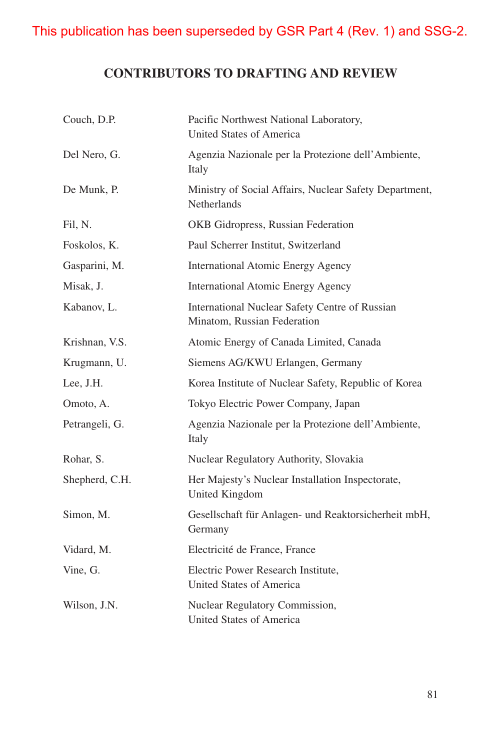This publication has been superseded by GSR Part 4 (Rev. 1) and SSG-2.

## CONTRIBUTORS TO DRAFTING AND REVIEW

| | |
|---|---|
| Couch, D.P. | Pacific Northwest National Laboratory, United States of America |
| Del Nero, G. | Agenzia Nazionale per la Protezione dell’Ambiente, Italy |
| De Munk, P. | Ministry of Social Affairs, Nuclear Safety Department, Netherlands |
| Fil, N. | OKB Gidropress, Russian Federation |
| Foskolos, K. | Paul Scherrer Institut, Switzerland |
| Gasparini, M. | International Atomic Energy Agency |
| Misak, J. | International Atomic Energy Agency |
| Kabanov, L. | International Nuclear Safety Centre of Russian Minatom, Russian Federation |
| Krishnan, V.S. | Atomic Energy of Canada Limited, Canada |
| Krugmann, U. | Siemens AG/KWU Erlangen, Germany |
| Lee, J.H. | Korea Institute of Nuclear Safety, Republic of Korea |
| Omoto, A. | Tokyo Electric Power Company, Japan |
| Petrangeli, G. | Agenzia Nazionale per la Protezione dell’Ambiente, Italy |
| Rohar, S. | Nuclear Regulatory Authority, Slovakia |
| Shepherd, C.H. | Her Majesty’s Nuclear Installation Inspectorate, United Kingdom |
| Simon, M. | Gesellschaft für Anlagen- und Reaktorsicherheit mbH, Germany |
| Vidard, M. | Electricité de France, France |
| Vine, G. | Electric Power Research Institute, United States of America |
| Wilson, J.N. | Nuclear Regulatory Commission, United States of America |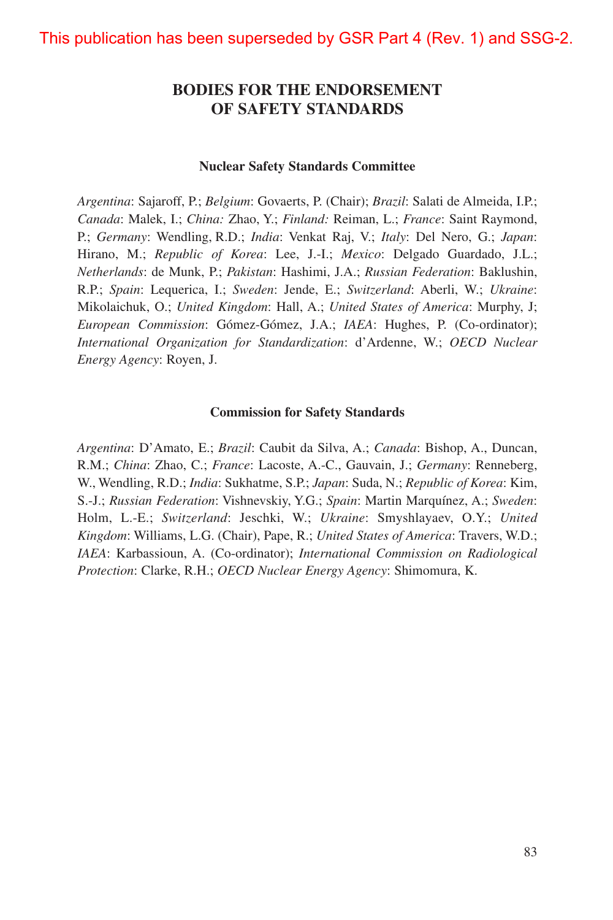This publication has been superseded by GSR Part 4 (Rev. 1) and SSG-2.

# BODIES FOR THE ENDORSEMENT OF SAFETY STANDARDS

## Nuclear Safety Standards Committee

*Argentina*: Sajaroff, P.; *Belgium*: Govaerts, P. (Chair); *Brazil*: Salati de Almeida, I.P.; *Canada*: Malek, I.; *China:* Zhao, Y.; *Finland:* Reiman, L.; *France*: Saint Raymond, P.; *Germany*: Wendling, R.D.; *India*: Venkat Raj, V.; *Italy*: Del Nero, G.; *Japan*: Hirano, M.; *Republic of Korea*: Lee, J.-I.; *Mexico*: Delgado Guardado, J.L.; *Netherlands*: de Munk, P.; *Pakistan*: Hashimi, J.A.; *Russian Federation*: Baklushin, R.P.; *Spain*: Lequerica, I.; *Sweden*: Jende, E.; *Switzerland*: Aberli, W.; *Ukraine*: Mikolaichuk, O.; *United Kingdom*: Hall, A.; *United States of America*: Murphy, J; *European Commission*: Gómez-Gómez, J.A.; *IAEA*: Hughes, P. (Co-ordinator); *International Organization for Standardization*: d'Ardenne, W.; *OECD Nuclear Energy Agency*: Royen, J.

## Commission for Safety Standards

*Argentina*: D'Amato, E.; *Brazil*: Caubit da Silva, A.; *Canada*: Bishop, A., Duncan, R.M.; *China*: Zhao, C.; *France*: Lacoste, A.-C., Gauvain, J.; *Germany*: Renneberg, W., Wendling, R.D.; *India*: Sukhatme, S.P.; *Japan*: Suda, N.; *Republic of Korea*: Kim, S.-J.; *Russian Federation*: Vishnevskiy, Y.G.; *Spain*: Martin Marquínez, A.; *Sweden*: Holm, L.-E.; *Switzerland*: Jeschki, W.; *Ukraine*: Smyshlayaev, O.Y.; *United Kingdom*: Williams, L.G. (Chair), Pape, R.; *United States of America*: Travers, W.D.; *IAEA*: Karbassioun, A. (Co-ordinator); *International Commission on Radiological Protection*: Clarke, R.H.; *OECD Nuclear Energy Agency*: Shimomura, K.